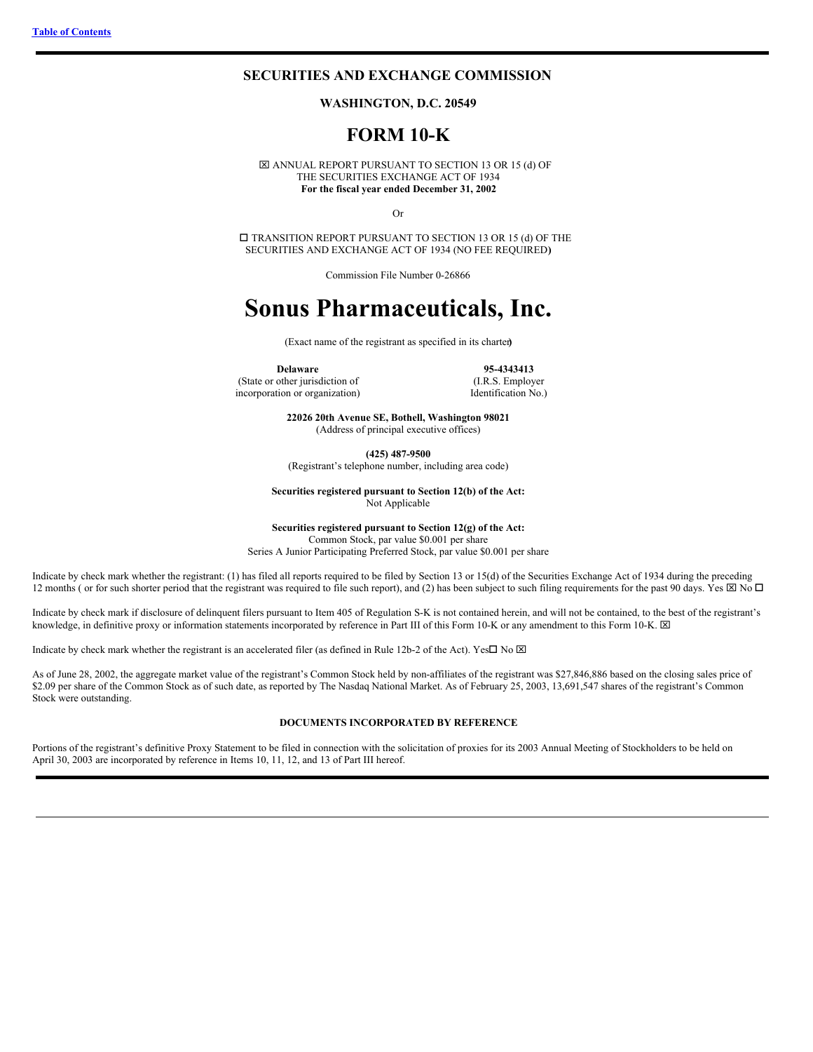[Table of Contents](#)

## SECURITIES AND EXCHANGE COMMISSION

**WASHINGTON, D.C. 20549**

# FORM 10-K

☒ ANNUAL REPORT PURSUANT TO SECTION 13 OR 15 (d) OF THE SECURITIES EXCHANGE ACT OF 1934
**For the fiscal year ended December 31, 2002**

Or

☐ TRANSITION REPORT PURSUANT TO SECTION 13 OR 15 (d) OF THE SECURITIES AND EXCHANGE ACT OF 1934 (NO FEE REQUIRED)

Commission File Number 0-26866

# Sonus Pharmaceuticals, Inc.

(Exact name of the registrant as specified in its charter)

| **Delaware** | **95-4343413** |
|---|---|
| (State or other jurisdiction of incorporation or organization) | (I.R.S. Employer Identification No.) |

**22026 20th Avenue SE, Bothell, Washington 98021**
(Address of principal executive offices)

**(425) 487-9500**
(Registrant's telephone number, including area code)

**Securities registered pursuant to Section 12(b) of the Act:**
Not Applicable

**Securities registered pursuant to Section 12(g) of the Act:**
Common Stock, par value $0.001 per share
Series A Junior Participating Preferred Stock, par value $0.001 per share

Indicate by check mark whether the registrant: (1) has filed all reports required to be filed by Section 13 or 15(d) of the Securities Exchange Act of 1934 during the preceding 12 months ( or for such shorter period that the registrant was required to file such report), and (2) has been subject to such filing requirements for the past 90 days. Yes ☒ No ☐

Indicate by check mark if disclosure of delinquent filers pursuant to Item 405 of Regulation S-K is not contained herein, and will not be contained, to the best of the registrant's knowledge, in definitive proxy or information statements incorporated by reference in Part III of this Form 10-K or any amendment to this Form 10-K. ☒

Indicate by check mark whether the registrant is an accelerated filer (as defined in Rule 12b-2 of the Act). Yes☐ No ☒

As of June 28, 2002, the aggregate market value of the registrant's Common Stock held by non-affiliates of the registrant was $27,846,886 based on the closing sales price of $2.09 per share of the Common Stock as of such date, as reported by The Nasdaq National Market. As of February 25, 2003, 13,691,547 shares of the registrant's Common Stock were outstanding.

**DOCUMENTS INCORPORATED BY REFERENCE**

Portions of the registrant's definitive Proxy Statement to be filed in connection with the solicitation of proxies for its 2003 Annual Meeting of Stockholders to be held on April 30, 2003 are incorporated by reference in Items 10, 11, 12, and 13 of Part III hereof.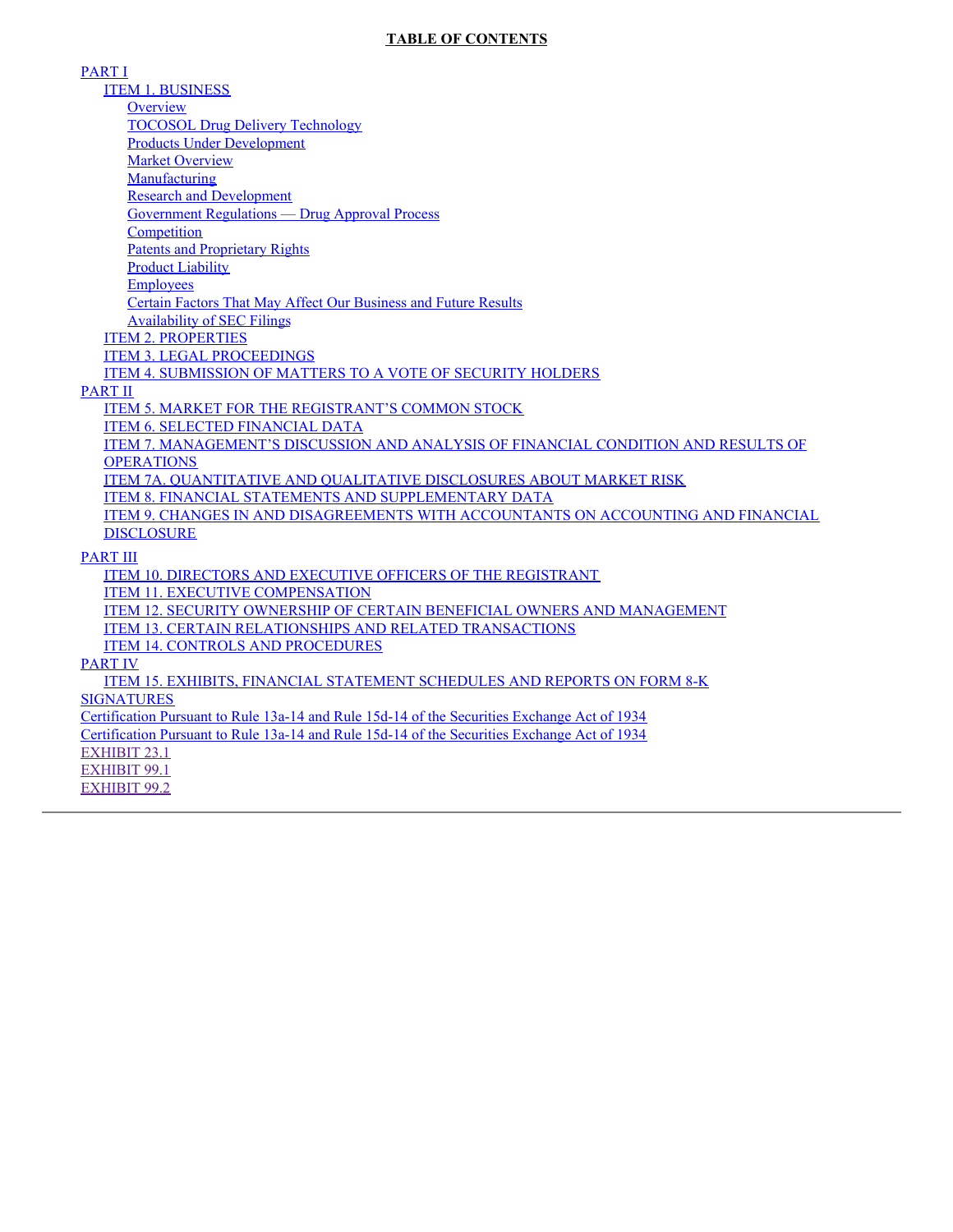**TABLE OF CONTENTS**

- PART I
  - ITEM 1. BUSINESS
    - Overview
    - TOCOSOL Drug Delivery Technology
    - Products Under Development
    - Market Overview
    - Manufacturing
    - Research and Development
    - Government Regulations — Drug Approval Process
    - Competition
    - Patents and Proprietary Rights
    - Product Liability
    - Employees
    - Certain Factors That May Affect Our Business and Future Results
    - Availability of SEC Filings
  - ITEM 2. PROPERTIES
  - ITEM 3. LEGAL PROCEEDINGS
  - ITEM 4. SUBMISSION OF MATTERS TO A VOTE OF SECURITY HOLDERS
- PART II
  - ITEM 5. MARKET FOR THE REGISTRANT'S COMMON STOCK
  - ITEM 6. SELECTED FINANCIAL DATA
  - ITEM 7. MANAGEMENT'S DISCUSSION AND ANALYSIS OF FINANCIAL CONDITION AND RESULTS OF OPERATIONS
  - ITEM 7A. QUANTITATIVE AND QUALITATIVE DISCLOSURES ABOUT MARKET RISK
  - ITEM 8. FINANCIAL STATEMENTS AND SUPPLEMENTARY DATA
  - ITEM 9. CHANGES IN AND DISAGREEMENTS WITH ACCOUNTANTS ON ACCOUNTING AND FINANCIAL DISCLOSURE
- PART III
  - ITEM 10. DIRECTORS AND EXECUTIVE OFFICERS OF THE REGISTRANT
  - ITEM 11. EXECUTIVE COMPENSATION
  - ITEM 12. SECURITY OWNERSHIP OF CERTAIN BENEFICIAL OWNERS AND MANAGEMENT
  - ITEM 13. CERTAIN RELATIONSHIPS AND RELATED TRANSACTIONS
  - ITEM 14. CONTROLS AND PROCEDURES
- PART IV
  - ITEM 15. EXHIBITS, FINANCIAL STATEMENT SCHEDULES AND REPORTS ON FORM 8-K
- SIGNATURES
- Certification Pursuant to Rule 13a-14 and Rule 15d-14 of the Securities Exchange Act of 1934
- Certification Pursuant to Rule 13a-14 and Rule 15d-14 of the Securities Exchange Act of 1934
- EXHIBIT 23.1
- EXHIBIT 99.1
- EXHIBIT 99.2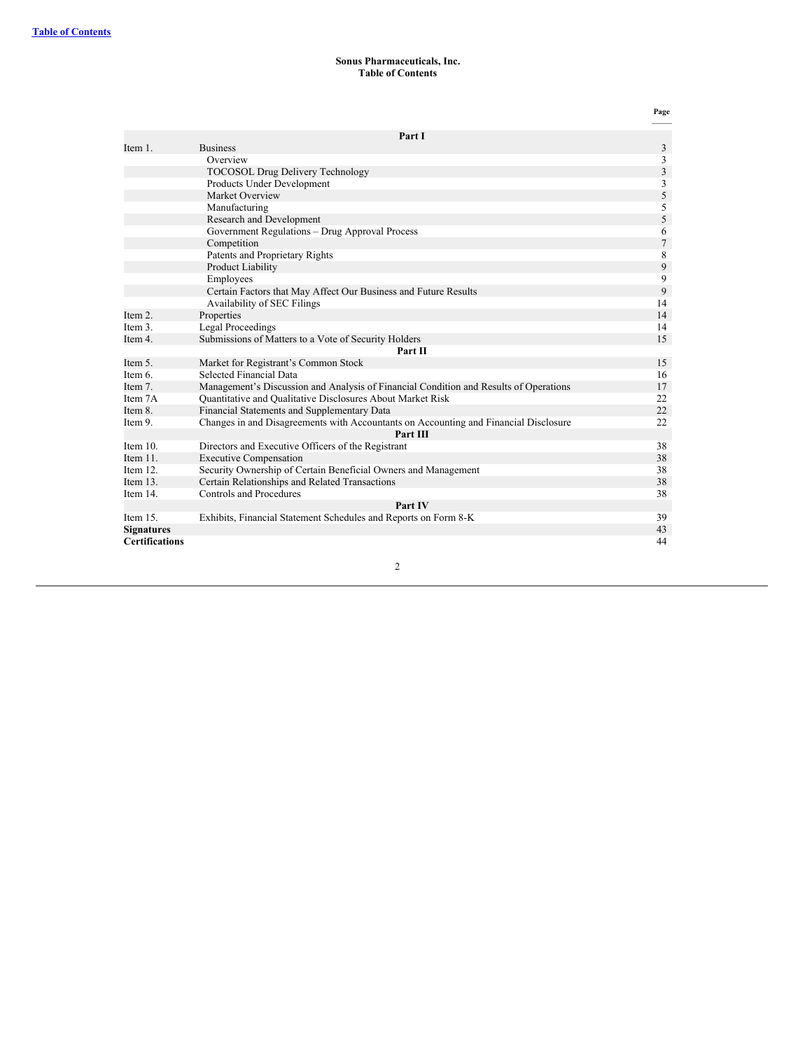[Table of Contents](#)

**Sonus Pharmaceuticals, Inc.**
**Table of Contents**

| | | Page |
|---|---|---|
| | **Part I** | |
| Item 1. | Business | 3 |
| | Overview | 3 |
| | TOCOSOL Drug Delivery Technology | 3 |
| | Products Under Development | 3 |
| | Market Overview | 5 |
| | Manufacturing | 5 |
| | Research and Development | 5 |
| | Government Regulations – Drug Approval Process | 6 |
| | Competition | 7 |
| | Patents and Proprietary Rights | 8 |
| | Product Liability | 9 |
| | Employees | 9 |
| | Certain Factors that May Affect Our Business and Future Results | 9 |
| | Availability of SEC Filings | 14 |
| Item 2. | Properties | 14 |
| Item 3. | Legal Proceedings | 14 |
| Item 4. | Submissions of Matters to a Vote of Security Holders | 15 |
| | **Part II** | |
| Item 5. | Market for Registrant's Common Stock | 15 |
| Item 6. | Selected Financial Data | 16 |
| Item 7. | Management's Discussion and Analysis of Financial Condition and Results of Operations | 17 |
| Item 7A | Quantitative and Qualitative Disclosures About Market Risk | 22 |
| Item 8. | Financial Statements and Supplementary Data | 22 |
| Item 9. | Changes in and Disagreements with Accountants on Accounting and Financial Disclosure | 22 |
| | **Part III** | |
| Item 10. | Directors and Executive Officers of the Registrant | 38 |
| Item 11. | Executive Compensation | 38 |
| Item 12. | Security Ownership of Certain Beneficial Owners and Management | 38 |
| Item 13. | Certain Relationships and Related Transactions | 38 |
| Item 14. | Controls and Procedures | 38 |
| | **Part IV** | |
| Item 15. | Exhibits, Financial Statement Schedules and Reports on Form 8-K | 39 |
| **Signatures** | | 43 |
| **Certifications** | | 44 |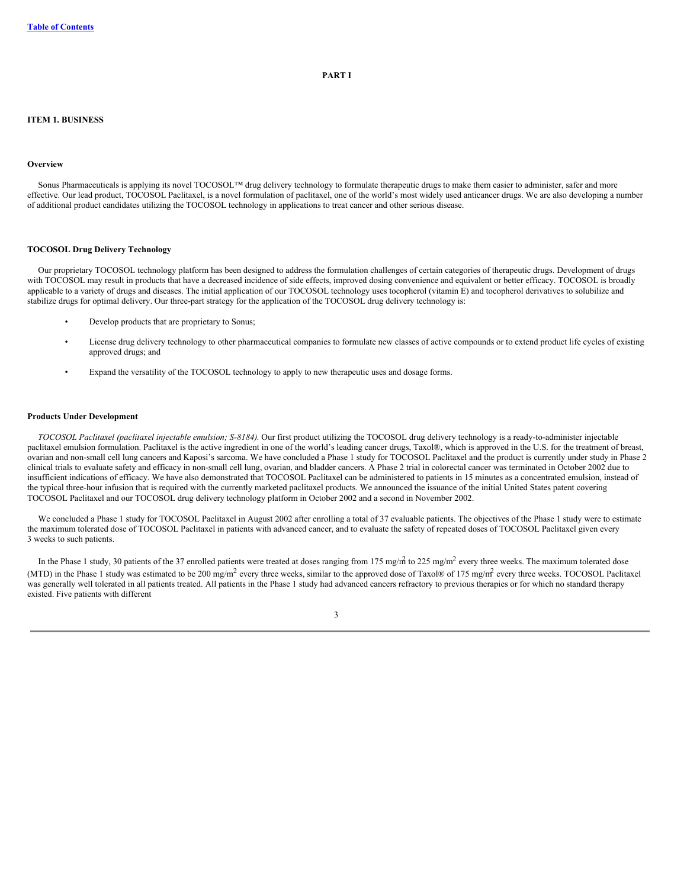[Table of Contents](#)

# PART I

## ITEM 1. BUSINESS

### Overview

Sonus Pharmaceuticals is applying its novel TOCOSOL™ drug delivery technology to formulate therapeutic drugs to make them easier to administer, safer and more effective. Our lead product, TOCOSOL Paclitaxel, is a novel formulation of paclitaxel, one of the world's most widely used anticancer drugs. We are also developing a number of additional product candidates utilizing the TOCOSOL technology in applications to treat cancer and other serious disease.

### TOCOSOL Drug Delivery Technology

Our proprietary TOCOSOL technology platform has been designed to address the formulation challenges of certain categories of therapeutic drugs. Development of drugs with TOCOSOL may result in products that have a decreased incidence of side effects, improved dosing convenience and equivalent or better efficacy. TOCOSOL is broadly applicable to a variety of drugs and diseases. The initial application of our TOCOSOL technology uses tocopherol (vitamin E) and tocopherol derivatives to solubilize and stabilize drugs for optimal delivery. Our three-part strategy for the application of the TOCOSOL drug delivery technology is:

- Develop products that are proprietary to Sonus;
- License drug delivery technology to other pharmaceutical companies to formulate new classes of active compounds or to extend product life cycles of existing approved drugs; and
- Expand the versatility of the TOCOSOL technology to apply to new therapeutic uses and dosage forms.

### Products Under Development

*TOCOSOL Paclitaxel (paclitaxel injectable emulsion; S-8184).* Our first product utilizing the TOCOSOL drug delivery technology is a ready-to-administer injectable paclitaxel emulsion formulation. Paclitaxel is the active ingredient in one of the world's leading cancer drugs, Taxol®, which is approved in the U.S. for the treatment of breast, ovarian and non-small cell lung cancers and Kaposi's sarcoma. We have concluded a Phase 1 study for TOCOSOL Paclitaxel and the product is currently under study in Phase 2 clinical trials to evaluate safety and efficacy in non-small cell lung, ovarian, and bladder cancers. A Phase 2 trial in colorectal cancer was terminated in October 2002 due to insufficient indications of efficacy. We have also demonstrated that TOCOSOL Paclitaxel can be administered to patients in 15 minutes as a concentrated emulsion, instead of the typical three-hour infusion that is required with the currently marketed paclitaxel products. We announced the issuance of the initial United States patent covering TOCOSOL Paclitaxel and our TOCOSOL drug delivery technology platform in October 2002 and a second in November 2002.

We concluded a Phase 1 study for TOCOSOL Paclitaxel in August 2002 after enrolling a total of 37 evaluable patients. The objectives of the Phase 1 study were to estimate the maximum tolerated dose of TOCOSOL Paclitaxel in patients with advanced cancer, and to evaluate the safety of repeated doses of TOCOSOL Paclitaxel given every 3 weeks to such patients.

In the Phase 1 study, 30 patients of the 37 enrolled patients were treated at doses ranging from 175 mg/m$^2$ to 225 mg/m$^2$ every three weeks. The maximum tolerated dose (MTD) in the Phase 1 study was estimated to be 200 mg/m$^2$ every three weeks, similar to the approved dose of Taxol® of 175 mg/m$^2$ every three weeks. TOCOSOL Paclitaxel was generally well tolerated in all patients treated. All patients in the Phase 1 study had advanced cancers refractory to previous therapies or for which no standard therapy existed. Five patients with different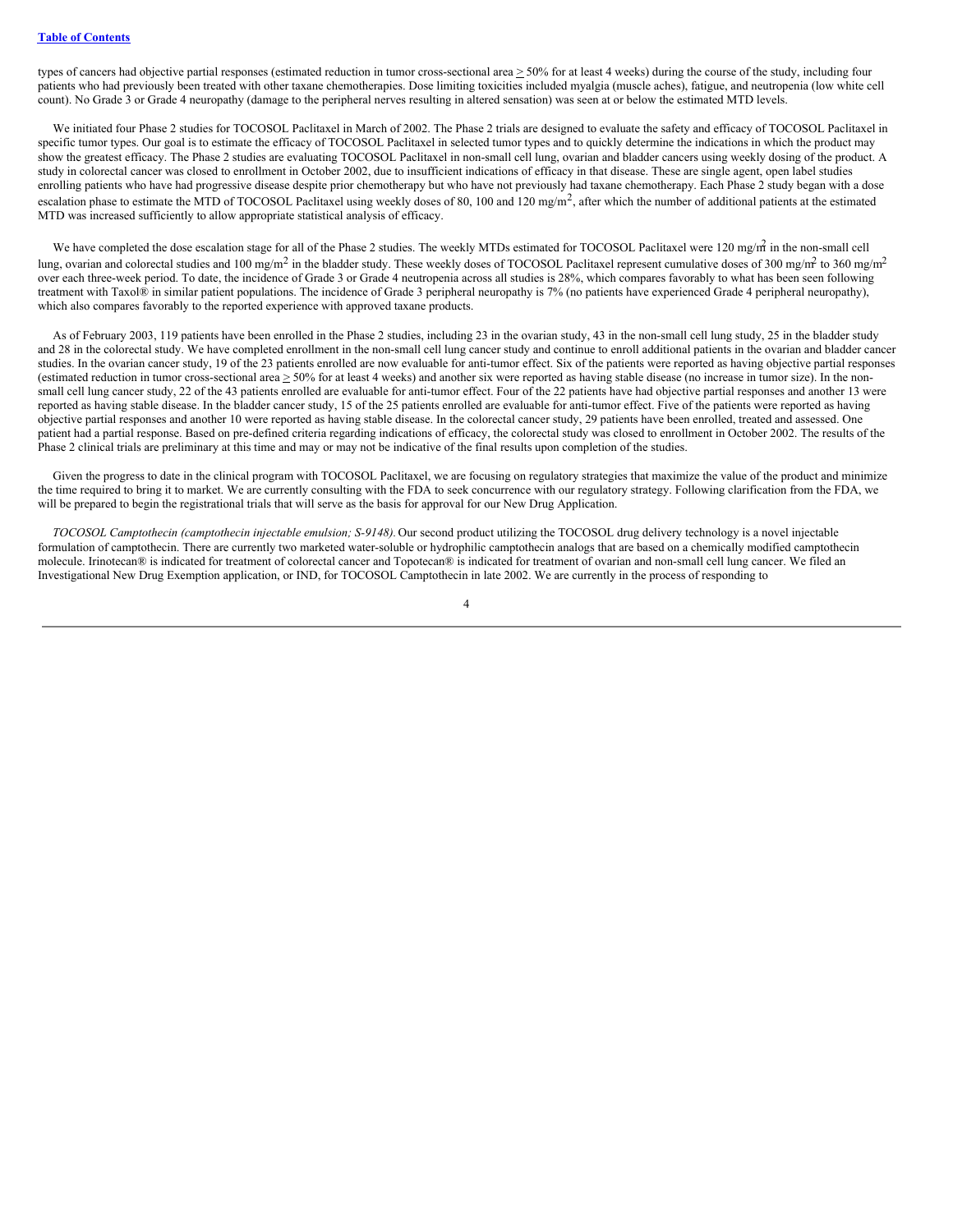types of cancers had objective partial responses (estimated reduction in tumor cross-sectional area $\geq$ 50% for at least 4 weeks) during the course of the study, including four patients who had previously been treated with other taxane chemotherapies. Dose limiting toxicities included myalgia (muscle aches), fatigue, and neutropenia (low white cell count). No Grade 3 or Grade 4 neuropathy (damage to the peripheral nerves resulting in altered sensation) was seen at or below the estimated MTD levels.

We initiated four Phase 2 studies for TOCOSOL Paclitaxel in March of 2002. The Phase 2 trials are designed to evaluate the safety and efficacy of TOCOSOL Paclitaxel in specific tumor types. Our goal is to estimate the efficacy of TOCOSOL Paclitaxel in selected tumor types and to quickly determine the indications in which the product may show the greatest efficacy. The Phase 2 studies are evaluating TOCOSOL Paclitaxel in non-small cell lung, ovarian and bladder cancers using weekly dosing of the product. A study in colorectal cancer was closed to enrollment in October 2002, due to insufficient indications of efficacy in that disease. These are single agent, open label studies enrolling patients who have had progressive disease despite prior chemotherapy but who have not previously had taxane chemotherapy. Each Phase 2 study began with a dose escalation phase to estimate the MTD of TOCOSOL Paclitaxel using weekly doses of 80, 100 and 120 mg/m$^2$, after which the number of additional patients at the estimated MTD was increased sufficiently to allow appropriate statistical analysis of efficacy.

We have completed the dose escalation stage for all of the Phase 2 studies. The weekly MTDs estimated for TOCOSOL Paclitaxel were 120 mg/m$^2$ in the non-small cell lung, ovarian and colorectal studies and 100 mg/m$^2$ in the bladder study. These weekly doses of TOCOSOL Paclitaxel represent cumulative doses of 300 mg/m$^2$ to 360 mg/m$^2$ over each three-week period. To date, the incidence of Grade 3 or Grade 4 neutropenia across all studies is 28%, which compares favorably to what has been seen following treatment with Taxol® in similar patient populations. The incidence of Grade 3 peripheral neuropathy is 7% (no patients have experienced Grade 4 peripheral neuropathy), which also compares favorably to the reported experience with approved taxane products.

As of February 2003, 119 patients have been enrolled in the Phase 2 studies, including 23 in the ovarian study, 43 in the non-small cell lung study, 25 in the bladder study and 28 in the colorectal study. We have completed enrollment in the non-small cell lung cancer study and continue to enroll additional patients in the ovarian and bladder cancer studies. In the ovarian cancer study, 19 of the 23 patients enrolled are now evaluable for anti-tumor effect. Six of the patients were reported as having objective partial responses (estimated reduction in tumor cross-sectional area $\geq$ 50% for at least 4 weeks) and another six were reported as having stable disease (no increase in tumor size). In the non-small cell lung cancer study, 22 of the 43 patients enrolled are evaluable for anti-tumor effect. Four of the 22 patients have had objective partial responses and another 13 were reported as having stable disease. In the bladder cancer study, 15 of the 25 patients enrolled are evaluable for anti-tumor effect. Five of the patients were reported as having objective partial responses and another 10 were reported as having stable disease. In the colorectal cancer study, 29 patients have been enrolled, treated and assessed. One patient had a partial response. Based on pre-defined criteria regarding indications of efficacy, the colorectal study was closed to enrollment in October 2002. The results of the Phase 2 clinical trials are preliminary at this time and may or may not be indicative of the final results upon completion of the studies.

Given the progress to date in the clinical program with TOCOSOL Paclitaxel, we are focusing on regulatory strategies that maximize the value of the product and minimize the time required to bring it to market. We are currently consulting with the FDA to seek concurrence with our regulatory strategy. Following clarification from the FDA, we will be prepared to begin the registrational trials that will serve as the basis for approval for our New Drug Application.

*TOCOSOL Camptothecin (camptothecin injectable emulsion; S-9148).* Our second product utilizing the TOCOSOL drug delivery technology is a novel injectable formulation of camptothecin. There are currently two marketed water-soluble or hydrophilic camptothecin analogs that are based on a chemically modified camptothecin molecule. Irinotecan® is indicated for treatment of colorectal cancer and Topotecan® is indicated for treatment of ovarian and non-small cell lung cancer. We filed an Investigational New Drug Exemption application, or IND, for TOCOSOL Camptothecin in late 2002. We are currently in the process of responding to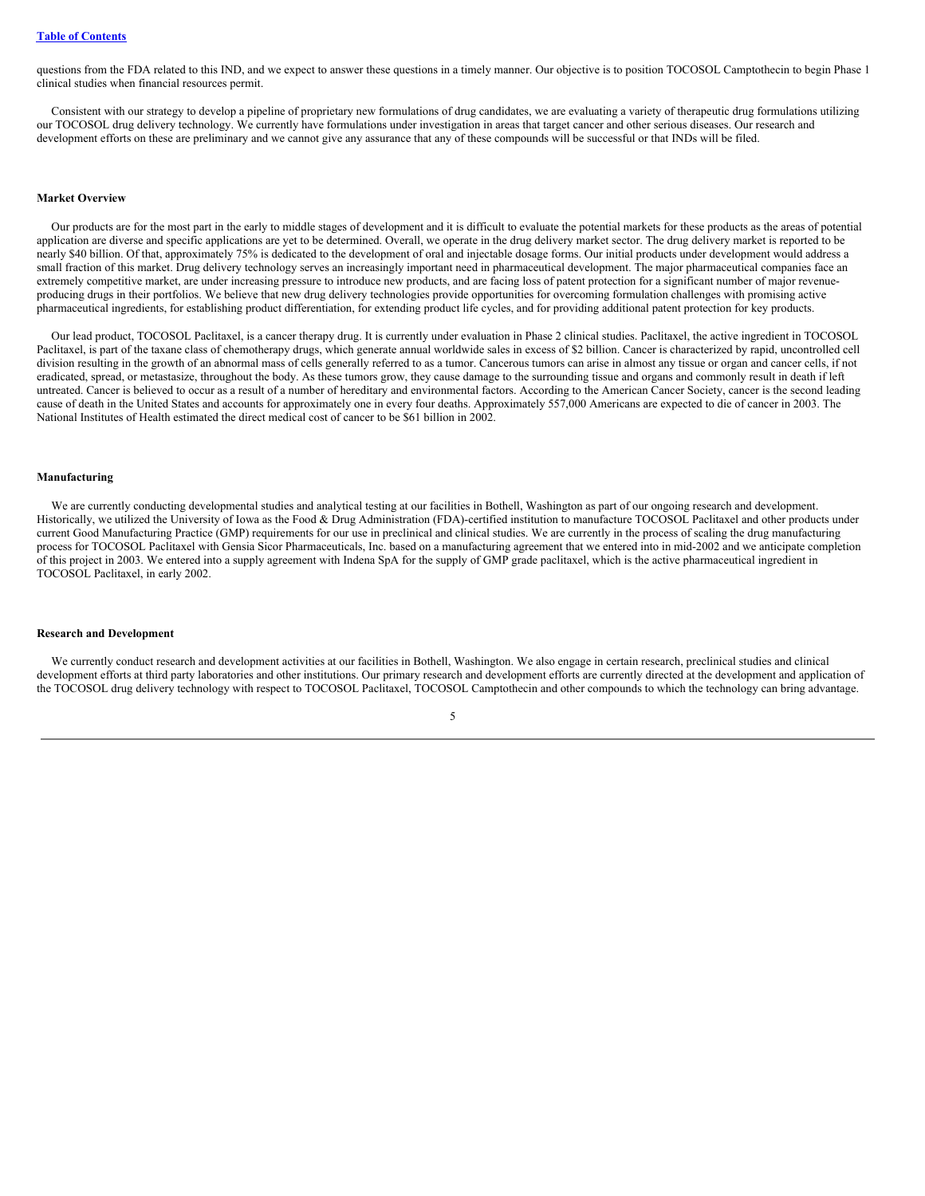questions from the FDA related to this IND, and we expect to answer these questions in a timely manner. Our objective is to position TOCOSOL Camptothecin to begin Phase 1 clinical studies when financial resources permit.

Consistent with our strategy to develop a pipeline of proprietary new formulations of drug candidates, we are evaluating a variety of therapeutic drug formulations utilizing our TOCOSOL drug delivery technology. We currently have formulations under investigation in areas that target cancer and other serious diseases. Our research and development efforts on these are preliminary and we cannot give any assurance that any of these compounds will be successful or that INDs will be filed.

**Market Overview**

Our products are for the most part in the early to middle stages of development and it is difficult to evaluate the potential markets for these products as the areas of potential application are diverse and specific applications are yet to be determined. Overall, we operate in the drug delivery market sector. The drug delivery market is reported to be nearly $40 billion. Of that, approximately 75% is dedicated to the development of oral and injectable dosage forms. Our initial products under development would address a small fraction of this market. Drug delivery technology serves an increasingly important need in pharmaceutical development. The major pharmaceutical companies face an extremely competitive market, are under increasing pressure to introduce new products, and are facing loss of patent protection for a significant number of major revenue-producing drugs in their portfolios. We believe that new drug delivery technologies provide opportunities for overcoming formulation challenges with promising active pharmaceutical ingredients, for establishing product differentiation, for extending product life cycles, and for providing additional patent protection for key products.

Our lead product, TOCOSOL Paclitaxel, is a cancer therapy drug. It is currently under evaluation in Phase 2 clinical studies. Paclitaxel, the active ingredient in TOCOSOL Paclitaxel, is part of the taxane class of chemotherapy drugs, which generate annual worldwide sales in excess of $2 billion. Cancer is characterized by rapid, uncontrolled cell division resulting in the growth of an abnormal mass of cells generally referred to as a tumor. Cancerous tumors can arise in almost any tissue or organ and cancer cells, if not eradicated, spread, or metastasize, throughout the body. As these tumors grow, they cause damage to the surrounding tissue and organs and commonly result in death if left untreated. Cancer is believed to occur as a result of a number of hereditary and environmental factors. According to the American Cancer Society, cancer is the second leading cause of death in the United States and accounts for approximately one in every four deaths. Approximately 557,000 Americans are expected to die of cancer in 2003. The National Institutes of Health estimated the direct medical cost of cancer to be $61 billion in 2002.

**Manufacturing**

We are currently conducting developmental studies and analytical testing at our facilities in Bothell, Washington as part of our ongoing research and development. Historically, we utilized the University of Iowa as the Food & Drug Administration (FDA)-certified institution to manufacture TOCOSOL Paclitaxel and other products under current Good Manufacturing Practice (GMP) requirements for our use in preclinical and clinical studies. We are currently in the process of scaling the drug manufacturing process for TOCOSOL Paclitaxel with Gensia Sicor Pharmaceuticals, Inc. based on a manufacturing agreement that we entered into in mid-2002 and we anticipate completion of this project in 2003. We entered into a supply agreement with Indena SpA for the supply of GMP grade paclitaxel, which is the active pharmaceutical ingredient in TOCOSOL Paclitaxel, in early 2002.

**Research and Development**

We currently conduct research and development activities at our facilities in Bothell, Washington. We also engage in certain research, preclinical studies and clinical development efforts at third party laboratories and other institutions. Our primary research and development efforts are currently directed at the development and application of the TOCOSOL drug delivery technology with respect to TOCOSOL Paclitaxel, TOCOSOL Camptothecin and other compounds to which the technology can bring advantage.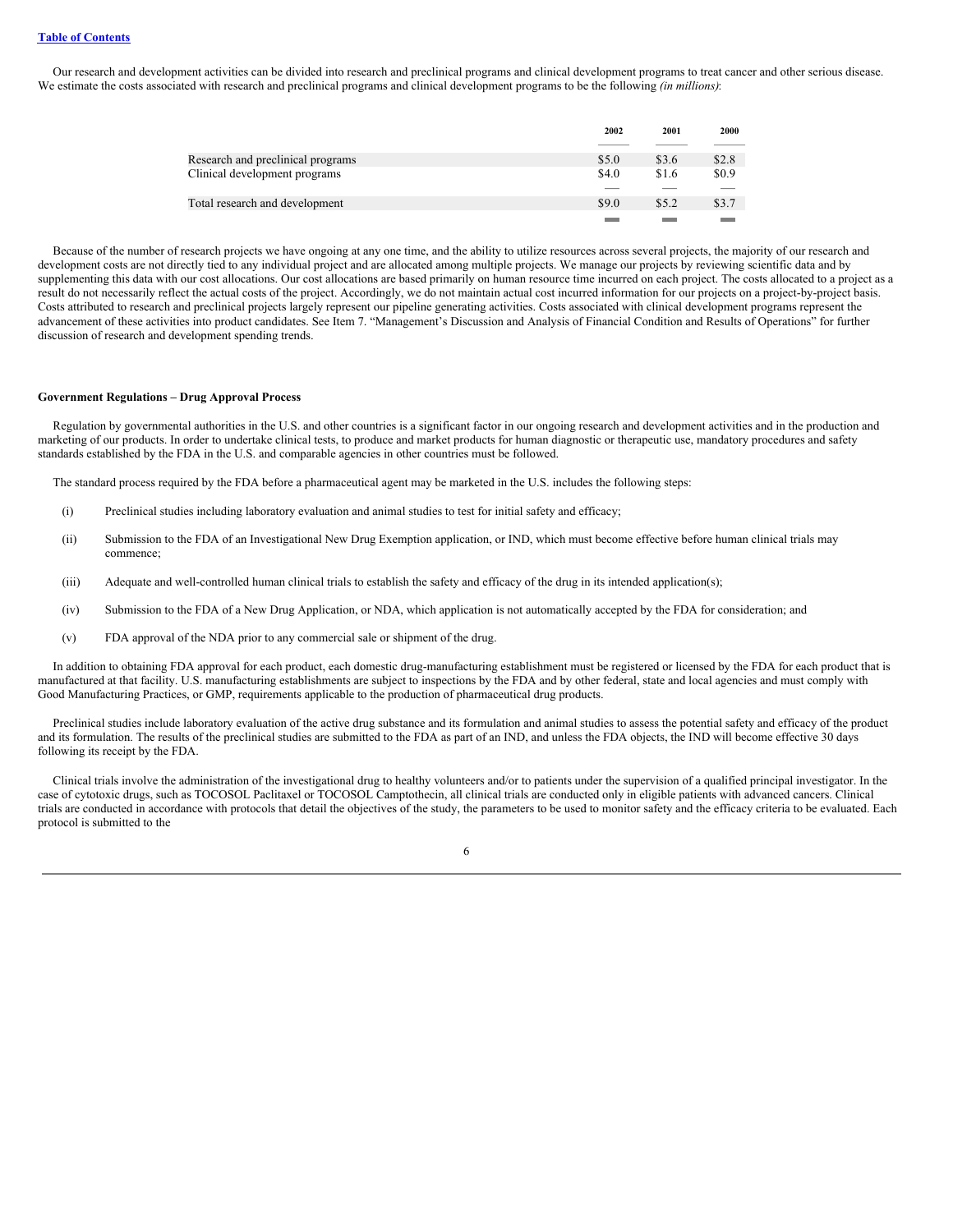Our research and development activities can be divided into research and preclinical programs and clinical development programs to treat cancer and other serious disease. We estimate the costs associated with research and preclinical programs and clinical development programs to be the following *(in millions)*:

| | 2002 | 2001 | 2000 |
|---|---|---|---|
| Research and preclinical programs | $5.0 | $3.6 | $2.8 |
| Clinical development programs | $4.0 | $1.6 | $0.9 |
| Total research and development | $9.0 | $5.2 | $3.7 |

Because of the number of research projects we have ongoing at any one time, and the ability to utilize resources across several projects, the majority of our research and development costs are not directly tied to any individual project and are allocated among multiple projects. We manage our projects by reviewing scientific data and by supplementing this data with our cost allocations. Our cost allocations are based primarily on human resource time incurred on each project. The costs allocated to a project as a result do not necessarily reflect the actual costs of the project. Accordingly, we do not maintain actual cost incurred information for our projects on a project-by-project basis. Costs attributed to research and preclinical projects largely represent our pipeline generating activities. Costs associated with clinical development programs represent the advancement of these activities into product candidates. See Item 7. "Management's Discussion and Analysis of Financial Condition and Results of Operations" for further discussion of research and development spending trends.

**Government Regulations – Drug Approval Process**

Regulation by governmental authorities in the U.S. and other countries is a significant factor in our ongoing research and development activities and in the production and marketing of our products. In order to undertake clinical tests, to produce and market products for human diagnostic or therapeutic use, mandatory procedures and safety standards established by the FDA in the U.S. and comparable agencies in other countries must be followed.

The standard process required by the FDA before a pharmaceutical agent may be marketed in the U.S. includes the following steps:

(i) Preclinical studies including laboratory evaluation and animal studies to test for initial safety and efficacy;

(ii) Submission to the FDA of an Investigational New Drug Exemption application, or IND, which must become effective before human clinical trials may commence;

(iii) Adequate and well-controlled human clinical trials to establish the safety and efficacy of the drug in its intended application(s);

(iv) Submission to the FDA of a New Drug Application, or NDA, which application is not automatically accepted by the FDA for consideration; and

(v) FDA approval of the NDA prior to any commercial sale or shipment of the drug.

In addition to obtaining FDA approval for each product, each domestic drug-manufacturing establishment must be registered or licensed by the FDA for each product that is manufactured at that facility. U.S. manufacturing establishments are subject to inspections by the FDA and by other federal, state and local agencies and must comply with Good Manufacturing Practices, or GMP, requirements applicable to the production of pharmaceutical drug products.

Preclinical studies include laboratory evaluation of the active drug substance and its formulation and animal studies to assess the potential safety and efficacy of the product and its formulation. The results of the preclinical studies are submitted to the FDA as part of an IND, and unless the FDA objects, the IND will become effective 30 days following its receipt by the FDA.

Clinical trials involve the administration of the investigational drug to healthy volunteers and/or to patients under the supervision of a qualified principal investigator. In the case of cytotoxic drugs, such as TOCOSOL Paclitaxel or TOCOSOL Camptothecin, all clinical trials are conducted only in eligible patients with advanced cancers. Clinical trials are conducted in accordance with protocols that detail the objectives of the study, the parameters to be used to monitor safety and the efficacy criteria to be evaluated. Each protocol is submitted to the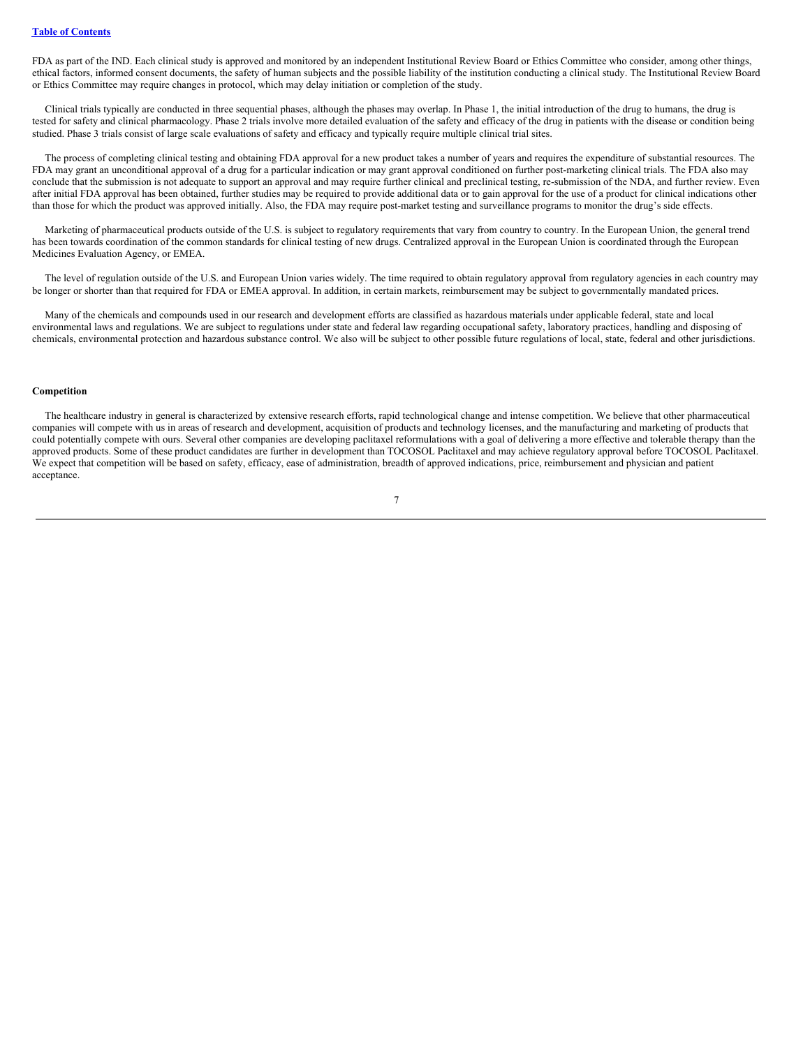FDA as part of the IND. Each clinical study is approved and monitored by an independent Institutional Review Board or Ethics Committee who consider, among other things, ethical factors, informed consent documents, the safety of human subjects and the possible liability of the institution conducting a clinical study. The Institutional Review Board or Ethics Committee may require changes in protocol, which may delay initiation or completion of the study.

Clinical trials typically are conducted in three sequential phases, although the phases may overlap. In Phase 1, the initial introduction of the drug to humans, the drug is tested for safety and clinical pharmacology. Phase 2 trials involve more detailed evaluation of the safety and efficacy of the drug in patients with the disease or condition being studied. Phase 3 trials consist of large scale evaluations of safety and efficacy and typically require multiple clinical trial sites.

The process of completing clinical testing and obtaining FDA approval for a new product takes a number of years and requires the expenditure of substantial resources. The FDA may grant an unconditional approval of a drug for a particular indication or may grant approval conditioned on further post-marketing clinical trials. The FDA also may conclude that the submission is not adequate to support an approval and may require further clinical and preclinical testing, re-submission of the NDA, and further review. Even after initial FDA approval has been obtained, further studies may be required to provide additional data or to gain approval for the use of a product for clinical indications other than those for which the product was approved initially. Also, the FDA may require post-market testing and surveillance programs to monitor the drug's side effects.

Marketing of pharmaceutical products outside of the U.S. is subject to regulatory requirements that vary from country to country. In the European Union, the general trend has been towards coordination of the common standards for clinical testing of new drugs. Centralized approval in the European Union is coordinated through the European Medicines Evaluation Agency, or EMEA.

The level of regulation outside of the U.S. and European Union varies widely. The time required to obtain regulatory approval from regulatory agencies in each country may be longer or shorter than that required for FDA or EMEA approval. In addition, in certain markets, reimbursement may be subject to governmentally mandated prices.

Many of the chemicals and compounds used in our research and development efforts are classified as hazardous materials under applicable federal, state and local environmental laws and regulations. We are subject to regulations under state and federal law regarding occupational safety, laboratory practices, handling and disposing of chemicals, environmental protection and hazardous substance control. We also will be subject to other possible future regulations of local, state, federal and other jurisdictions.

**Competition**

The healthcare industry in general is characterized by extensive research efforts, rapid technological change and intense competition. We believe that other pharmaceutical companies will compete with us in areas of research and development, acquisition of products and technology licenses, and the manufacturing and marketing of products that could potentially compete with ours. Several other companies are developing paclitaxel reformulations with a goal of delivering a more effective and tolerable therapy than the approved products. Some of these product candidates are further in development than TOCOSOL Paclitaxel and may achieve regulatory approval before TOCOSOL Paclitaxel. We expect that competition will be based on safety, efficacy, ease of administration, breadth of approved indications, price, reimbursement and physician and patient acceptance.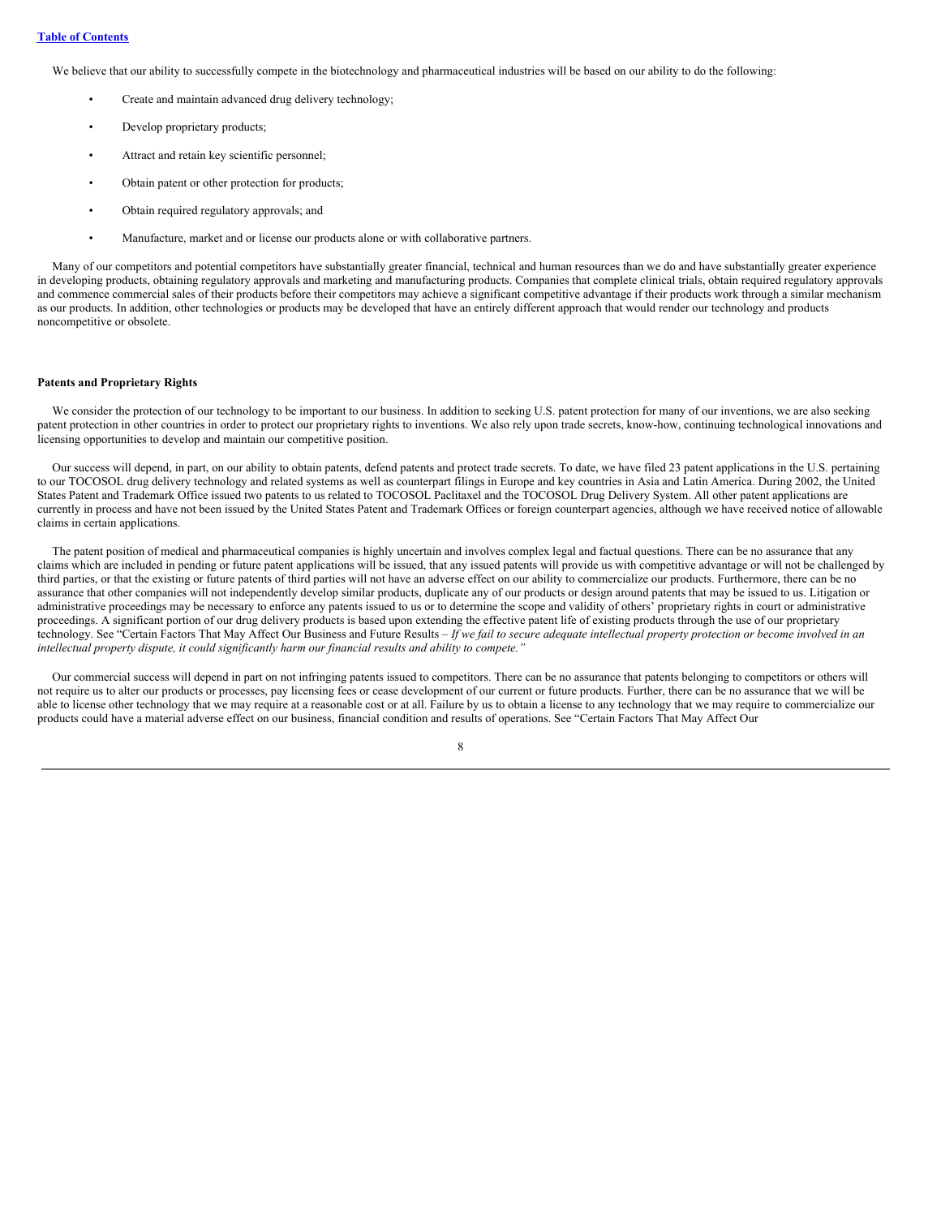We believe that our ability to successfully compete in the biotechnology and pharmaceutical industries will be based on our ability to do the following:

- Create and maintain advanced drug delivery technology;
- Develop proprietary products;
- Attract and retain key scientific personnel;
- Obtain patent or other protection for products;
- Obtain required regulatory approvals; and
- Manufacture, market and or license our products alone or with collaborative partners.

Many of our competitors and potential competitors have substantially greater financial, technical and human resources than we do and have substantially greater experience in developing products, obtaining regulatory approvals and marketing and manufacturing products. Companies that complete clinical trials, obtain required regulatory approvals and commence commercial sales of their products before their competitors may achieve a significant competitive advantage if their products work through a similar mechanism as our products. In addition, other technologies or products may be developed that have an entirely different approach that would render our technology and products noncompetitive or obsolete.

**Patents and Proprietary Rights**

We consider the protection of our technology to be important to our business. In addition to seeking U.S. patent protection for many of our inventions, we are also seeking patent protection in other countries in order to protect our proprietary rights to inventions. We also rely upon trade secrets, know-how, continuing technological innovations and licensing opportunities to develop and maintain our competitive position.

Our success will depend, in part, on our ability to obtain patents, defend patents and protect trade secrets. To date, we have filed 23 patent applications in the U.S. pertaining to our TOCOSOL drug delivery technology and related systems as well as counterpart filings in Europe and key countries in Asia and Latin America. During 2002, the United States Patent and Trademark Office issued two patents to us related to TOCOSOL Paclitaxel and the TOCOSOL Drug Delivery System. All other patent applications are currently in process and have not been issued by the United States Patent and Trademark Offices or foreign counterpart agencies, although we have received notice of allowable claims in certain applications.

The patent position of medical and pharmaceutical companies is highly uncertain and involves complex legal and factual questions. There can be no assurance that any claims which are included in pending or future patent applications will be issued, that any issued patents will provide us with competitive advantage or will not be challenged by third parties, or that the existing or future patents of third parties will not have an adverse effect on our ability to commercialize our products. Furthermore, there can be no assurance that other companies will not independently develop similar products, duplicate any of our products or design around patents that may be issued to us. Litigation or administrative proceedings may be necessary to enforce any patents issued to us or to determine the scope and validity of others' proprietary rights in court or administrative proceedings. A significant portion of our drug delivery products is based upon extending the effective patent life of existing products through the use of our proprietary technology. See "Certain Factors That May Affect Our Business and Future Results – *If we fail to secure adequate intellectual property protection or become involved in an intellectual property dispute, it could significantly harm our financial results and ability to compete."*

Our commercial success will depend in part on not infringing patents issued to competitors. There can be no assurance that patents belonging to competitors or others will not require us to alter our products or processes, pay licensing fees or cease development of our current or future products. Further, there can be no assurance that we will be able to license other technology that we may require at a reasonable cost or at all. Failure by us to obtain a license to any technology that we may require to commercialize our products could have a material adverse effect on our business, financial condition and results of operations. See "Certain Factors That May Affect Our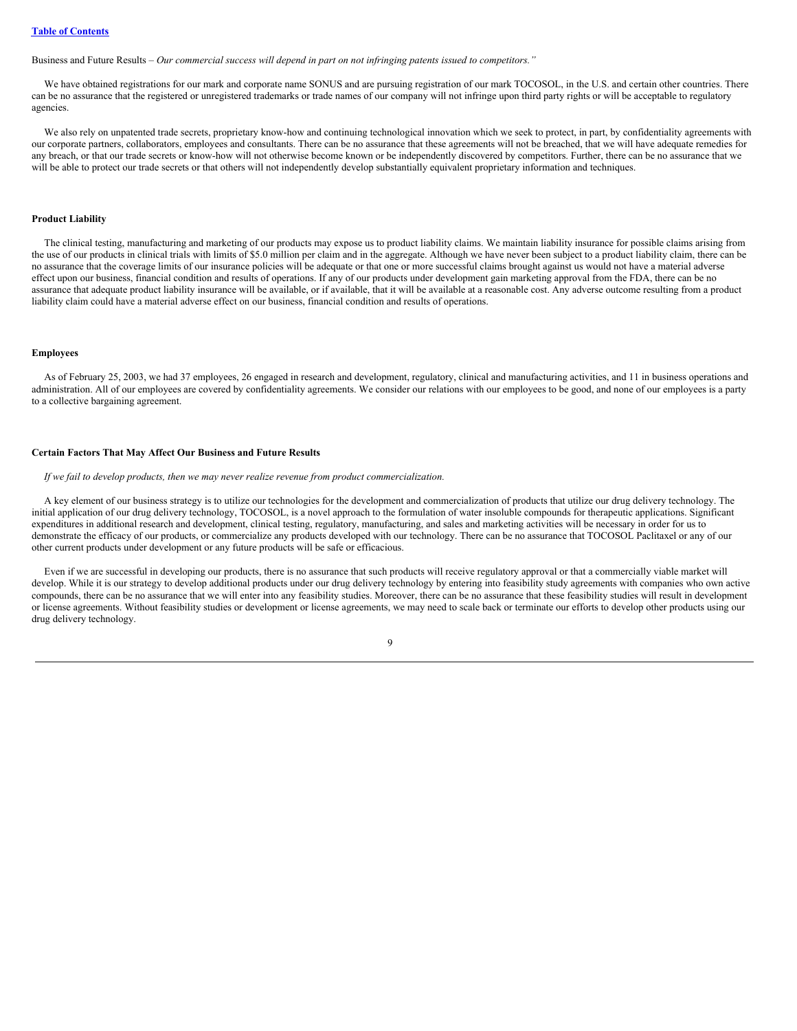Business and Future Results – *Our commercial success will depend in part on not infringing patents issued to competitors."*

We have obtained registrations for our mark and corporate name SONUS and are pursuing registration of our mark TOCOSOL, in the U.S. and certain other countries. There can be no assurance that the registered or unregistered trademarks or trade names of our company will not infringe upon third party rights or will be acceptable to regulatory agencies.

We also rely on unpatented trade secrets, proprietary know-how and continuing technological innovation which we seek to protect, in part, by confidentiality agreements with our corporate partners, collaborators, employees and consultants. There can be no assurance that these agreements will not be breached, that we will have adequate remedies for any breach, or that our trade secrets or know-how will not otherwise become known or be independently discovered by competitors. Further, there can be no assurance that we will be able to protect our trade secrets or that others will not independently develop substantially equivalent proprietary information and techniques.

**Product Liability**

The clinical testing, manufacturing and marketing of our products may expose us to product liability claims. We maintain liability insurance for possible claims arising from the use of our products in clinical trials with limits of $5.0 million per claim and in the aggregate. Although we have never been subject to a product liability claim, there can be no assurance that the coverage limits of our insurance policies will be adequate or that one or more successful claims brought against us would not have a material adverse effect upon our business, financial condition and results of operations. If any of our products under development gain marketing approval from the FDA, there can be no assurance that adequate product liability insurance will be available, or if available, that it will be available at a reasonable cost. Any adverse outcome resulting from a product liability claim could have a material adverse effect on our business, financial condition and results of operations.

**Employees**

As of February 25, 2003, we had 37 employees, 26 engaged in research and development, regulatory, clinical and manufacturing activities, and 11 in business operations and administration. All of our employees are covered by confidentiality agreements. We consider our relations with our employees to be good, and none of our employees is a party to a collective bargaining agreement.

**Certain Factors That May Affect Our Business and Future Results**

*If we fail to develop products, then we may never realize revenue from product commercialization.*

A key element of our business strategy is to utilize our technologies for the development and commercialization of products that utilize our drug delivery technology. The initial application of our drug delivery technology, TOCOSOL, is a novel approach to the formulation of water insoluble compounds for therapeutic applications. Significant expenditures in additional research and development, clinical testing, regulatory, manufacturing, and sales and marketing activities will be necessary in order for us to demonstrate the efficacy of our products, or commercialize any products developed with our technology. There can be no assurance that TOCOSOL Paclitaxel or any of our other current products under development or any future products will be safe or efficacious.

Even if we are successful in developing our products, there is no assurance that such products will receive regulatory approval or that a commercially viable market will develop. While it is our strategy to develop additional products under our drug delivery technology by entering into feasibility study agreements with companies who own active compounds, there can be no assurance that we will enter into any feasibility studies. Moreover, there can be no assurance that these feasibility studies will result in development or license agreements. Without feasibility studies or development or license agreements, we may need to scale back or terminate our efforts to develop other products using our drug delivery technology.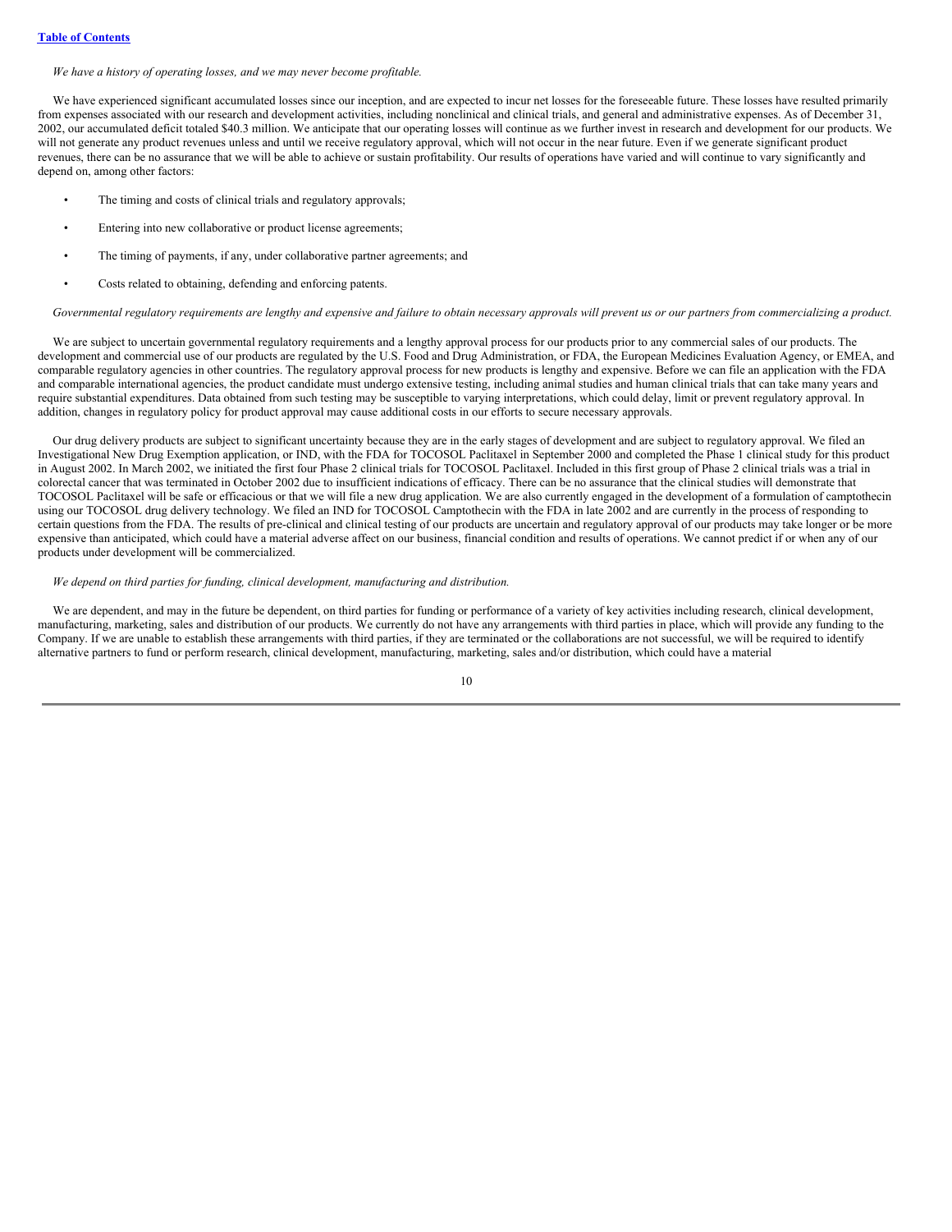*We have a history of operating losses, and we may never become profitable.*

We have experienced significant accumulated losses since our inception, and are expected to incur net losses for the foreseeable future. These losses have resulted primarily from expenses associated with our research and development activities, including nonclinical and clinical trials, and general and administrative expenses. As of December 31, 2002, our accumulated deficit totaled $40.3 million. We anticipate that our operating losses will continue as we further invest in research and development for our products. We will not generate any product revenues unless and until we receive regulatory approval, which will not occur in the near future. Even if we generate significant product revenues, there can be no assurance that we will be able to achieve or sustain profitability. Our results of operations have varied and will continue to vary significantly and depend on, among other factors:

- The timing and costs of clinical trials and regulatory approvals;
- Entering into new collaborative or product license agreements;
- The timing of payments, if any, under collaborative partner agreements; and
- Costs related to obtaining, defending and enforcing patents.

*Governmental regulatory requirements are lengthy and expensive and failure to obtain necessary approvals will prevent us or our partners from commercializing a product.*

We are subject to uncertain governmental regulatory requirements and a lengthy approval process for our products prior to any commercial sales of our products. The development and commercial use of our products are regulated by the U.S. Food and Drug Administration, or FDA, the European Medicines Evaluation Agency, or EMEA, and comparable regulatory agencies in other countries. The regulatory approval process for new products is lengthy and expensive. Before we can file an application with the FDA and comparable international agencies, the product candidate must undergo extensive testing, including animal studies and human clinical trials that can take many years and require substantial expenditures. Data obtained from such testing may be susceptible to varying interpretations, which could delay, limit or prevent regulatory approval. In addition, changes in regulatory policy for product approval may cause additional costs in our efforts to secure necessary approvals.

Our drug delivery products are subject to significant uncertainty because they are in the early stages of development and are subject to regulatory approval. We filed an Investigational New Drug Exemption application, or IND, with the FDA for TOCOSOL Paclitaxel in September 2000 and completed the Phase 1 clinical study for this product in August 2002. In March 2002, we initiated the first four Phase 2 clinical trials for TOCOSOL Paclitaxel. Included in this first group of Phase 2 clinical trials was a trial in colorectal cancer that was terminated in October 2002 due to insufficient indications of efficacy. There can be no assurance that the clinical studies will demonstrate that TOCOSOL Paclitaxel will be safe or efficacious or that we will file a new drug application. We are also currently engaged in the development of a formulation of camptothecin using our TOCOSOL drug delivery technology. We filed an IND for TOCOSOL Camptothecin with the FDA in late 2002 and are currently in the process of responding to certain questions from the FDA. The results of pre-clinical and clinical testing of our products are uncertain and regulatory approval of our products may take longer or be more expensive than anticipated, which could have a material adverse affect on our business, financial condition and results of operations. We cannot predict if or when any of our products under development will be commercialized.

*We depend on third parties for funding, clinical development, manufacturing and distribution.*

We are dependent, and may in the future be dependent, on third parties for funding or performance of a variety of key activities including research, clinical development, manufacturing, marketing, sales and distribution of our products. We currently do not have any arrangements with third parties in place, which will provide any funding to the Company. If we are unable to establish these arrangements with third parties, if they are terminated or the collaborations are not successful, we will be required to identify alternative partners to fund or perform research, clinical development, manufacturing, marketing, sales and/or distribution, which could have a material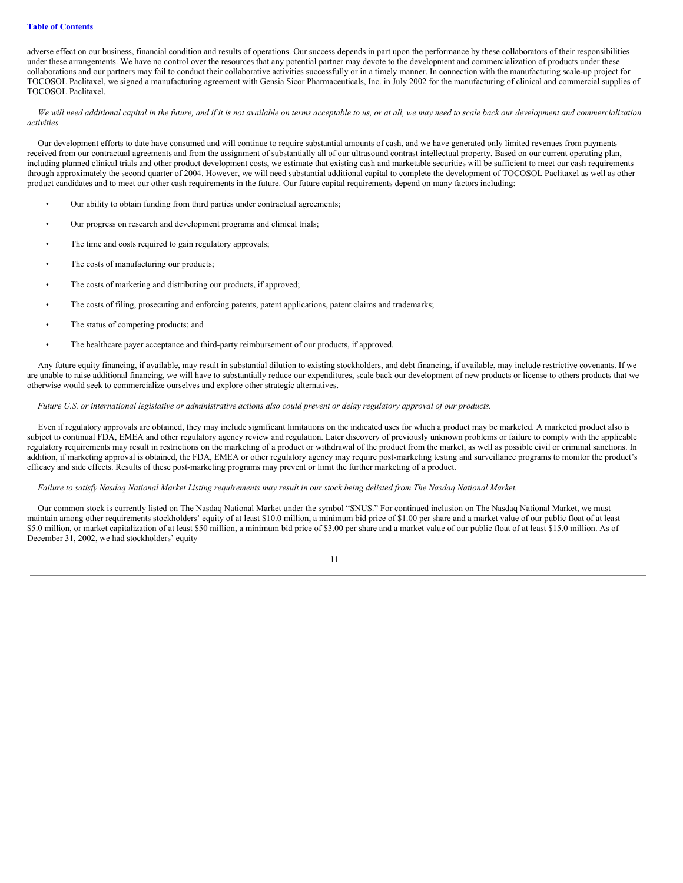adverse effect on our business, financial condition and results of operations. Our success depends in part upon the performance by these collaborators of their responsibilities under these arrangements. We have no control over the resources that any potential partner may devote to the development and commercialization of products under these collaborations and our partners may fail to conduct their collaborative activities successfully or in a timely manner. In connection with the manufacturing scale-up project for TOCOSOL Paclitaxel, we signed a manufacturing agreement with Gensia Sicor Pharmaceuticals, Inc. in July 2002 for the manufacturing of clinical and commercial supplies of TOCOSOL Paclitaxel.

*We will need additional capital in the future, and if it is not available on terms acceptable to us, or at all, we may need to scale back our development and commercialization activities.*

Our development efforts to date have consumed and will continue to require substantial amounts of cash, and we have generated only limited revenues from payments received from our contractual agreements and from the assignment of substantially all of our ultrasound contrast intellectual property. Based on our current operating plan, including planned clinical trials and other product development costs, we estimate that existing cash and marketable securities will be sufficient to meet our cash requirements through approximately the second quarter of 2004. However, we will need substantial additional capital to complete the development of TOCOSOL Paclitaxel as well as other product candidates and to meet our other cash requirements in the future. Our future capital requirements depend on many factors including:

- Our ability to obtain funding from third parties under contractual agreements;
- Our progress on research and development programs and clinical trials;
- The time and costs required to gain regulatory approvals;
- The costs of manufacturing our products;
- The costs of marketing and distributing our products, if approved;
- The costs of filing, prosecuting and enforcing patents, patent applications, patent claims and trademarks;
- The status of competing products; and
- The healthcare payer acceptance and third-party reimbursement of our products, if approved.

Any future equity financing, if available, may result in substantial dilution to existing stockholders, and debt financing, if available, may include restrictive covenants. If we are unable to raise additional financing, we will have to substantially reduce our expenditures, scale back our development of new products or license to others products that we otherwise would seek to commercialize ourselves and explore other strategic alternatives.

*Future U.S. or international legislative or administrative actions also could prevent or delay regulatory approval of our products.*

Even if regulatory approvals are obtained, they may include significant limitations on the indicated uses for which a product may be marketed. A marketed product also is subject to continual FDA, EMEA and other regulatory agency review and regulation. Later discovery of previously unknown problems or failure to comply with the applicable regulatory requirements may result in restrictions on the marketing of a product or withdrawal of the product from the market, as well as possible civil or criminal sanctions. In addition, if marketing approval is obtained, the FDA, EMEA or other regulatory agency may require post-marketing testing and surveillance programs to monitor the product's efficacy and side effects. Results of these post-marketing programs may prevent or limit the further marketing of a product.

*Failure to satisfy Nasdaq National Market Listing requirements may result in our stock being delisted from The Nasdaq National Market.*

Our common stock is currently listed on The Nasdaq National Market under the symbol "SNUS." For continued inclusion on The Nasdaq National Market, we must maintain among other requirements stockholders' equity of at least $10.0 million, a minimum bid price of $1.00 per share and a market value of our public float of at least $5.0 million, or market capitalization of at least $50 million, a minimum bid price of $3.00 per share and a market value of our public float of at least $15.0 million. As of December 31, 2002, we had stockholders' equity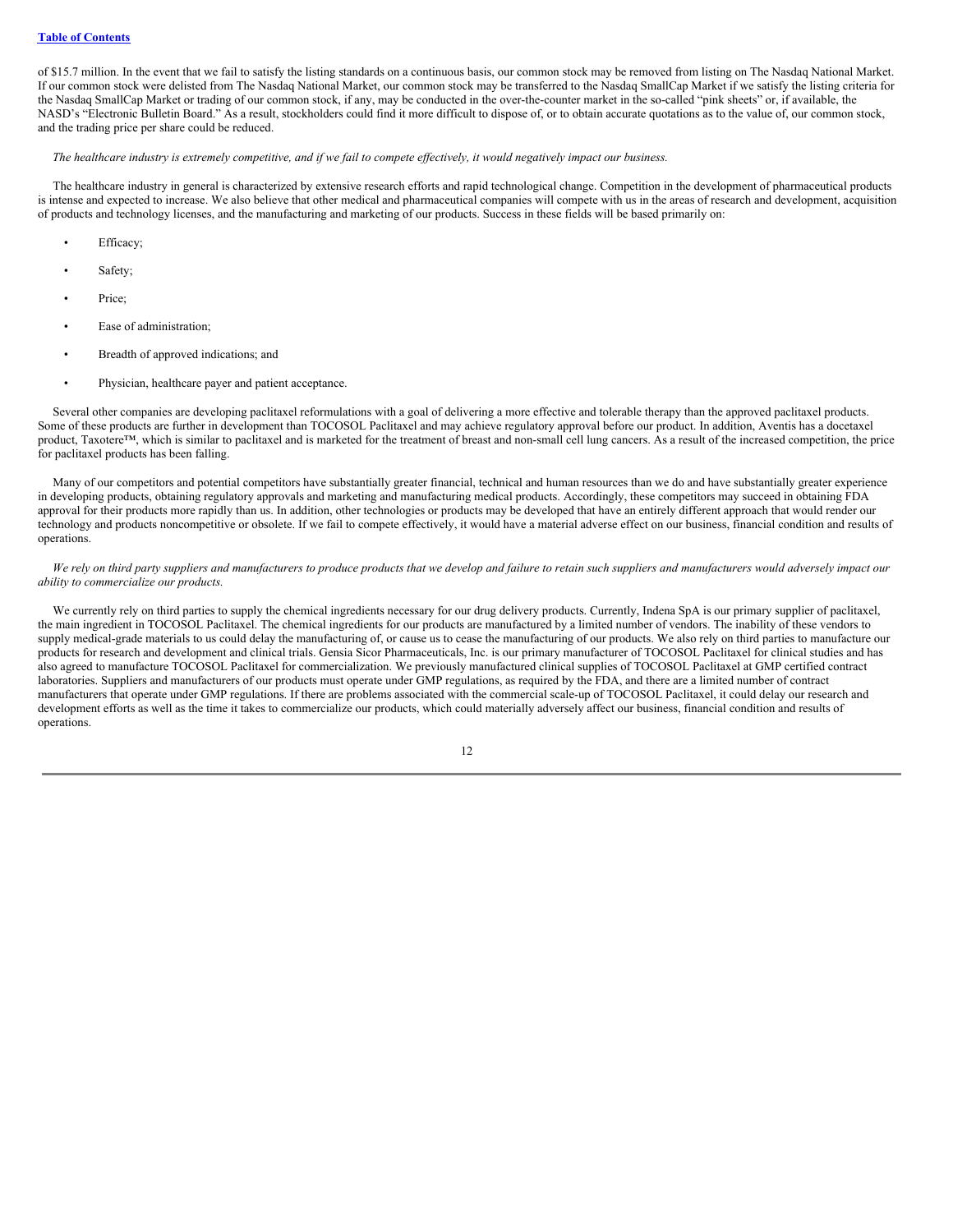of $15.7 million. In the event that we fail to satisfy the listing standards on a continuous basis, our common stock may be removed from listing on The Nasdaq National Market. If our common stock were delisted from The Nasdaq National Market, our common stock may be transferred to the Nasdaq SmallCap Market if we satisfy the listing criteria for the Nasdaq SmallCap Market or trading of our common stock, if any, may be conducted in the over-the-counter market in the so-called "pink sheets" or, if available, the NASD's "Electronic Bulletin Board." As a result, stockholders could find it more difficult to dispose of, or to obtain accurate quotations as to the value of, our common stock, and the trading price per share could be reduced.

*The healthcare industry is extremely competitive, and if we fail to compete effectively, it would negatively impact our business.*

The healthcare industry in general is characterized by extensive research efforts and rapid technological change. Competition in the development of pharmaceutical products is intense and expected to increase. We also believe that other medical and pharmaceutical companies will compete with us in the areas of research and development, acquisition of products and technology licenses, and the manufacturing and marketing of our products. Success in these fields will be based primarily on:

- Efficacy;
- Safety;
- Price;
- Ease of administration;
- Breadth of approved indications; and
- Physician, healthcare payer and patient acceptance.

Several other companies are developing paclitaxel reformulations with a goal of delivering a more effective and tolerable therapy than the approved paclitaxel products. Some of these products are further in development than TOCOSOL Paclitaxel and may achieve regulatory approval before our product. In addition, Aventis has a docetaxel product, Taxotere™, which is similar to paclitaxel and is marketed for the treatment of breast and non-small cell lung cancers. As a result of the increased competition, the price for paclitaxel products has been falling.

Many of our competitors and potential competitors have substantially greater financial, technical and human resources than we do and have substantially greater experience in developing products, obtaining regulatory approvals and marketing and manufacturing medical products. Accordingly, these competitors may succeed in obtaining FDA approval for their products more rapidly than us. In addition, other technologies or products may be developed that have an entirely different approach that would render our technology and products noncompetitive or obsolete. If we fail to compete effectively, it would have a material adverse effect on our business, financial condition and results of operations.

*We rely on third party suppliers and manufacturers to produce products that we develop and failure to retain such suppliers and manufacturers would adversely impact our ability to commercialize our products.*

We currently rely on third parties to supply the chemical ingredients necessary for our drug delivery products. Currently, Indena SpA is our primary supplier of paclitaxel, the main ingredient in TOCOSOL Paclitaxel. The chemical ingredients for our products are manufactured by a limited number of vendors. The inability of these vendors to supply medical-grade materials to us could delay the manufacturing of, or cause us to cease the manufacturing of our products. We also rely on third parties to manufacture our products for research and development and clinical trials. Gensia Sicor Pharmaceuticals, Inc. is our primary manufacturer of TOCOSOL Paclitaxel for clinical studies and has also agreed to manufacture TOCOSOL Paclitaxel for commercialization. We previously manufactured clinical supplies of TOCOSOL Paclitaxel at GMP certified contract laboratories. Suppliers and manufacturers of our products must operate under GMP regulations, as required by the FDA, and there are a limited number of contract manufacturers that operate under GMP regulations. If there are problems associated with the commercial scale-up of TOCOSOL Paclitaxel, it could delay our research and development efforts as well as the time it takes to commercialize our products, which could materially adversely affect our business, financial condition and results of operations.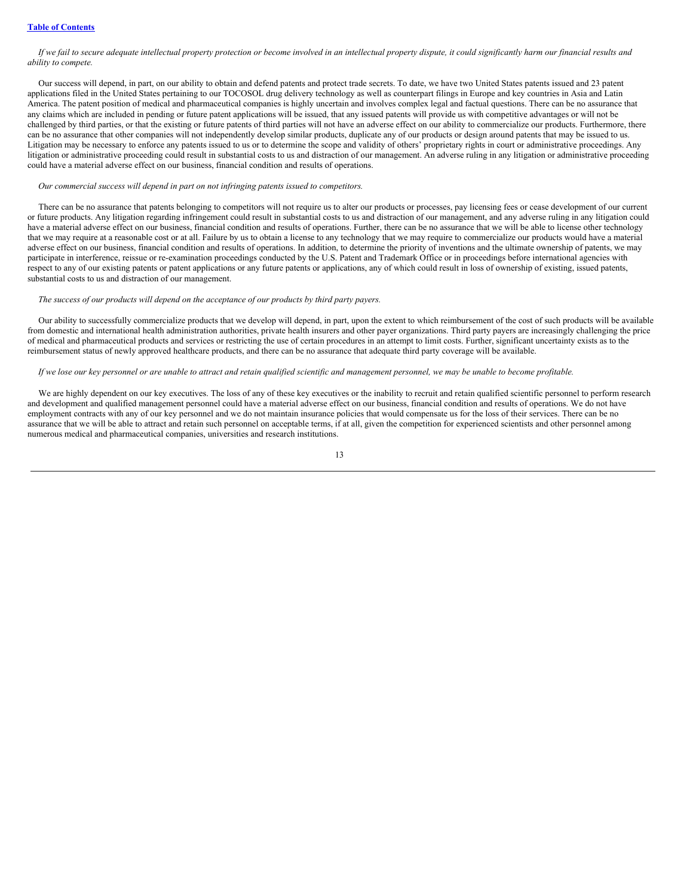*If we fail to secure adequate intellectual property protection or become involved in an intellectual property dispute, it could significantly harm our financial results and ability to compete.*

Our success will depend, in part, on our ability to obtain and defend patents and protect trade secrets. To date, we have two United States patents issued and 23 patent applications filed in the United States pertaining to our TOCOSOL drug delivery technology as well as counterpart filings in Europe and key countries in Asia and Latin America. The patent position of medical and pharmaceutical companies is highly uncertain and involves complex legal and factual questions. There can be no assurance that any claims which are included in pending or future patent applications will be issued, that any issued patents will provide us with competitive advantages or will not be challenged by third parties, or that the existing or future patents of third parties will not have an adverse effect on our ability to commercialize our products. Furthermore, there can be no assurance that other companies will not independently develop similar products, duplicate any of our products or design around patents that may be issued to us. Litigation may be necessary to enforce any patents issued to us or to determine the scope and validity of others' proprietary rights in court or administrative proceedings. Any litigation or administrative proceeding could result in substantial costs to us and distraction of our management. An adverse ruling in any litigation or administrative proceeding could have a material adverse effect on our business, financial condition and results of operations.

*Our commercial success will depend in part on not infringing patents issued to competitors.*

There can be no assurance that patents belonging to competitors will not require us to alter our products or processes, pay licensing fees or cease development of our current or future products. Any litigation regarding infringement could result in substantial costs to us and distraction of our management, and any adverse ruling in any litigation could have a material adverse effect on our business, financial condition and results of operations. Further, there can be no assurance that we will be able to license other technology that we may require at a reasonable cost or at all. Failure by us to obtain a license to any technology that we may require to commercialize our products would have a material adverse effect on our business, financial condition and results of operations. In addition, to determine the priority of inventions and the ultimate ownership of patents, we may participate in interference, reissue or re-examination proceedings conducted by the U.S. Patent and Trademark Office or in proceedings before international agencies with respect to any of our existing patents or patent applications or any future patents or applications, any of which could result in loss of ownership of existing, issued patents, substantial costs to us and distraction of our management.

*The success of our products will depend on the acceptance of our products by third party payers.*

Our ability to successfully commercialize products that we develop will depend, in part, upon the extent to which reimbursement of the cost of such products will be available from domestic and international health administration authorities, private health insurers and other payer organizations. Third party payers are increasingly challenging the price of medical and pharmaceutical products and services or restricting the use of certain procedures in an attempt to limit costs. Further, significant uncertainty exists as to the reimbursement status of newly approved healthcare products, and there can be no assurance that adequate third party coverage will be available.

*If we lose our key personnel or are unable to attract and retain qualified scientific and management personnel, we may be unable to become profitable.*

We are highly dependent on our key executives. The loss of any of these key executives or the inability to recruit and retain qualified scientific personnel to perform research and development and qualified management personnel could have a material adverse effect on our business, financial condition and results of operations. We do not have employment contracts with any of our key personnel and we do not maintain insurance policies that would compensate us for the loss of their services. There can be no assurance that we will be able to attract and retain such personnel on acceptable terms, if at all, given the competition for experienced scientists and other personnel among numerous medical and pharmaceutical companies, universities and research institutions.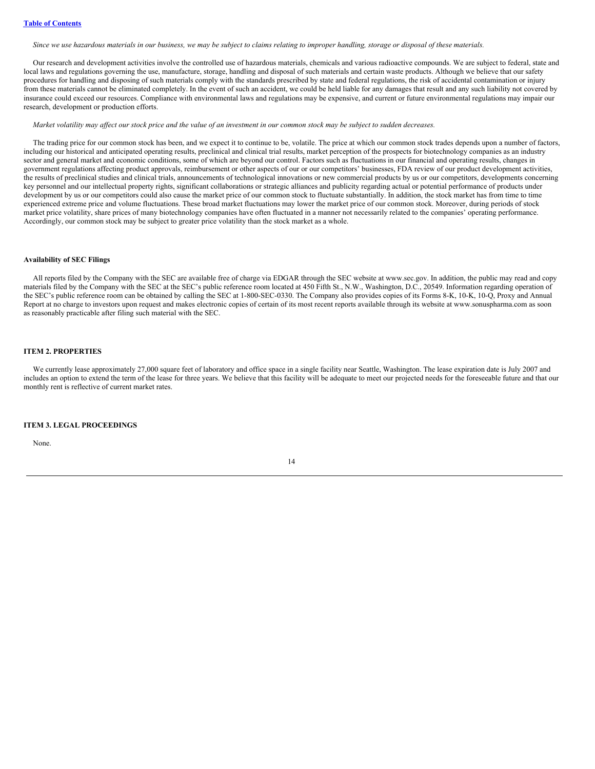*Since we use hazardous materials in our business, we may be subject to claims relating to improper handling, storage or disposal of these materials.*

Our research and development activities involve the controlled use of hazardous materials, chemicals and various radioactive compounds. We are subject to federal, state and local laws and regulations governing the use, manufacture, storage, handling and disposal of such materials and certain waste products. Although we believe that our safety procedures for handling and disposing of such materials comply with the standards prescribed by state and federal regulations, the risk of accidental contamination or injury from these materials cannot be eliminated completely. In the event of such an accident, we could be held liable for any damages that result and any such liability not covered by insurance could exceed our resources. Compliance with environmental laws and regulations may be expensive, and current or future environmental regulations may impair our research, development or production efforts.

*Market volatility may affect our stock price and the value of an investment in our common stock may be subject to sudden decreases.*

The trading price for our common stock has been, and we expect it to continue to be, volatile. The price at which our common stock trades depends upon a number of factors, including our historical and anticipated operating results, preclinical and clinical trial results, market perception of the prospects for biotechnology companies as an industry sector and general market and economic conditions, some of which are beyond our control. Factors such as fluctuations in our financial and operating results, changes in government regulations affecting product approvals, reimbursement or other aspects of our or our competitors' businesses, FDA review of our product development activities, the results of preclinical studies and clinical trials, announcements of technological innovations or new commercial products by us or our competitors, developments concerning key personnel and our intellectual property rights, significant collaborations or strategic alliances and publicity regarding actual or potential performance of products under development by us or our competitors could also cause the market price of our common stock to fluctuate substantially. In addition, the stock market has from time to time experienced extreme price and volume fluctuations. These broad market fluctuations may lower the market price of our common stock. Moreover, during periods of stock market price volatility, share prices of many biotechnology companies have often fluctuated in a manner not necessarily related to the companies' operating performance. Accordingly, our common stock may be subject to greater price volatility than the stock market as a whole.

**Availability of SEC Filings**

All reports filed by the Company with the SEC are available free of charge via EDGAR through the SEC website at www.sec.gov. In addition, the public may read and copy materials filed by the Company with the SEC at the SEC's public reference room located at 450 Fifth St., N.W., Washington, D.C., 20549. Information regarding operation of the SEC's public reference room can be obtained by calling the SEC at 1-800-SEC-0330. The Company also provides copies of its Forms 8-K, 10-K, 10-Q, Proxy and Annual Report at no charge to investors upon request and makes electronic copies of certain of its most recent reports available through its website at www.sonuspharma.com as soon as reasonably practicable after filing such material with the SEC.

## ITEM 2. PROPERTIES

We currently lease approximately 27,000 square feet of laboratory and office space in a single facility near Seattle, Washington. The lease expiration date is July 2007 and includes an option to extend the term of the lease for three years. We believe that this facility will be adequate to meet our projected needs for the foreseeable future and that our monthly rent is reflective of current market rates.

## ITEM 3. LEGAL PROCEEDINGS

None.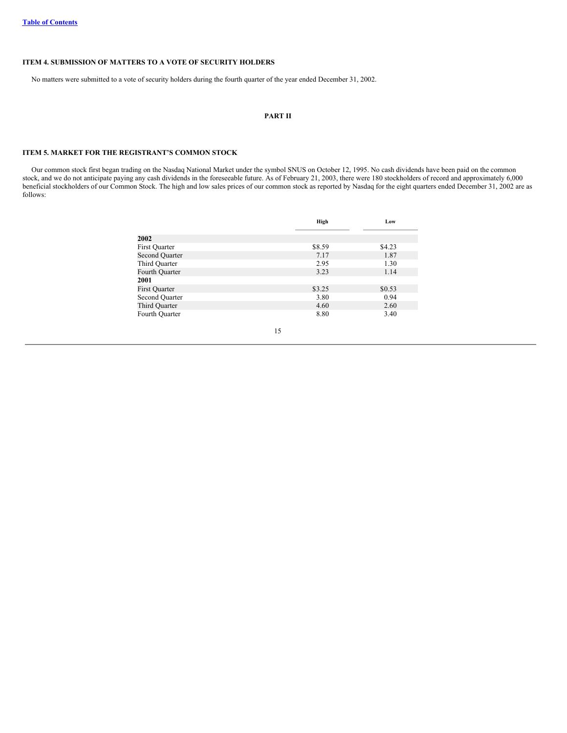## ITEM 4. SUBMISSION OF MATTERS TO A VOTE OF SECURITY HOLDERS

No matters were submitted to a vote of security holders during the fourth quarter of the year ended December 31, 2002.

# PART II

## ITEM 5. MARKET FOR THE REGISTRANT'S COMMON STOCK

Our common stock first began trading on the Nasdaq National Market under the symbol SNUS on October 12, 1995. No cash dividends have been paid on the common stock, and we do not anticipate paying any cash dividends in the foreseeable future. As of February 21, 2003, there were 180 stockholders of record and approximately 6,000 beneficial stockholders of our Common Stock. The high and low sales prices of our common stock as reported by Nasdaq for the eight quarters ended December 31, 2002 are as follows:

| | High | Low |
|---|---|---|
| **2002** | | |
| First Quarter | $8.59 | $4.23 |
| Second Quarter | 7.17 | 1.87 |
| Third Quarter | 2.95 | 1.30 |
| Fourth Quarter | 3.23 | 1.14 |
| **2001** | | |
| First Quarter | $3.25 | $0.53 |
| Second Quarter | 3.80 | 0.94 |
| Third Quarter | 4.60 | 2.60 |
| Fourth Quarter | 8.80 | 3.40 |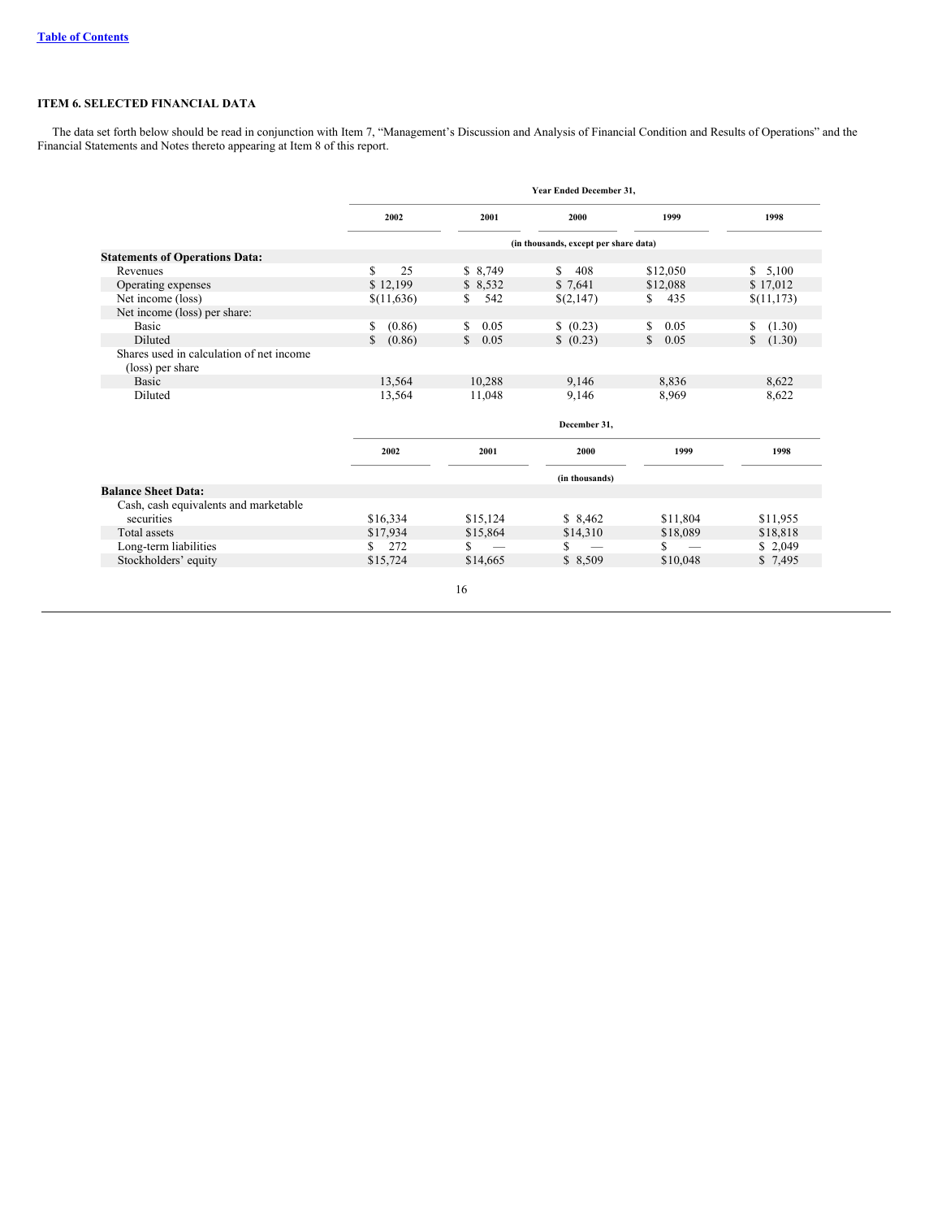[Table of Contents](#)

## ITEM 6. SELECTED FINANCIAL DATA

The data set forth below should be read in conjunction with Item 7, "Management's Discussion and Analysis of Financial Condition and Results of Operations" and the Financial Statements and Notes thereto appearing at Item 8 of this report.

| | Year Ended December 31, | | | | |
|---|---|---|---|---|---|
| | 2002 | 2001 | 2000 | 1999 | 1998 |
| | (in thousands, except per share data) | | | | |
| **Statements of Operations Data:** | | | | | |
| Revenues | $ 25 | $ 8,749 | $ 408 | $12,050 | $ 5,100 |
| Operating expenses | $ 12,199 | $ 8,532 | $ 7,641 | $12,088 | $ 17,012 |
| Net income (loss) | $(11,636) | $ 542 | $(2,147) | $ 435 | $(11,173) |
| Net income (loss) per share: | | | | | |
| Basic | $ (0.86) | $ 0.05 | $ (0.23) | $ 0.05 | $ (1.30) |
| Diluted | $ (0.86) | $ 0.05 | $ (0.23) | $ 0.05 | $ (1.30) |
| Shares used in calculation of net income (loss) per share | | | | | |
| Basic | 13,564 | 10,288 | 9,146 | 8,836 | 8,622 |
| Diluted | 13,564 | 11,048 | 9,146 | 8,969 | 8,622 |

| | December 31, | | | | |
|---|---|---|---|---|---|
| | 2002 | 2001 | 2000 | 1999 | 1998 |
| | (in thousands) | | | | |
| **Balance Sheet Data:** | | | | | |
| Cash, cash equivalents and marketable securities | $16,334 | $15,124 | $ 8,462 | $11,804 | $11,955 |
| Total assets | $17,934 | $15,864 | $14,310 | $18,089 | $18,818 |
| Long-term liabilities | $ 272 | $ — | $ — | $ — | $ 2,049 |
| Stockholders' equity | $15,724 | $14,665 | $ 8,509 | $10,048 | $ 7,495 |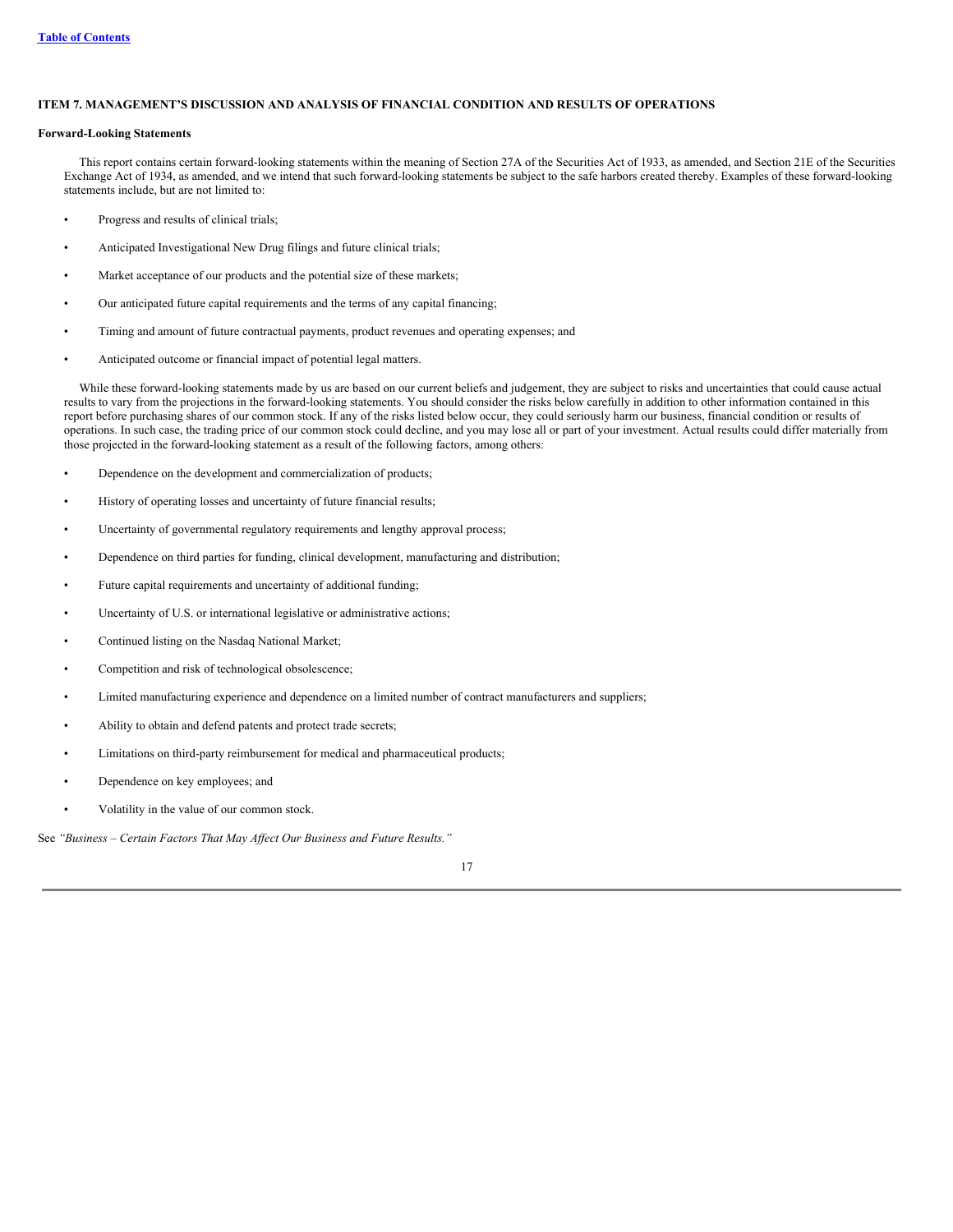### ITEM 7. MANAGEMENT'S DISCUSSION AND ANALYSIS OF FINANCIAL CONDITION AND RESULTS OF OPERATIONS

**Forward-Looking Statements**

This report contains certain forward-looking statements within the meaning of Section 27A of the Securities Act of 1933, as amended, and Section 21E of the Securities Exchange Act of 1934, as amended, and we intend that such forward-looking statements be subject to the safe harbors created thereby. Examples of these forward-looking statements include, but are not limited to:

- Progress and results of clinical trials;
- Anticipated Investigational New Drug filings and future clinical trials;
- Market acceptance of our products and the potential size of these markets;
- Our anticipated future capital requirements and the terms of any capital financing;
- Timing and amount of future contractual payments, product revenues and operating expenses; and
- Anticipated outcome or financial impact of potential legal matters.

While these forward-looking statements made by us are based on our current beliefs and judgement, they are subject to risks and uncertainties that could cause actual results to vary from the projections in the forward-looking statements. You should consider the risks below carefully in addition to other information contained in this report before purchasing shares of our common stock. If any of the risks listed below occur, they could seriously harm our business, financial condition or results of operations. In such case, the trading price of our common stock could decline, and you may lose all or part of your investment. Actual results could differ materially from those projected in the forward-looking statement as a result of the following factors, among others:

- Dependence on the development and commercialization of products;
- History of operating losses and uncertainty of future financial results;
- Uncertainty of governmental regulatory requirements and lengthy approval process;
- Dependence on third parties for funding, clinical development, manufacturing and distribution;
- Future capital requirements and uncertainty of additional funding;
- Uncertainty of U.S. or international legislative or administrative actions;
- Continued listing on the Nasdaq National Market;
- Competition and risk of technological obsolescence;
- Limited manufacturing experience and dependence on a limited number of contract manufacturers and suppliers;
- Ability to obtain and defend patents and protect trade secrets;
- Limitations on third-party reimbursement for medical and pharmaceutical products;
- Dependence on key employees; and
- Volatility in the value of our common stock.

See *"Business – Certain Factors That May Affect Our Business and Future Results."*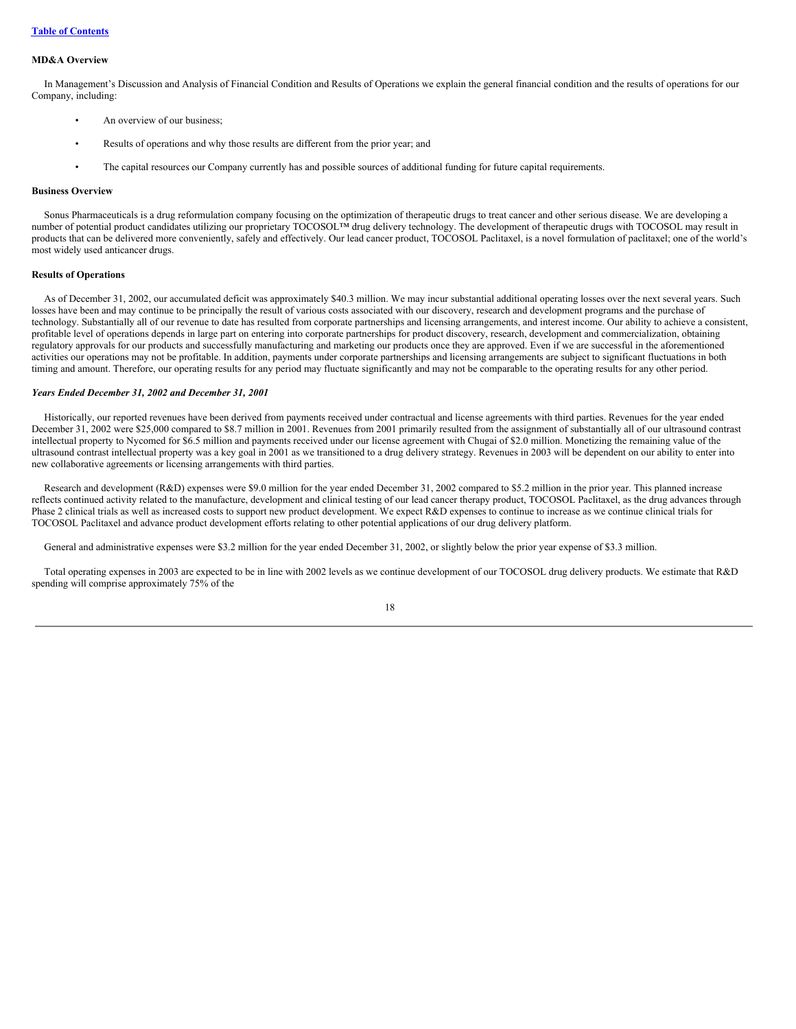[Table of Contents](#)

**MD&A Overview**

In Management's Discussion and Analysis of Financial Condition and Results of Operations we explain the general financial condition and the results of operations for our Company, including:

- An overview of our business;
- Results of operations and why those results are different from the prior year; and
- The capital resources our Company currently has and possible sources of additional funding for future capital requirements.

**Business Overview**

Sonus Pharmaceuticals is a drug reformulation company focusing on the optimization of therapeutic drugs to treat cancer and other serious disease. We are developing a number of potential product candidates utilizing our proprietary TOCOSOL™ drug delivery technology. The development of therapeutic drugs with TOCOSOL may result in products that can be delivered more conveniently, safely and effectively. Our lead cancer product, TOCOSOL Paclitaxel, is a novel formulation of paclitaxel; one of the world's most widely used anticancer drugs.

**Results of Operations**

As of December 31, 2002, our accumulated deficit was approximately $40.3 million. We may incur substantial additional operating losses over the next several years. Such losses have been and may continue to be principally the result of various costs associated with our discovery, research and development programs and the purchase of technology. Substantially all of our revenue to date has resulted from corporate partnerships and licensing arrangements, and interest income. Our ability to achieve a consistent, profitable level of operations depends in large part on entering into corporate partnerships for product discovery, research, development and commercialization, obtaining regulatory approvals for our products and successfully manufacturing and marketing our products once they are approved. Even if we are successful in the aforementioned activities our operations may not be profitable. In addition, payments under corporate partnerships and licensing arrangements are subject to significant fluctuations in both timing and amount. Therefore, our operating results for any period may fluctuate significantly and may not be comparable to the operating results for any other period.

***Years Ended December 31, 2002 and December 31, 2001***

Historically, our reported revenues have been derived from payments received under contractual and license agreements with third parties. Revenues for the year ended December 31, 2002 were $25,000 compared to $8.7 million in 2001. Revenues from 2001 primarily resulted from the assignment of substantially all of our ultrasound contrast intellectual property to Nycomed for $6.5 million and payments received under our license agreement with Chugai of $2.0 million. Monetizing the remaining value of the ultrasound contrast intellectual property was a key goal in 2001 as we transitioned to a drug delivery strategy. Revenues in 2003 will be dependent on our ability to enter into new collaborative agreements or licensing arrangements with third parties.

Research and development (R&D) expenses were $9.0 million for the year ended December 31, 2002 compared to $5.2 million in the prior year. This planned increase reflects continued activity related to the manufacture, development and clinical testing of our lead cancer therapy product, TOCOSOL Paclitaxel, as the drug advances through Phase 2 clinical trials as well as increased costs to support new product development. We expect R&D expenses to continue to increase as we continue clinical trials for TOCOSOL Paclitaxel and advance product development efforts relating to other potential applications of our drug delivery platform.

General and administrative expenses were $3.2 million for the year ended December 31, 2002, or slightly below the prior year expense of $3.3 million.

Total operating expenses in 2003 are expected to be in line with 2002 levels as we continue development of our TOCOSOL drug delivery products. We estimate that R&D spending will comprise approximately 75% of the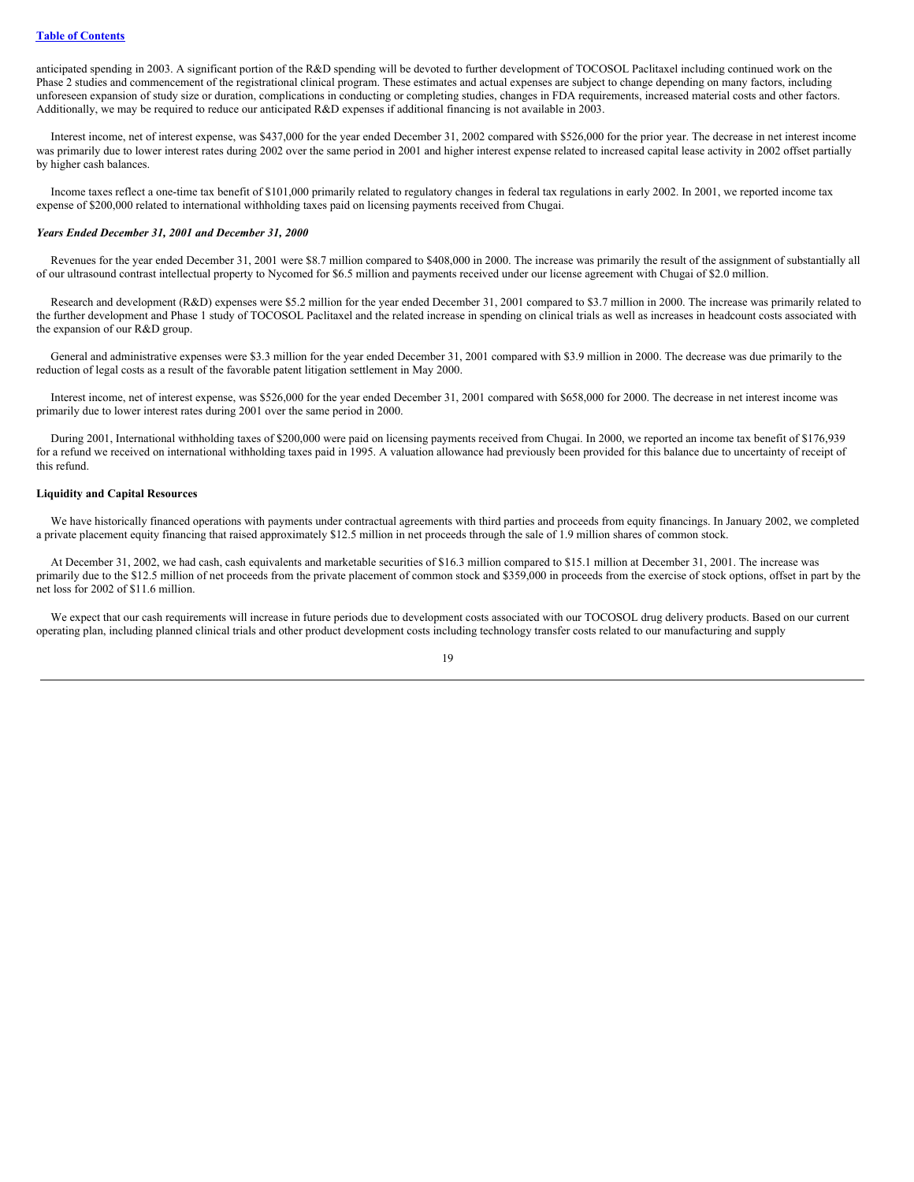anticipated spending in 2003. A significant portion of the R&D spending will be devoted to further development of TOCOSOL Paclitaxel including continued work on the Phase 2 studies and commencement of the registrational clinical program. These estimates and actual expenses are subject to change depending on many factors, including unforeseen expansion of study size or duration, complications in conducting or completing studies, changes in FDA requirements, increased material costs and other factors. Additionally, we may be required to reduce our anticipated R&D expenses if additional financing is not available in 2003.

Interest income, net of interest expense, was $437,000 for the year ended December 31, 2002 compared with $526,000 for the prior year. The decrease in net interest income was primarily due to lower interest rates during 2002 over the same period in 2001 and higher interest expense related to increased capital lease activity in 2002 offset partially by higher cash balances.

Income taxes reflect a one-time tax benefit of $101,000 primarily related to regulatory changes in federal tax regulations in early 2002. In 2001, we reported income tax expense of $200,000 related to international withholding taxes paid on licensing payments received from Chugai.

***Years Ended December 31, 2001 and December 31, 2000***

Revenues for the year ended December 31, 2001 were $8.7 million compared to $408,000 in 2000. The increase was primarily the result of the assignment of substantially all of our ultrasound contrast intellectual property to Nycomed for $6.5 million and payments received under our license agreement with Chugai of $2.0 million.

Research and development (R&D) expenses were $5.2 million for the year ended December 31, 2001 compared to $3.7 million in 2000. The increase was primarily related to the further development and Phase 1 study of TOCOSOL Paclitaxel and the related increase in spending on clinical trials as well as increases in headcount costs associated with the expansion of our R&D group.

General and administrative expenses were $3.3 million for the year ended December 31, 2001 compared with $3.9 million in 2000. The decrease was due primarily to the reduction of legal costs as a result of the favorable patent litigation settlement in May 2000.

Interest income, net of interest expense, was $526,000 for the year ended December 31, 2001 compared with $658,000 for 2000. The decrease in net interest income was primarily due to lower interest rates during 2001 over the same period in 2000.

During 2001, International withholding taxes of $200,000 were paid on licensing payments received from Chugai. In 2000, we reported an income tax benefit of $176,939 for a refund we received on international withholding taxes paid in 1995. A valuation allowance had previously been provided for this balance due to uncertainty of receipt of this refund.

**Liquidity and Capital Resources**

We have historically financed operations with payments under contractual agreements with third parties and proceeds from equity financings. In January 2002, we completed a private placement equity financing that raised approximately $12.5 million in net proceeds through the sale of 1.9 million shares of common stock.

At December 31, 2002, we had cash, cash equivalents and marketable securities of $16.3 million compared to $15.1 million at December 31, 2001. The increase was primarily due to the $12.5 million of net proceeds from the private placement of common stock and $359,000 in proceeds from the exercise of stock options, offset in part by the net loss for 2002 of $11.6 million.

We expect that our cash requirements will increase in future periods due to development costs associated with our TOCOSOL drug delivery products. Based on our current operating plan, including planned clinical trials and other product development costs including technology transfer costs related to our manufacturing and supply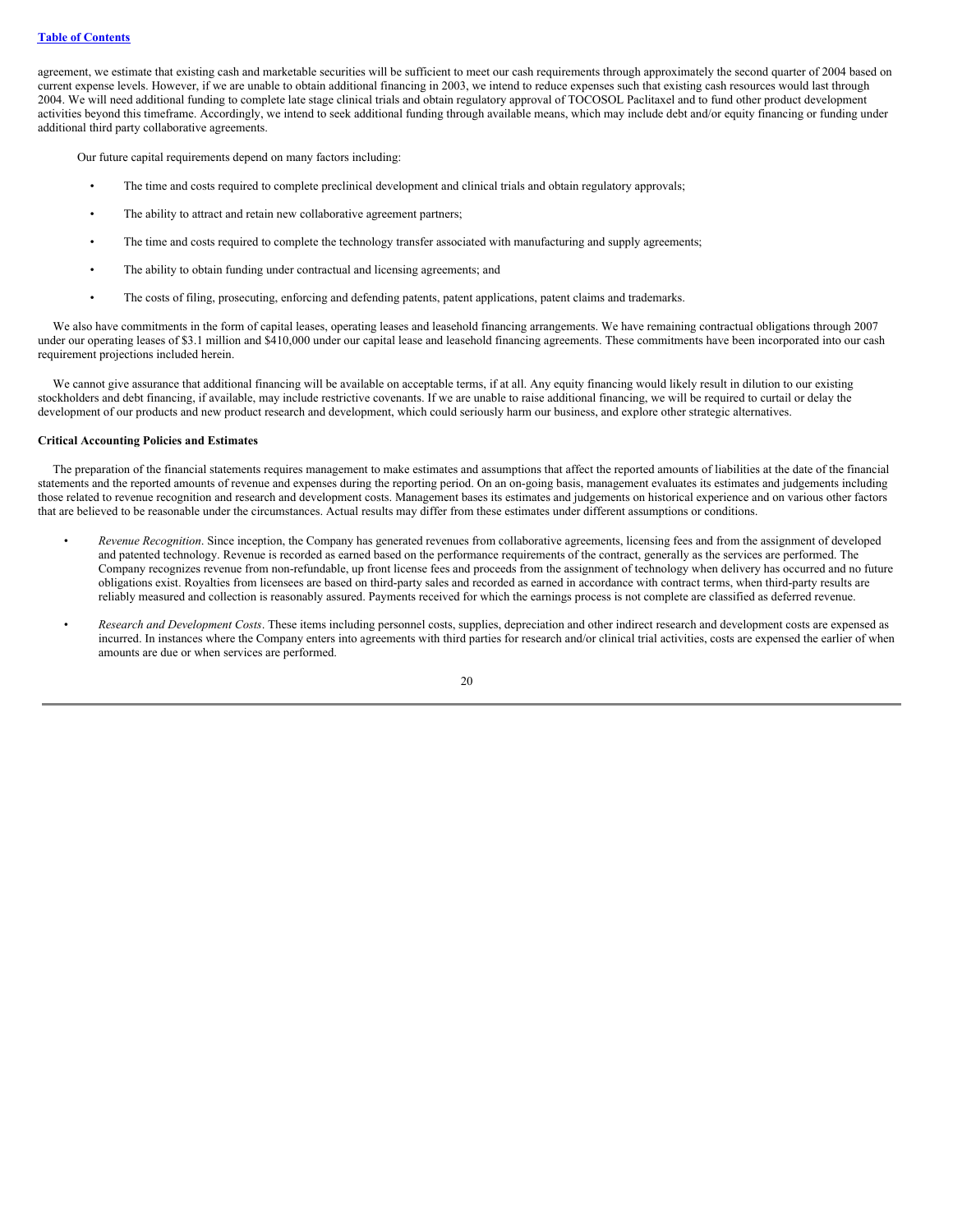agreement, we estimate that existing cash and marketable securities will be sufficient to meet our cash requirements through approximately the second quarter of 2004 based on current expense levels. However, if we are unable to obtain additional financing in 2003, we intend to reduce expenses such that existing cash resources would last through 2004. We will need additional funding to complete late stage clinical trials and obtain regulatory approval of TOCOSOL Paclitaxel and to fund other product development activities beyond this timeframe. Accordingly, we intend to seek additional funding through available means, which may include debt and/or equity financing or funding under additional third party collaborative agreements.

Our future capital requirements depend on many factors including:

- The time and costs required to complete preclinical development and clinical trials and obtain regulatory approvals;
- The ability to attract and retain new collaborative agreement partners;
- The time and costs required to complete the technology transfer associated with manufacturing and supply agreements;
- The ability to obtain funding under contractual and licensing agreements; and
- The costs of filing, prosecuting, enforcing and defending patents, patent applications, patent claims and trademarks.

We also have commitments in the form of capital leases, operating leases and leasehold financing arrangements. We have remaining contractual obligations through 2007 under our operating leases of $3.1 million and $410,000 under our capital lease and leasehold financing agreements. These commitments have been incorporated into our cash requirement projections included herein.

We cannot give assurance that additional financing will be available on acceptable terms, if at all. Any equity financing would likely result in dilution to our existing stockholders and debt financing, if available, may include restrictive covenants. If we are unable to raise additional financing, we will be required to curtail or delay the development of our products and new product research and development, which could seriously harm our business, and explore other strategic alternatives.

**Critical Accounting Policies and Estimates**

The preparation of the financial statements requires management to make estimates and assumptions that affect the reported amounts of liabilities at the date of the financial statements and the reported amounts of revenue and expenses during the reporting period. On an on-going basis, management evaluates its estimates and judgements including those related to revenue recognition and research and development costs. Management bases its estimates and judgements on historical experience and on various other factors that are believed to be reasonable under the circumstances. Actual results may differ from these estimates under different assumptions or conditions.

- *Revenue Recognition*. Since inception, the Company has generated revenues from collaborative agreements, licensing fees and from the assignment of developed and patented technology. Revenue is recorded as earned based on the performance requirements of the contract, generally as the services are performed. The Company recognizes revenue from non-refundable, up front license fees and proceeds from the assignment of technology when delivery has occurred and no future obligations exist. Royalties from licensees are based on third-party sales and recorded as earned in accordance with contract terms, when third-party results are reliably measured and collection is reasonably assured. Payments received for which the earnings process is not complete are classified as deferred revenue.
- *Research and Development Costs*. These items including personnel costs, supplies, depreciation and other indirect research and development costs are expensed as incurred. In instances where the Company enters into agreements with third parties for research and/or clinical trial activities, costs are expensed the earlier of when amounts are due or when services are performed.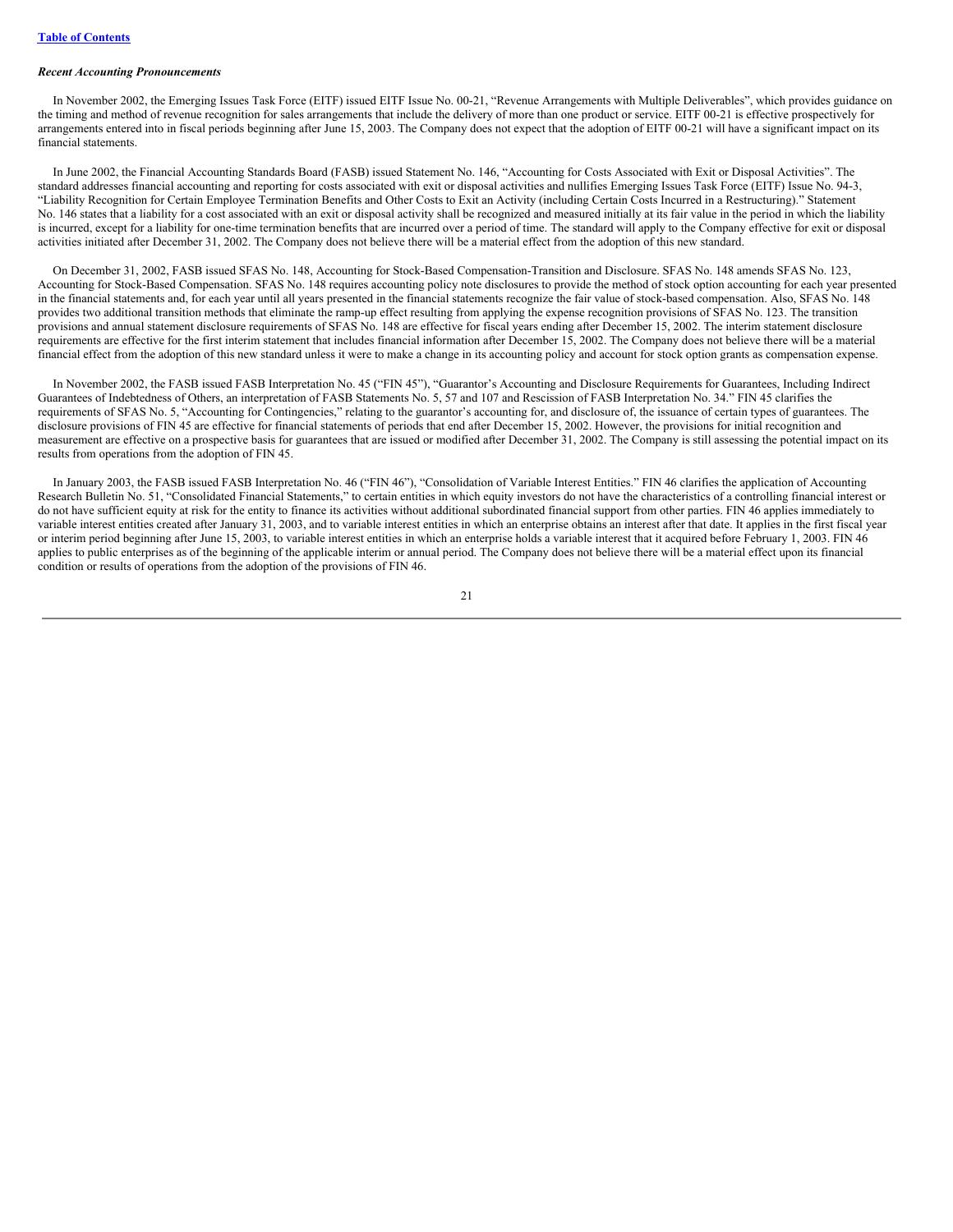*Recent Accounting Pronouncements*

In November 2002, the Emerging Issues Task Force (EITF) issued EITF Issue No. 00-21, "Revenue Arrangements with Multiple Deliverables", which provides guidance on the timing and method of revenue recognition for sales arrangements that include the delivery of more than one product or service. EITF 00-21 is effective prospectively for arrangements entered into in fiscal periods beginning after June 15, 2003. The Company does not expect that the adoption of EITF 00-21 will have a significant impact on its financial statements.

In June 2002, the Financial Accounting Standards Board (FASB) issued Statement No. 146, "Accounting for Costs Associated with Exit or Disposal Activities". The standard addresses financial accounting and reporting for costs associated with exit or disposal activities and nullifies Emerging Issues Task Force (EITF) Issue No. 94-3, "Liability Recognition for Certain Employee Termination Benefits and Other Costs to Exit an Activity (including Certain Costs Incurred in a Restructuring)." Statement No. 146 states that a liability for a cost associated with an exit or disposal activity shall be recognized and measured initially at its fair value in the period in which the liability is incurred, except for a liability for one-time termination benefits that are incurred over a period of time. The standard will apply to the Company effective for exit or disposal activities initiated after December 31, 2002. The Company does not believe there will be a material effect from the adoption of this new standard.

On December 31, 2002, FASB issued SFAS No. 148, Accounting for Stock-Based Compensation-Transition and Disclosure. SFAS No. 148 amends SFAS No. 123, Accounting for Stock-Based Compensation. SFAS No. 148 requires accounting policy note disclosures to provide the method of stock option accounting for each year presented in the financial statements and, for each year until all years presented in the financial statements recognize the fair value of stock-based compensation. Also, SFAS No. 148 provides two additional transition methods that eliminate the ramp-up effect resulting from applying the expense recognition provisions of SFAS No. 123. The transition provisions and annual statement disclosure requirements of SFAS No. 148 are effective for fiscal years ending after December 15, 2002. The interim statement disclosure requirements are effective for the first interim statement that includes financial information after December 15, 2002. The Company does not believe there will be a material financial effect from the adoption of this new standard unless it were to make a change in its accounting policy and account for stock option grants as compensation expense.

In November 2002, the FASB issued FASB Interpretation No. 45 ("FIN 45"), "Guarantor's Accounting and Disclosure Requirements for Guarantees, Including Indirect Guarantees of Indebtedness of Others, an interpretation of FASB Statements No. 5, 57 and 107 and Rescission of FASB Interpretation No. 34." FIN 45 clarifies the requirements of SFAS No. 5, "Accounting for Contingencies," relating to the guarantor's accounting for, and disclosure of, the issuance of certain types of guarantees. The disclosure provisions of FIN 45 are effective for financial statements of periods that end after December 15, 2002. However, the provisions for initial recognition and measurement are effective on a prospective basis for guarantees that are issued or modified after December 31, 2002. The Company is still assessing the potential impact on its results from operations from the adoption of FIN 45.

In January 2003, the FASB issued FASB Interpretation No. 46 ("FIN 46"), "Consolidation of Variable Interest Entities." FIN 46 clarifies the application of Accounting Research Bulletin No. 51, "Consolidated Financial Statements," to certain entities in which equity investors do not have the characteristics of a controlling financial interest or do not have sufficient equity at risk for the entity to finance its activities without additional subordinated financial support from other parties. FIN 46 applies immediately to variable interest entities created after January 31, 2003, and to variable interest entities in which an enterprise obtains an interest after that date. It applies in the first fiscal year or interim period beginning after June 15, 2003, to variable interest entities in which an enterprise holds a variable interest that it acquired before February 1, 2003. FIN 46 applies to public enterprises as of the beginning of the applicable interim or annual period. The Company does not believe there will be a material effect upon its financial condition or results of operations from the adoption of the provisions of FIN 46.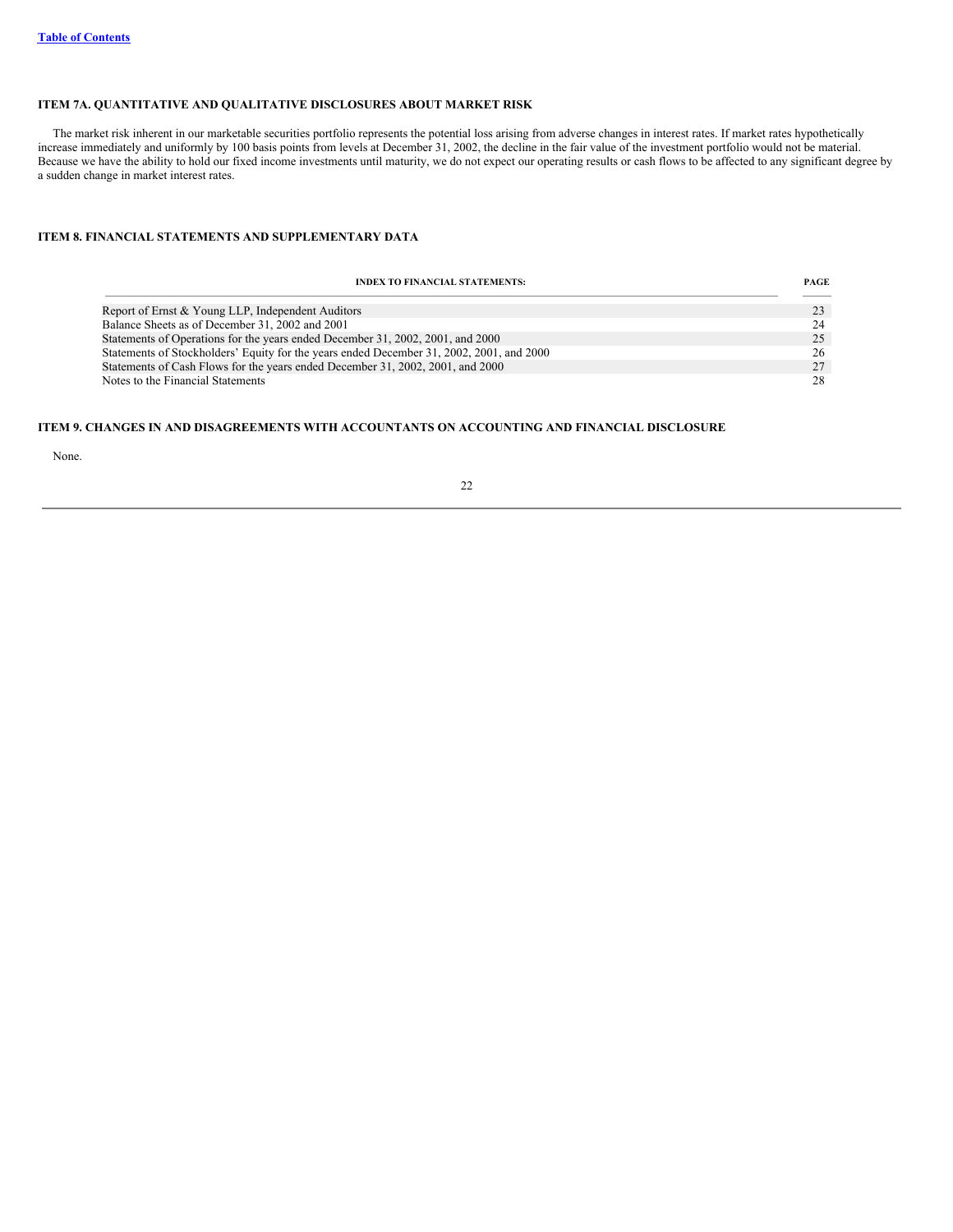[Table of Contents](#)

## ITEM 7A. QUANTITATIVE AND QUALITATIVE DISCLOSURES ABOUT MARKET RISK

The market risk inherent in our marketable securities portfolio represents the potential loss arising from adverse changes in interest rates. If market rates hypothetically increase immediately and uniformly by 100 basis points from levels at December 31, 2002, the decline in the fair value of the investment portfolio would not be material. Because we have the ability to hold our fixed income investments until maturity, we do not expect our operating results or cash flows to be affected to any significant degree by a sudden change in market interest rates.

## ITEM 8. FINANCIAL STATEMENTS AND SUPPLEMENTARY DATA

| INDEX TO FINANCIAL STATEMENTS: | PAGE |
|---|---|
| Report of Ernst & Young LLP, Independent Auditors | 23 |
| Balance Sheets as of December 31, 2002 and 2001 | 24 |
| Statements of Operations for the years ended December 31, 2002, 2001, and 2000 | 25 |
| Statements of Stockholders' Equity for the years ended December 31, 2002, 2001, and 2000 | 26 |
| Statements of Cash Flows for the years ended December 31, 2002, 2001, and 2000 | 27 |
| Notes to the Financial Statements | 28 |

## ITEM 9. CHANGES IN AND DISAGREEMENTS WITH ACCOUNTANTS ON ACCOUNTING AND FINANCIAL DISCLOSURE

None.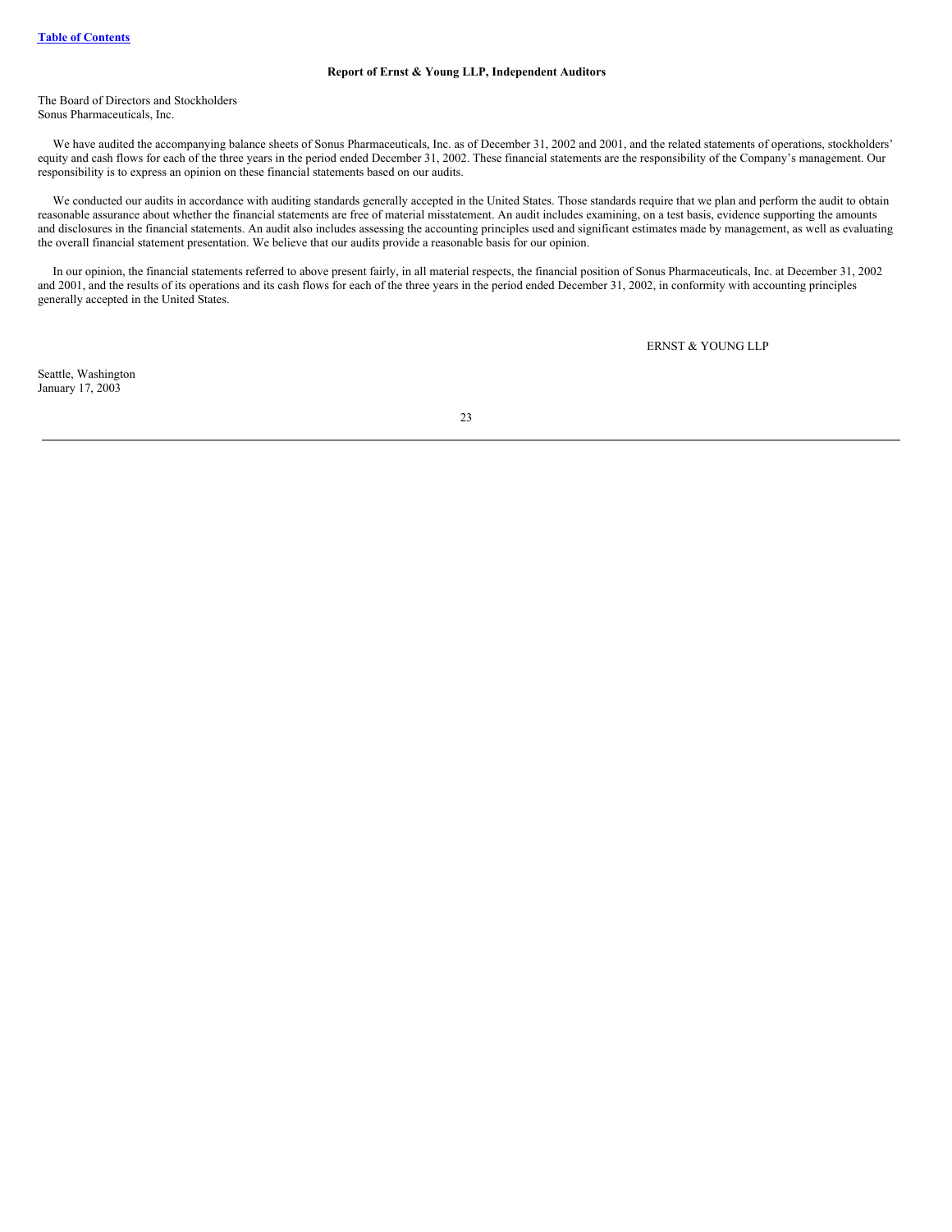### Report of Ernst & Young LLP, Independent Auditors

The Board of Directors and Stockholders
Sonus Pharmaceuticals, Inc.

We have audited the accompanying balance sheets of Sonus Pharmaceuticals, Inc. as of December 31, 2002 and 2001, and the related statements of operations, stockholders' equity and cash flows for each of the three years in the period ended December 31, 2002. These financial statements are the responsibility of the Company's management. Our responsibility is to express an opinion on these financial statements based on our audits.

We conducted our audits in accordance with auditing standards generally accepted in the United States. Those standards require that we plan and perform the audit to obtain reasonable assurance about whether the financial statements are free of material misstatement. An audit includes examining, on a test basis, evidence supporting the amounts and disclosures in the financial statements. An audit also includes assessing the accounting principles used and significant estimates made by management, as well as evaluating the overall financial statement presentation. We believe that our audits provide a reasonable basis for our opinion.

In our opinion, the financial statements referred to above present fairly, in all material respects, the financial position of Sonus Pharmaceuticals, Inc. at December 31, 2002 and 2001, and the results of its operations and its cash flows for each of the three years in the period ended December 31, 2002, in conformity with accounting principles generally accepted in the United States.

ERNST & YOUNG LLP

Seattle, Washington
January 17, 2003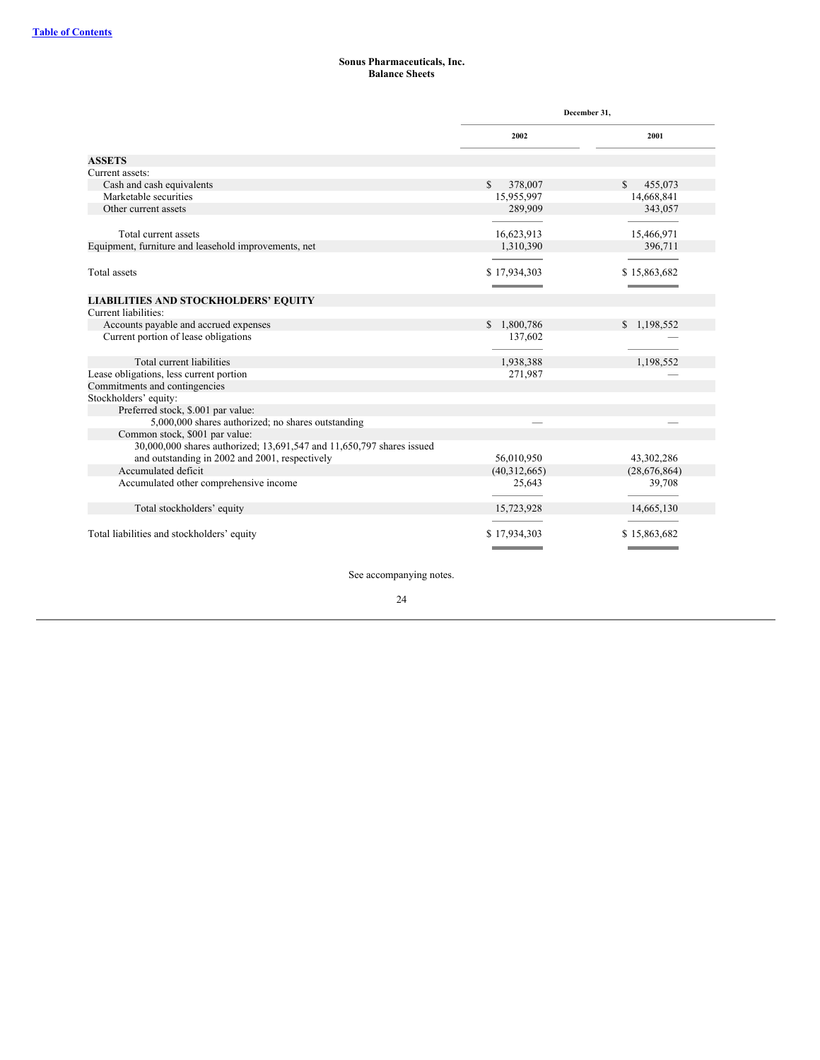**Sonus Pharmaceuticals, Inc.**
**Balance Sheets**

| | December 31, | |
|---|---|---|
| | 2002 | 2001 |
| **ASSETS** | | |
| Current assets: | | |
| Cash and cash equivalents | $ 378,007 | $ 455,073 |
| Marketable securities | 15,955,997 | 14,668,841 |
| Other current assets | 289,909 | 343,057 |
| Total current assets | 16,623,913 | 15,466,971 |
| Equipment, furniture and leasehold improvements, net | 1,310,390 | 396,711 |
| Total assets | $ 17,934,303 | $ 15,863,682 |
| **LIABILITIES AND STOCKHOLDERS' EQUITY** | | |
| Current liabilities: | | |
| Accounts payable and accrued expenses | $ 1,800,786 | $ 1,198,552 |
| Current portion of lease obligations | 137,602 | — |
| Total current liabilities | 1,938,388 | 1,198,552 |
| Lease obligations, less current portion | 271,987 | — |
| Commitments and contingencies | | |
| Stockholders' equity: | | |
| Preferred stock, $.001 par value: | | |
| 5,000,000 shares authorized; no shares outstanding | — | — |
| Common stock, $001 par value: | | |
| 30,000,000 shares authorized; 13,691,547 and 11,650,797 shares issued and outstanding in 2002 and 2001, respectively | 56,010,950 | 43,302,286 |
| Accumulated deficit | (40,312,665) | (28,676,864) |
| Accumulated other comprehensive income | 25,643 | 39,708 |
| Total stockholders' equity | 15,723,928 | 14,665,130 |
| Total liabilities and stockholders' equity | $ 17,934,303 | $ 15,863,682 |

See accompanying notes.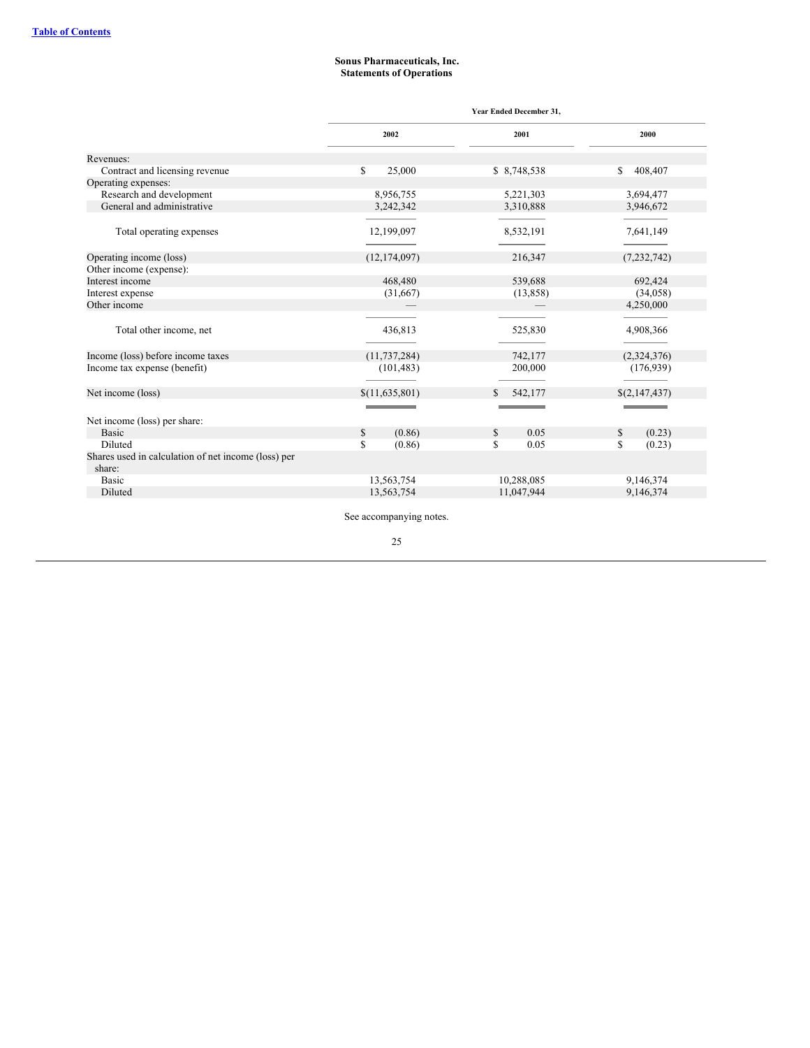[Table of Contents](#)

**Sonus Pharmaceuticals, Inc.**
**Statements of Operations**

| | Year Ended December 31, | | |
|---|---|---|---|
| | 2002 | 2001 | 2000 |
| Revenues: | | | |
| Contract and licensing revenue | $ 25,000 | $ 8,748,538 | $ 408,407 |
| Operating expenses: | | | |
| Research and development | 8,956,755 | 5,221,303 | 3,694,477 |
| General and administrative | 3,242,342 | 3,310,888 | 3,946,672 |
| Total operating expenses | 12,199,097 | 8,532,191 | 7,641,149 |
| Operating income (loss) | (12,174,097) | 216,347 | (7,232,742) |
| Other income (expense): | | | |
| Interest income | 468,480 | 539,688 | 692,424 |
| Interest expense | (31,667) | (13,858) | (34,058) |
| Other income | — | — | 4,250,000 |
| Total other income, net | 436,813 | 525,830 | 4,908,366 |
| Income (loss) before income taxes | (11,737,284) | 742,177 | (2,324,376) |
| Income tax expense (benefit) | (101,483) | 200,000 | (176,939) |
| Net income (loss) | $(11,635,801) | $ 542,177 | $(2,147,437) |
| Net income (loss) per share: | | | |
| Basic | $ (0.86) | $ 0.05 | $ (0.23) |
| Diluted | $ (0.86) | $ 0.05 | $ (0.23) |
| Shares used in calculation of net income (loss) per share: | | | |
| Basic | 13,563,754 | 10,288,085 | 9,146,374 |
| Diluted | 13,563,754 | 11,047,944 | 9,146,374 |

See accompanying notes.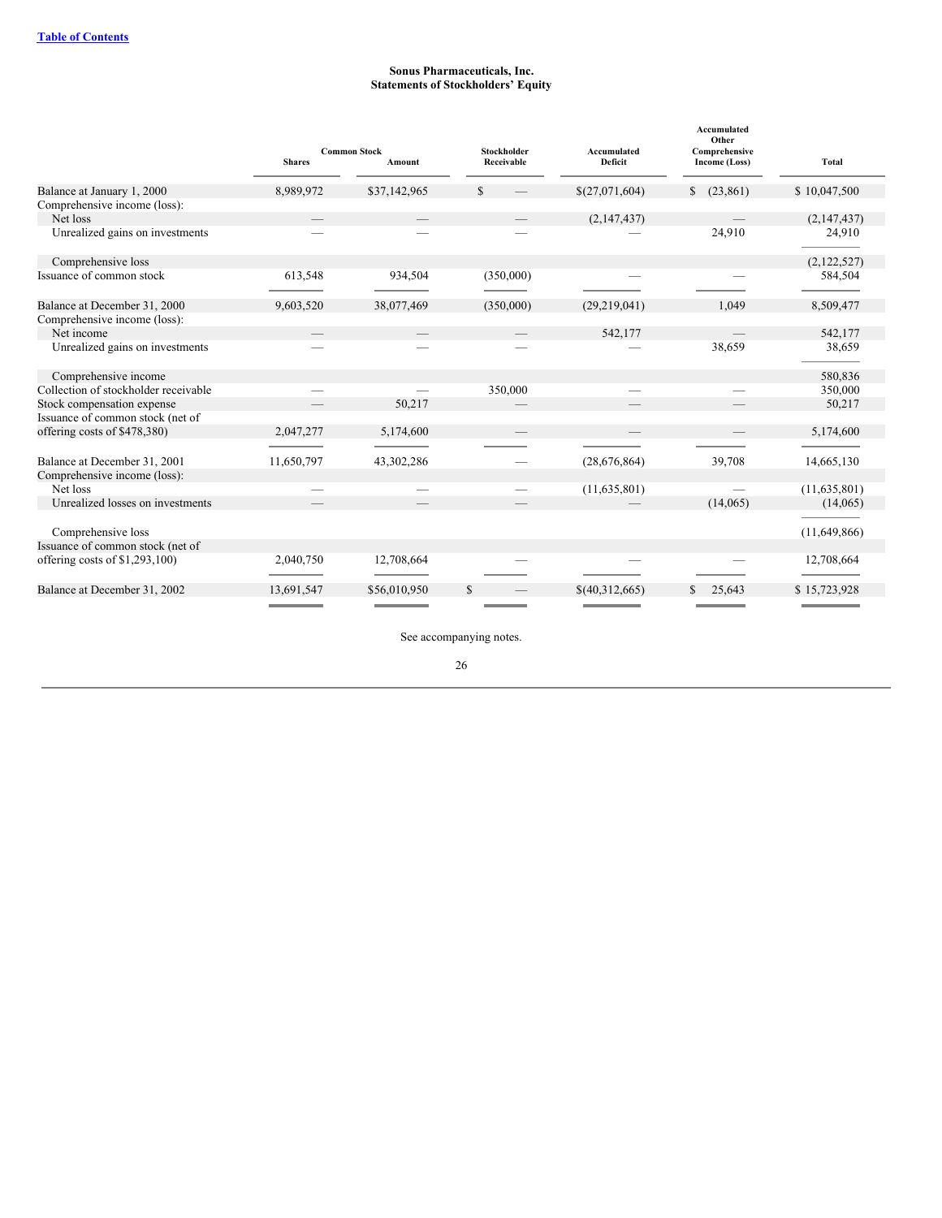# Sonus Pharmaceuticals, Inc.
## Statements of Stockholders' Equity

| | Common Stock | | Stockholder Receivable | Accumulated Deficit | Accumulated Other Comprehensive Income (Loss) | Total |
|---|---|---|---|---|---|---|
| | Shares | Amount | | | | |
| Balance at January 1, 2000 | 8,989,972 | $37,142,965 | $ — | $(27,071,604) | $ (23,861) | $ 10,047,500 |
| Comprehensive income (loss): | | | | | | |
| Net loss | — | — | — | (2,147,437) | — | (2,147,437) |
| Unrealized gains on investments | — | — | — | — | 24,910 | 24,910 |
| Comprehensive loss | | | | | | (2,122,527) |
| Issuance of common stock | 613,548 | 934,504 | (350,000) | — | — | 584,504 |
| Balance at December 31, 2000 | 9,603,520 | 38,077,469 | (350,000) | (29,219,041) | 1,049 | 8,509,477 |
| Comprehensive income (loss): | | | | | | |
| Net income | — | — | — | 542,177 | — | 542,177 |
| Unrealized gains on investments | — | — | — | — | 38,659 | 38,659 |
| Comprehensive income | | | | | | 580,836 |
| Collection of stockholder receivable | — | — | 350,000 | — | — | 350,000 |
| Stock compensation expense | — | 50,217 | — | — | — | 50,217 |
| Issuance of common stock (net of offering costs of $478,380) | 2,047,277 | 5,174,600 | — | — | — | 5,174,600 |
| Balance at December 31, 2001 | 11,650,797 | 43,302,286 | — | (28,676,864) | 39,708 | 14,665,130 |
| Comprehensive income (loss): | | | | | | |
| Net loss | — | — | — | (11,635,801) | — | (11,635,801) |
| Unrealized losses on investments | — | — | — | — | (14,065) | (14,065) |
| Comprehensive loss | | | | | | (11,649,866) |
| Issuance of common stock (net of offering costs of $1,293,100) | 2,040,750 | 12,708,664 | — | — | — | 12,708,664 |
| Balance at December 31, 2002 | 13,691,547 | $56,010,950 | $ — | $(40,312,665) | $ 25,643 | $ 15,723,928 |

See accompanying notes.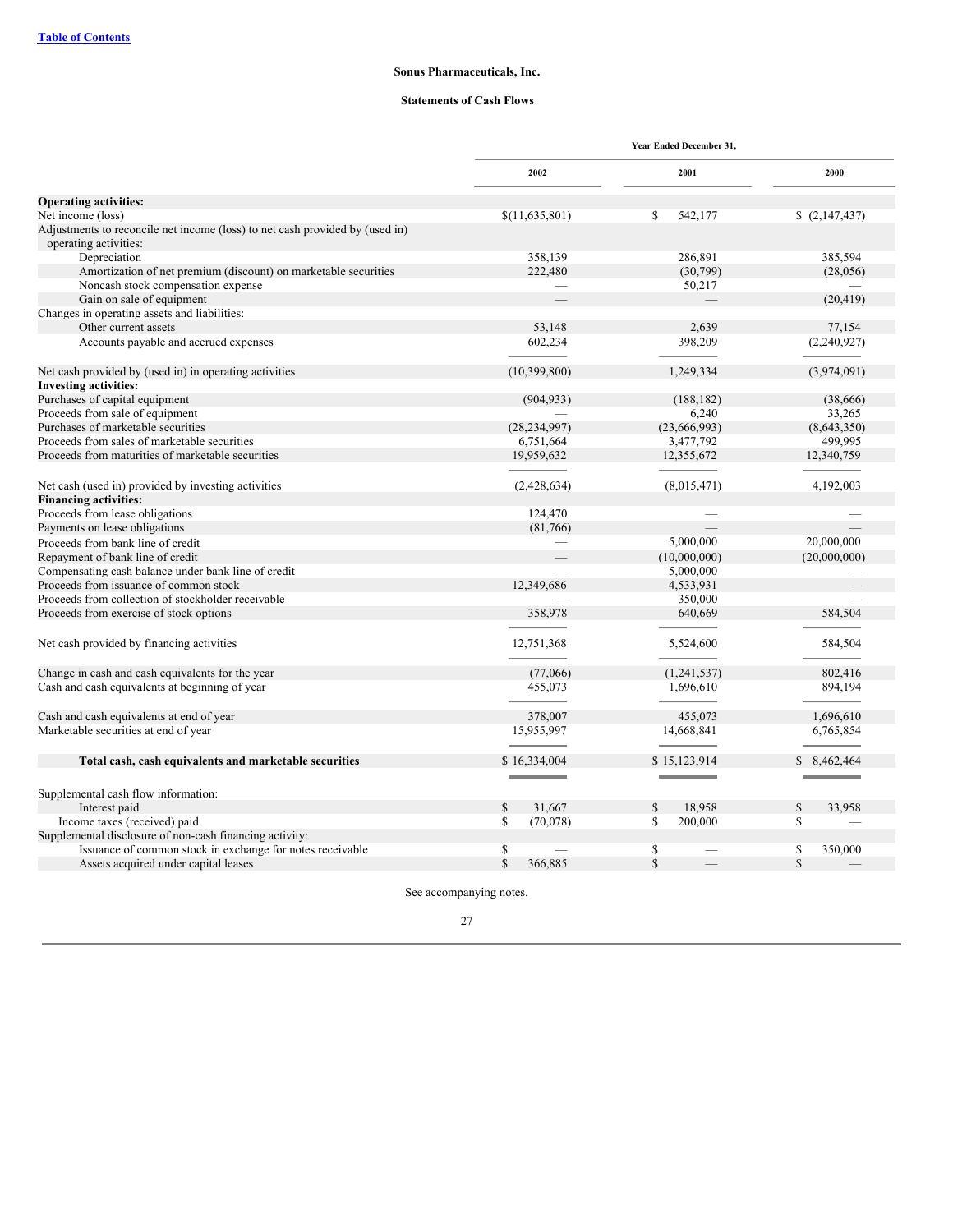**Sonus Pharmaceuticals, Inc.**

**Statements of Cash Flows**

| | Year Ended December 31, | | |
|---|---|---|---|
| | 2002 | 2001 | 2000 |
| **Operating activities:** | | | |
| Net income (loss) | $(11,635,801) | $ 542,177 | $ (2,147,437) |
| Adjustments to reconcile net income (loss) to net cash provided by (used in) operating activities: | | | |
| Depreciation | 358,139 | 286,891 | 385,594 |
| Amortization of net premium (discount) on marketable securities | 222,480 | (30,799) | (28,056) |
| Noncash stock compensation expense | — | 50,217 | — |
| Gain on sale of equipment | — | — | (20,419) |
| Changes in operating assets and liabilities: | | | |
| Other current assets | 53,148 | 2,639 | 77,154 |
| Accounts payable and accrued expenses | 602,234 | 398,209 | (2,240,927) |
| Net cash provided by (used in) operating activities | (10,399,800) | 1,249,334 | (3,974,091) |
| **Investing activities:** | | | |
| Purchases of capital equipment | (904,933) | (188,182) | (38,666) |
| Proceeds from sale of equipment | — | 6,240 | 33,265 |
| Purchases of marketable securities | (28,234,997) | (23,666,993) | (8,643,350) |
| Proceeds from sales of marketable securities | 6,751,664 | 3,477,792 | 499,995 |
| Proceeds from maturities of marketable securities | 19,959,632 | 12,355,672 | 12,340,759 |
| Net cash (used in) provided by investing activities | (2,428,634) | (8,015,471) | 4,192,003 |
| **Financing activities:** | | | |
| Proceeds from lease obligations | 124,470 | — | — |
| Payments on lease obligations | (81,766) | — | — |
| Proceeds from bank line of credit | — | 5,000,000 | 20,000,000 |
| Repayment of bank line of credit | — | (10,000,000) | (20,000,000) |
| Compensating cash balance under bank line of credit | — | 5,000,000 | — |
| Proceeds from issuance of common stock | 12,349,686 | 4,533,931 | — |
| Proceeds from collection of stockholder receivable | — | 350,000 | — |
| Proceeds from exercise of stock options | 358,978 | 640,669 | 584,504 |
| Net cash provided by financing activities | 12,751,368 | 5,524,600 | 584,504 |
| Change in cash and cash equivalents for the year | (77,066) | (1,241,537) | 802,416 |
| Cash and cash equivalents at beginning of year | 455,073 | 1,696,610 | 894,194 |
| Cash and cash equivalents at end of year | 378,007 | 455,073 | 1,696,610 |
| Marketable securities at end of year | 15,955,997 | 14,668,841 | 6,765,854 |
| **Total cash, cash equivalents and marketable securities** | $ 16,334,004 | $ 15,123,914 | $ 8,462,464 |
| Supplemental cash flow information: | | | |
| Interest paid | $ 31,667 | $ 18,958 | $ 33,958 |
| Income taxes (received) paid | $ (70,078) | $ 200,000 | $ — |
| Supplemental disclosure of non-cash financing activity: | | | |
| Issuance of common stock in exchange for notes receivable | $ — | $ — | $ 350,000 |
| Assets acquired under capital leases | $ 366,885 | $ — | $ — |

See accompanying notes.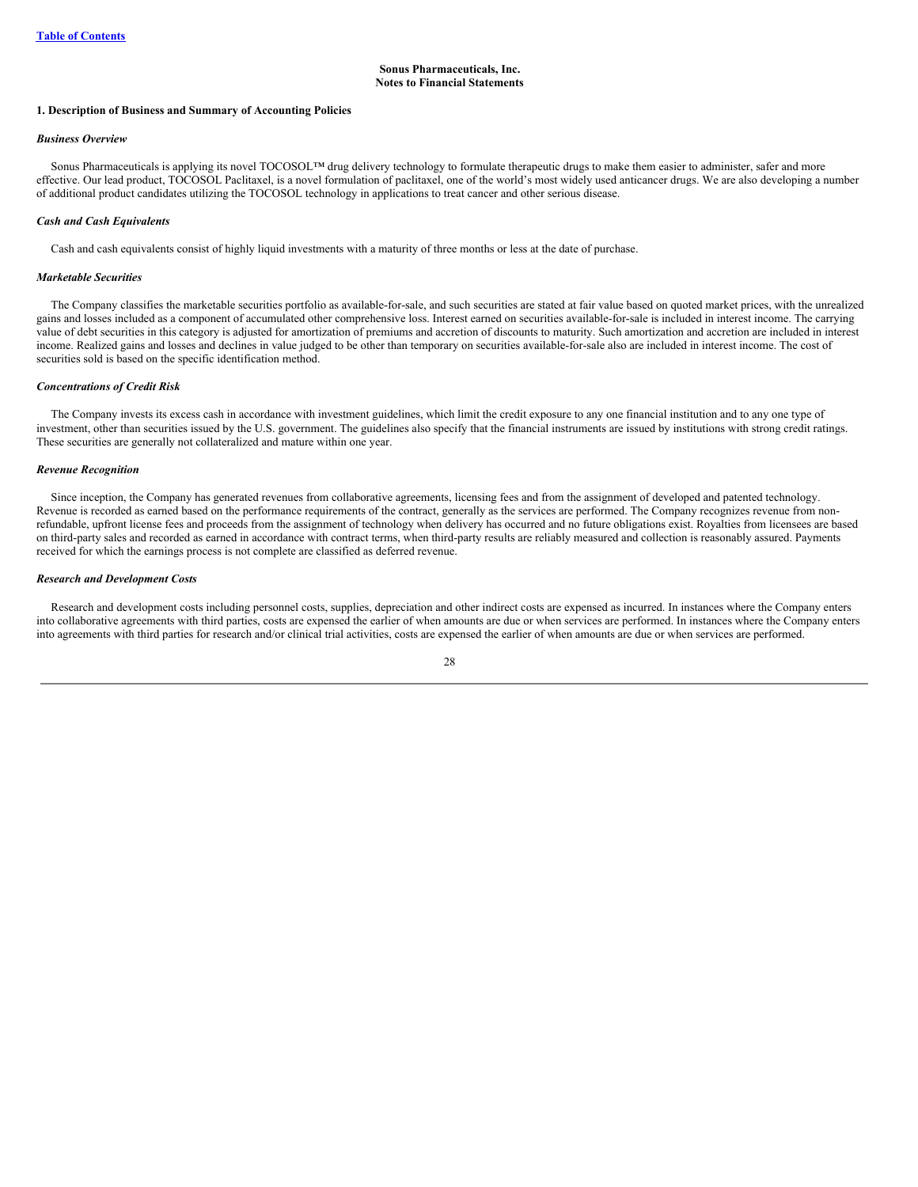**Sonus Pharmaceuticals, Inc.**
**Notes to Financial Statements**

### 1. Description of Business and Summary of Accounting Policies

#### *Business Overview*

Sonus Pharmaceuticals is applying its novel TOCOSOL™ drug delivery technology to formulate therapeutic drugs to make them easier to administer, safer and more effective. Our lead product, TOCOSOL Paclitaxel, is a novel formulation of paclitaxel, one of the world's most widely used anticancer drugs. We are also developing a number of additional product candidates utilizing the TOCOSOL technology in applications to treat cancer and other serious disease.

#### *Cash and Cash Equivalents*

Cash and cash equivalents consist of highly liquid investments with a maturity of three months or less at the date of purchase.

#### *Marketable Securities*

The Company classifies the marketable securities portfolio as available-for-sale, and such securities are stated at fair value based on quoted market prices, with the unrealized gains and losses included as a component of accumulated other comprehensive loss. Interest earned on securities available-for-sale is included in interest income. The carrying value of debt securities in this category is adjusted for amortization of premiums and accretion of discounts to maturity. Such amortization and accretion are included in interest income. Realized gains and losses and declines in value judged to be other than temporary on securities available-for-sale also are included in interest income. The cost of securities sold is based on the specific identification method.

#### *Concentrations of Credit Risk*

The Company invests its excess cash in accordance with investment guidelines, which limit the credit exposure to any one financial institution and to any one type of investment, other than securities issued by the U.S. government. The guidelines also specify that the financial instruments are issued by institutions with strong credit ratings. These securities are generally not collateralized and mature within one year.

#### *Revenue Recognition*

Since inception, the Company has generated revenues from collaborative agreements, licensing fees and from the assignment of developed and patented technology. Revenue is recorded as earned based on the performance requirements of the contract, generally as the services are performed. The Company recognizes revenue from non-refundable, upfront license fees and proceeds from the assignment of technology when delivery has occurred and no future obligations exist. Royalties from licensees are based on third-party sales and recorded as earned in accordance with contract terms, when third-party results are reliably measured and collection is reasonably assured. Payments received for which the earnings process is not complete are classified as deferred revenue.

#### *Research and Development Costs*

Research and development costs including personnel costs, supplies, depreciation and other indirect costs are expensed as incurred. In instances where the Company enters into collaborative agreements with third parties, costs are expensed the earlier of when amounts are due or when services are performed. In instances where the Company enters into agreements with third parties for research and/or clinical trial activities, costs are expensed the earlier of when amounts are due or when services are performed.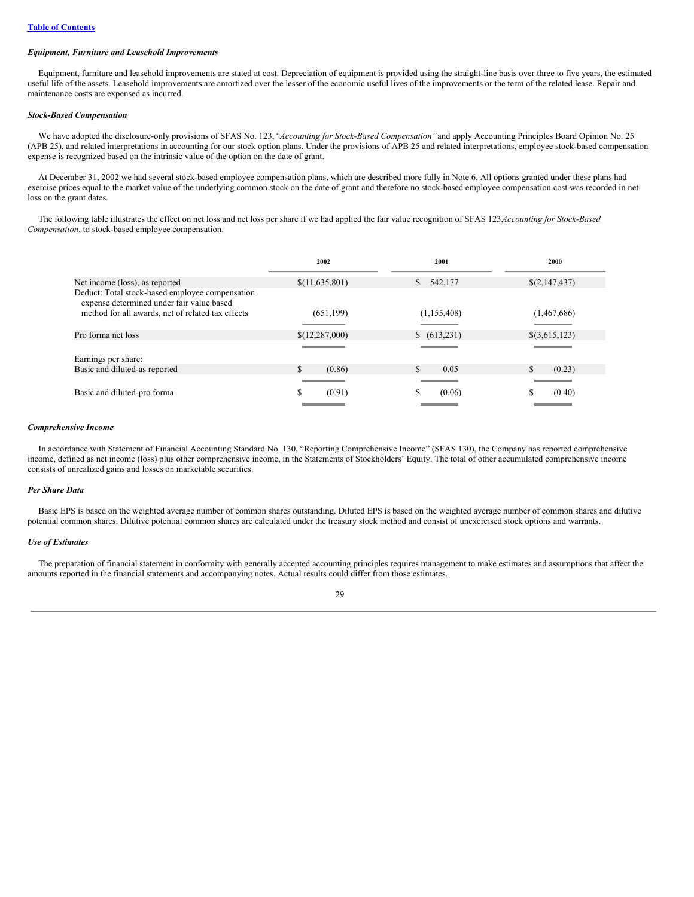[Table of Contents](#)

***Equipment, Furniture and Leasehold Improvements***

Equipment, furniture and leasehold improvements are stated at cost. Depreciation of equipment is provided using the straight-line basis over three to five years, the estimated useful life of the assets. Leasehold improvements are amortized over the lesser of the economic useful lives of the improvements or the term of the related lease. Repair and maintenance costs are expensed as incurred.

***Stock-Based Compensation***

We have adopted the disclosure-only provisions of SFAS No. 123, *"Accounting for Stock-Based Compensation"* and apply Accounting Principles Board Opinion No. 25 (APB 25), and related interpretations in accounting for our stock option plans. Under the provisions of APB 25 and related interpretations, employee stock-based compensation expense is recognized based on the intrinsic value of the option on the date of grant.

At December 31, 2002 we had several stock-based employee compensation plans, which are described more fully in Note 6. All options granted under these plans had exercise prices equal to the market value of the underlying common stock on the date of grant and therefore no stock-based employee compensation cost was recorded in net loss on the grant dates.

The following table illustrates the effect on net loss and net loss per share if we had applied the fair value recognition of SFAS 123 *Accounting for Stock-Based Compensation*, to stock-based employee compensation.

| | 2002 | 2001 | 2000 |
|---|---|---|---|
| Net income (loss), as reported | $(11,635,801) | $ 542,177 | $(2,147,437) |
| Deduct: Total stock-based employee compensation expense determined under fair value based method for all awards, net of related tax effects | (651,199) | (1,155,408) | (1,467,686) |
| Pro forma net loss | $(12,287,000) | $ (613,231) | $(3,615,123) |
| Earnings per share: | | | |
| Basic and diluted-as reported | $ (0.86) | $ 0.05 | $ (0.23) |
| Basic and diluted-pro forma | $ (0.91) | $ (0.06) | $ (0.40) |

***Comprehensive Income***

In accordance with Statement of Financial Accounting Standard No. 130, "Reporting Comprehensive Income" (SFAS 130), the Company has reported comprehensive income, defined as net income (loss) plus other comprehensive income, in the Statements of Stockholders' Equity. The total of other accumulated comprehensive income consists of unrealized gains and losses on marketable securities.

***Per Share Data***

Basic EPS is based on the weighted average number of common shares outstanding. Diluted EPS is based on the weighted average number of common shares and dilutive potential common shares. Dilutive potential common shares are calculated under the treasury stock method and consist of unexercised stock options and warrants.

***Use of Estimates***

The preparation of financial statement in conformity with generally accepted accounting principles requires management to make estimates and assumptions that affect the amounts reported in the financial statements and accompanying notes. Actual results could differ from those estimates.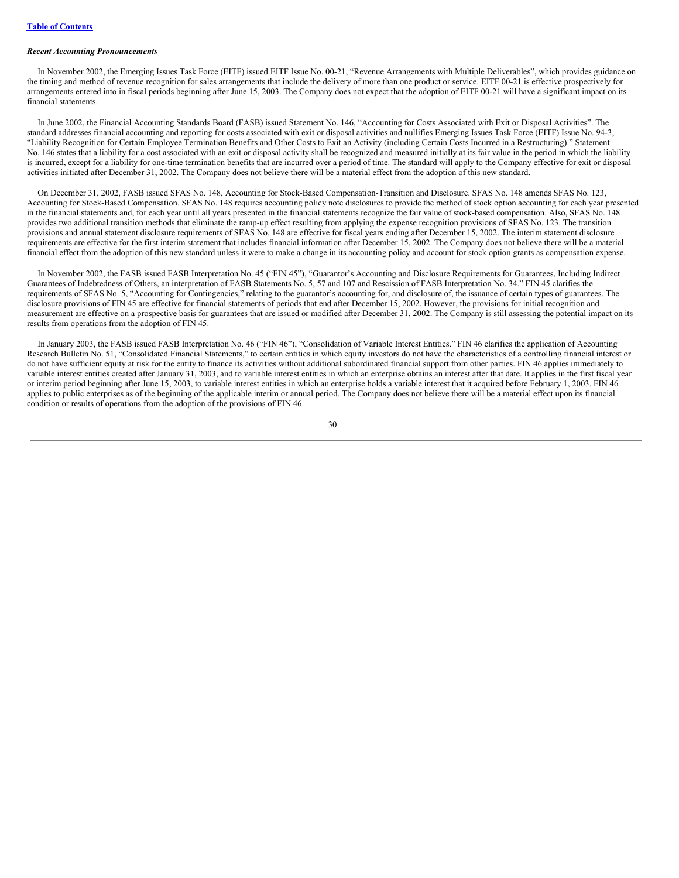*Recent Accounting Pronouncements*

In November 2002, the Emerging Issues Task Force (EITF) issued EITF Issue No. 00-21, "Revenue Arrangements with Multiple Deliverables", which provides guidance on the timing and method of revenue recognition for sales arrangements that include the delivery of more than one product or service. EITF 00-21 is effective prospectively for arrangements entered into in fiscal periods beginning after June 15, 2003. The Company does not expect that the adoption of EITF 00-21 will have a significant impact on its financial statements.

In June 2002, the Financial Accounting Standards Board (FASB) issued Statement No. 146, "Accounting for Costs Associated with Exit or Disposal Activities". The standard addresses financial accounting and reporting for costs associated with exit or disposal activities and nullifies Emerging Issues Task Force (EITF) Issue No. 94-3, "Liability Recognition for Certain Employee Termination Benefits and Other Costs to Exit an Activity (including Certain Costs Incurred in a Restructuring)." Statement No. 146 states that a liability for a cost associated with an exit or disposal activity shall be recognized and measured initially at its fair value in the period in which the liability is incurred, except for a liability for one-time termination benefits that are incurred over a period of time. The standard will apply to the Company effective for exit or disposal activities initiated after December 31, 2002. The Company does not believe there will be a material effect from the adoption of this new standard.

On December 31, 2002, FASB issued SFAS No. 148, Accounting for Stock-Based Compensation-Transition and Disclosure. SFAS No. 148 amends SFAS No. 123, Accounting for Stock-Based Compensation. SFAS No. 148 requires accounting policy note disclosures to provide the method of stock option accounting for each year presented in the financial statements and, for each year until all years presented in the financial statements recognize the fair value of stock-based compensation. Also, SFAS No. 148 provides two additional transition methods that eliminate the ramp-up effect resulting from applying the expense recognition provisions of SFAS No. 123. The transition provisions and annual statement disclosure requirements of SFAS No. 148 are effective for fiscal years ending after December 15, 2002. The interim statement disclosure requirements are effective for the first interim statement that includes financial information after December 15, 2002. The Company does not believe there will be a material financial effect from the adoption of this new standard unless it were to make a change in its accounting policy and account for stock option grants as compensation expense.

In November 2002, the FASB issued FASB Interpretation No. 45 ("FIN 45"), "Guarantor's Accounting and Disclosure Requirements for Guarantees, Including Indirect Guarantees of Indebtedness of Others, an interpretation of FASB Statements No. 5, 57 and 107 and Rescission of FASB Interpretation No. 34." FIN 45 clarifies the requirements of SFAS No. 5, "Accounting for Contingencies," relating to the guarantor's accounting for, and disclosure of, the issuance of certain types of guarantees. The disclosure provisions of FIN 45 are effective for financial statements of periods that end after December 15, 2002. However, the provisions for initial recognition and measurement are effective on a prospective basis for guarantees that are issued or modified after December 31, 2002. The Company is still assessing the potential impact on its results from operations from the adoption of FIN 45.

In January 2003, the FASB issued FASB Interpretation No. 46 ("FIN 46"), "Consolidation of Variable Interest Entities." FIN 46 clarifies the application of Accounting Research Bulletin No. 51, "Consolidated Financial Statements," to certain entities in which equity investors do not have the characteristics of a controlling financial interest or do not have sufficient equity at risk for the entity to finance its activities without additional subordinated financial support from other parties. FIN 46 applies immediately to variable interest entities created after January 31, 2003, and to variable interest entities in which an enterprise obtains an interest after that date. It applies in the first fiscal year or interim period beginning after June 15, 2003, to variable interest entities in which an enterprise holds a variable interest that it acquired before February 1, 2003. FIN 46 applies to public enterprises as of the beginning of the applicable interim or annual period. The Company does not believe there will be a material effect upon its financial condition or results of operations from the adoption of the provisions of FIN 46.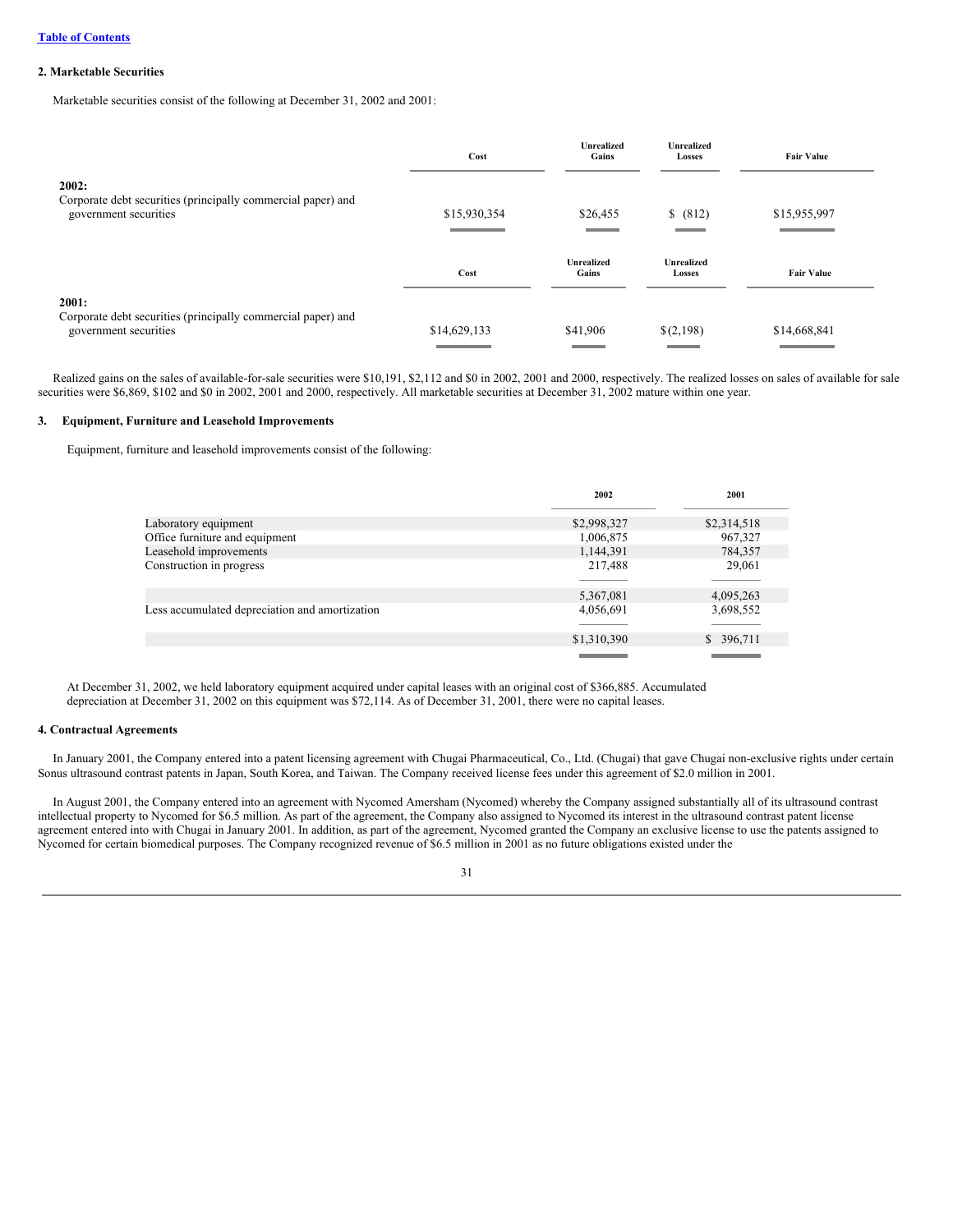[Table of Contents](#)

### 2. Marketable Securities

Marketable securities consist of the following at December 31, 2002 and 2001:

| | Cost | Unrealized Gains | Unrealized Losses | Fair Value |
|---|---|---|---|---|
| **2002:** | | | | |
| Corporate debt securities (principally commercial paper) and government securities | $15,930,354 | $26,455 | $ (812) | $15,955,997 |

| | Cost | Unrealized Gains | Unrealized Losses | Fair Value |
|---|---|---|---|---|
| **2001:** | | | | |
| Corporate debt securities (principally commercial paper) and government securities | $14,629,133 | $41,906 | $(2,198) | $14,668,841 |

Realized gains on the sales of available-for-sale securities were $10,191, $2,112 and $0 in 2002, 2001 and 2000, respectively. The realized losses on sales of available for sale securities were $6,869, $102 and $0 in 2002, 2001 and 2000, respectively. All marketable securities at December 31, 2002 mature within one year.

### 3. Equipment, Furniture and Leasehold Improvements

Equipment, furniture and leasehold improvements consist of the following:

| | 2002 | 2001 |
|---|---|---|
| Laboratory equipment | $2,998,327 | $2,314,518 |
| Office furniture and equipment | 1,006,875 | 967,327 |
| Leasehold improvements | 1,144,391 | 784,357 |
| Construction in progress | 217,488 | 29,061 |
| | 5,367,081 | 4,095,263 |
| Less accumulated depreciation and amortization | 4,056,691 | 3,698,552 |
| | $1,310,390 | $ 396,711 |

At December 31, 2002, we held laboratory equipment acquired under capital leases with an original cost of $366,885. Accumulated depreciation at December 31, 2002 on this equipment was $72,114. As of December 31, 2001, there were no capital leases.

### 4. Contractual Agreements

In January 2001, the Company entered into a patent licensing agreement with Chugai Pharmaceutical, Co., Ltd. (Chugai) that gave Chugai non-exclusive rights under certain Sonus ultrasound contrast patents in Japan, South Korea, and Taiwan. The Company received license fees under this agreement of $2.0 million in 2001.

In August 2001, the Company entered into an agreement with Nycomed Amersham (Nycomed) whereby the Company assigned substantially all of its ultrasound contrast intellectual property to Nycomed for $6.5 million. As part of the agreement, the Company also assigned to Nycomed its interest in the ultrasound contrast patent license agreement entered into with Chugai in January 2001. In addition, as part of the agreement, Nycomed granted the Company an exclusive license to use the patents assigned to Nycomed for certain biomedical purposes. The Company recognized revenue of $6.5 million in 2001 as no future obligations existed under the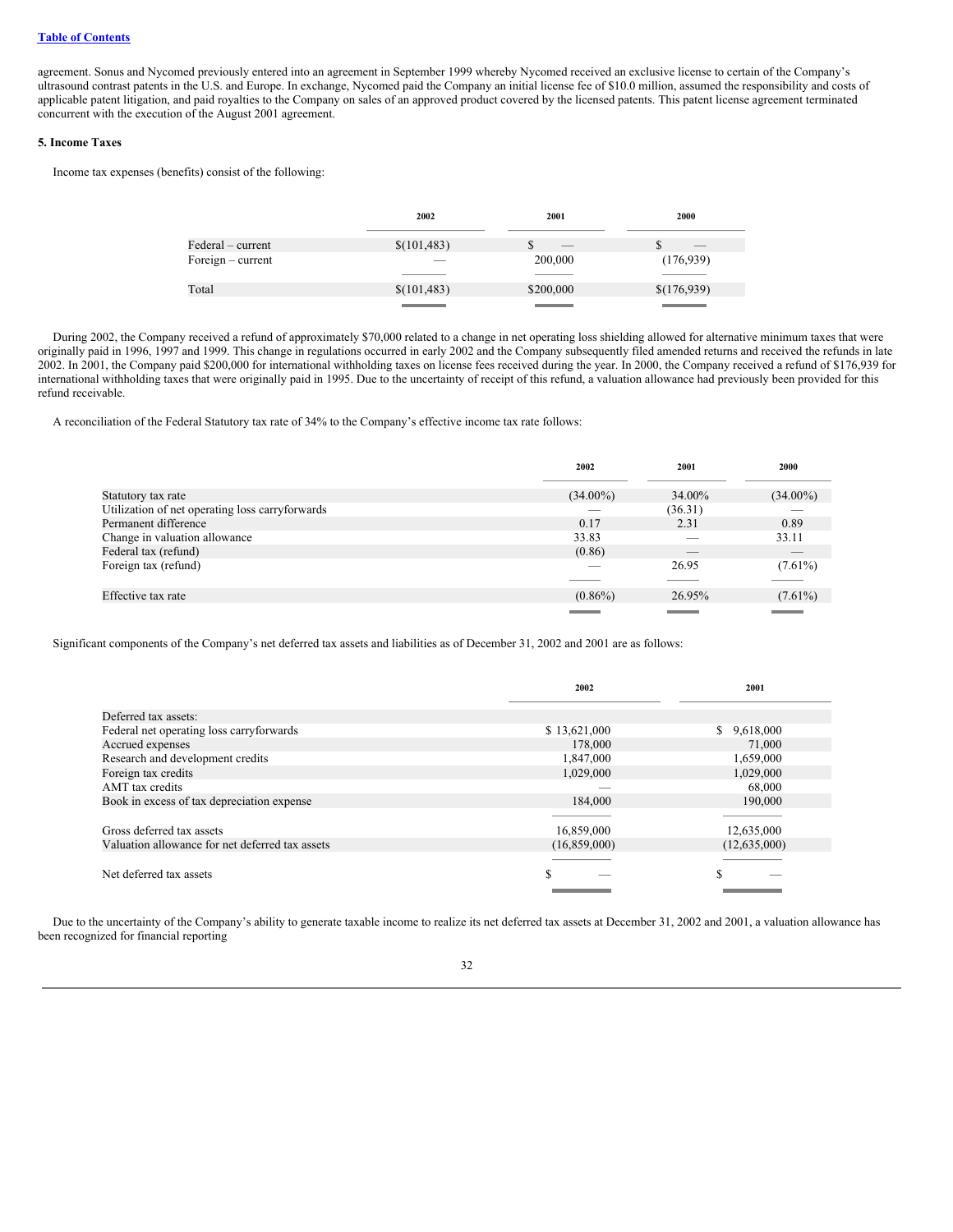agreement. Sonus and Nycomed previously entered into an agreement in September 1999 whereby Nycomed received an exclusive license to certain of the Company's ultrasound contrast patents in the U.S. and Europe. In exchange, Nycomed paid the Company an initial license fee of $10.0 million, assumed the responsibility and costs of applicable patent litigation, and paid royalties to the Company on sales of an approved product covered by the licensed patents. This patent license agreement terminated concurrent with the execution of the August 2001 agreement.

**5. Income Taxes**

Income tax expenses (benefits) consist of the following:

| | 2002 | 2001 | 2000 |
|---|---|---|---|
| Federal – current | $(101,483) | $ — | $ — |
| Foreign – current | — | 200,000 | (176,939) |
| Total | $(101,483) | $200,000 | $(176,939) |

During 2002, the Company received a refund of approximately $70,000 related to a change in net operating loss shielding allowed for alternative minimum taxes that were originally paid in 1996, 1997 and 1999. This change in regulations occurred in early 2002 and the Company subsequently filed amended returns and received the refunds in late 2002. In 2001, the Company paid $200,000 for international withholding taxes on license fees received during the year. In 2000, the Company received a refund of $176,939 for international withholding taxes that were originally paid in 1995. Due to the uncertainty of receipt of this refund, a valuation allowance had previously been provided for this refund receivable.

A reconciliation of the Federal Statutory tax rate of 34% to the Company's effective income tax rate follows:

| | 2002 | 2001 | 2000 |
|---|---|---|---|
| Statutory tax rate | (34.00%) | 34.00% | (34.00%) |
| Utilization of net operating loss carryforwards | — | (36.31) | — |
| Permanent difference | 0.17 | 2.31 | 0.89 |
| Change in valuation allowance | 33.83 | — | 33.11 |
| Federal tax (refund) | (0.86) | — | — |
| Foreign tax (refund) | — | 26.95 | (7.61%) |
| Effective tax rate | (0.86%) | 26.95% | (7.61%) |

Significant components of the Company's net deferred tax assets and liabilities as of December 31, 2002 and 2001 are as follows:

| | 2002 | 2001 |
|---|---|---|
| Deferred tax assets: | | |
| Federal net operating loss carryforwards | $ 13,621,000 | $ 9,618,000 |
| Accrued expenses | 178,000 | 71,000 |
| Research and development credits | 1,847,000 | 1,659,000 |
| Foreign tax credits | 1,029,000 | 1,029,000 |
| AMT tax credits | — | 68,000 |
| Book in excess of tax depreciation expense | 184,000 | 190,000 |
| Gross deferred tax assets | 16,859,000 | 12,635,000 |
| Valuation allowance for net deferred tax assets | (16,859,000) | (12,635,000) |
| Net deferred tax assets | $ — | $ — |

Due to the uncertainty of the Company's ability to generate taxable income to realize its net deferred tax assets at December 31, 2002 and 2001, a valuation allowance has been recognized for financial reporting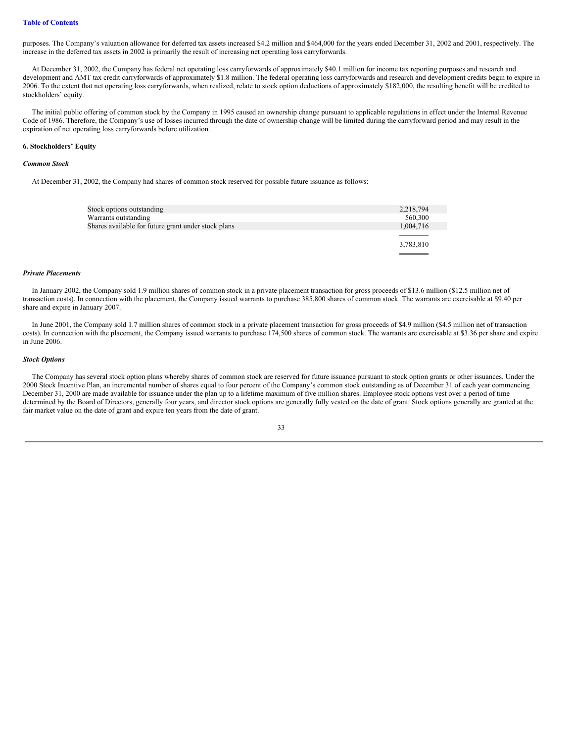purposes. The Company's valuation allowance for deferred tax assets increased $4.2 million and $464,000 for the years ended December 31, 2002 and 2001, respectively. The increase in the deferred tax assets in 2002 is primarily the result of increasing net operating loss carryforwards.

At December 31, 2002, the Company has federal net operating loss carryforwards of approximately $40.1 million for income tax reporting purposes and research and development and AMT tax credit carryforwards of approximately $1.8 million. The federal operating loss carryforwards and research and development credits begin to expire in 2006. To the extent that net operating loss carryforwards, when realized, relate to stock option deductions of approximately $182,000, the resulting benefit will be credited to stockholders' equity.

The initial public offering of common stock by the Company in 1995 caused an ownership change pursuant to applicable regulations in effect under the Internal Revenue Code of 1986. Therefore, the Company's use of losses incurred through the date of ownership change will be limited during the carryforward period and may result in the expiration of net operating loss carryforwards before utilization.

**6. Stockholders' Equity**

***Common Stock***

At December 31, 2002, the Company had shares of common stock reserved for possible future issuance as follows:

| | |
|---|---|
| Stock options outstanding | 2,218,794 |
| Warrants outstanding | 560,300 |
| Shares available for future grant under stock plans | 1,004,716 |
| | 3,783,810 |

***Private Placements***

In January 2002, the Company sold 1.9 million shares of common stock in a private placement transaction for gross proceeds of $13.6 million ($12.5 million net of transaction costs). In connection with the placement, the Company issued warrants to purchase 385,800 shares of common stock. The warrants are exercisable at $9.40 per share and expire in January 2007.

In June 2001, the Company sold 1.7 million shares of common stock in a private placement transaction for gross proceeds of $4.9 million ($4.5 million net of transaction costs). In connection with the placement, the Company issued warrants to purchase 174,500 shares of common stock. The warrants are exercisable at $3.36 per share and expire in June 2006.

***Stock Options***

The Company has several stock option plans whereby shares of common stock are reserved for future issuance pursuant to stock option grants or other issuances. Under the 2000 Stock Incentive Plan, an incremental number of shares equal to four percent of the Company's common stock outstanding as of December 31 of each year commencing December 31, 2000 are made available for issuance under the plan up to a lifetime maximum of five million shares. Employee stock options vest over a period of time determined by the Board of Directors, generally four years, and director stock options are generally fully vested on the date of grant. Stock options generally are granted at the fair market value on the date of grant and expire ten years from the date of grant.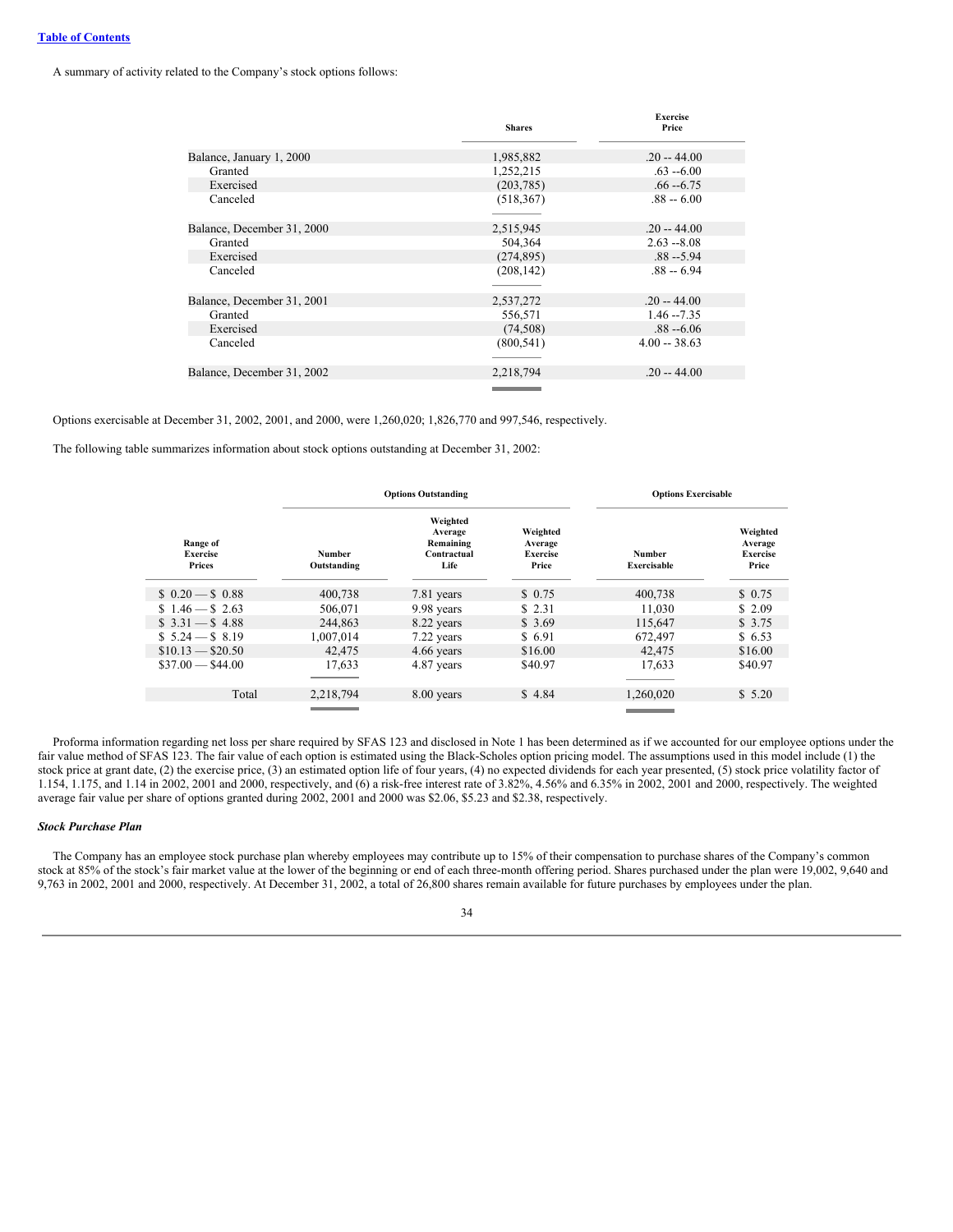A summary of activity related to the Company's stock options follows:

| | Shares | Exercise Price |
|---|---|---|
| Balance, January 1, 2000 | 1,985,882 | .20 -- 44.00 |
| Granted | 1,252,215 | .63 --6.00 |
| Exercised | (203,785) | .66 --6.75 |
| Canceled | (518,367) | .88 -- 6.00 |
| Balance, December 31, 2000 | 2,515,945 | .20 -- 44.00 |
| Granted | 504,364 | 2.63 --8.08 |
| Exercised | (274,895) | .88 --5.94 |
| Canceled | (208,142) | .88 -- 6.94 |
| Balance, December 31, 2001 | 2,537,272 | .20 -- 44.00 |
| Granted | 556,571 | 1.46 --7.35 |
| Exercised | (74,508) | .88 --6.06 |
| Canceled | (800,541) | 4.00 -- 38.63 |
| Balance, December 31, 2002 | 2,218,794 | .20 -- 44.00 |

Options exercisable at December 31, 2002, 2001, and 2000, were 1,260,020; 1,826,770 and 997,546, respectively.

The following table summarizes information about stock options outstanding at December 31, 2002:

| | Options Outstanding | | | Options Exercisable | |
|---|---|---|---|---|---|
| Range of Exercise Prices | Number Outstanding | Weighted Average Remaining Contractual Life | Weighted Average Exercise Price | Number Exercisable | Weighted Average Exercise Price |
| $ 0.20 — $ 0.88 | 400,738 | 7.81 years | $ 0.75 | 400,738 | $ 0.75 |
| $ 1.46 — $ 2.63 | 506,071 | 9.98 years | $ 2.31 | 11,030 | $ 2.09 |
| $ 3.31 — $ 4.88 | 244,863 | 8.22 years | $ 3.69 | 115,647 | $ 3.75 |
| $ 5.24 — $ 8.19 | 1,007,014 | 7.22 years | $ 6.91 | 672,497 | $ 6.53 |
| $10.13 — $20.50 | 42,475 | 4.66 years | $16.00 | 42,475 | $16.00 |
| $37.00 — $44.00 | 17,633 | 4.87 years | $40.97 | 17,633 | $40.97 |
| Total | 2,218,794 | 8.00 years | $ 4.84 | 1,260,020 | $ 5.20 |

Proforma information regarding net loss per share required by SFAS 123 and disclosed in Note 1 has been determined as if we accounted for our employee options under the fair value method of SFAS 123. The fair value of each option is estimated using the Black-Scholes option pricing model. The assumptions used in this model include (1) the stock price at grant date, (2) the exercise price, (3) an estimated option life of four years, (4) no expected dividends for each year presented, (5) stock price volatility factor of 1.154, 1.175, and 1.14 in 2002, 2001 and 2000, respectively, and (6) a risk-free interest rate of 3.82%, 4.56% and 6.35% in 2002, 2001 and 2000, respectively. The weighted average fair value per share of options granted during 2002, 2001 and 2000 was $2.06, $5.23 and $2.38, respectively.

***Stock Purchase Plan***

The Company has an employee stock purchase plan whereby employees may contribute up to 15% of their compensation to purchase shares of the Company's common stock at 85% of the stock's fair market value at the lower of the beginning or end of each three-month offering period. Shares purchased under the plan were 19,002, 9,640 and 9,763 in 2002, 2001 and 2000, respectively. At December 31, 2002, a total of 26,800 shares remain available for future purchases by employees under the plan.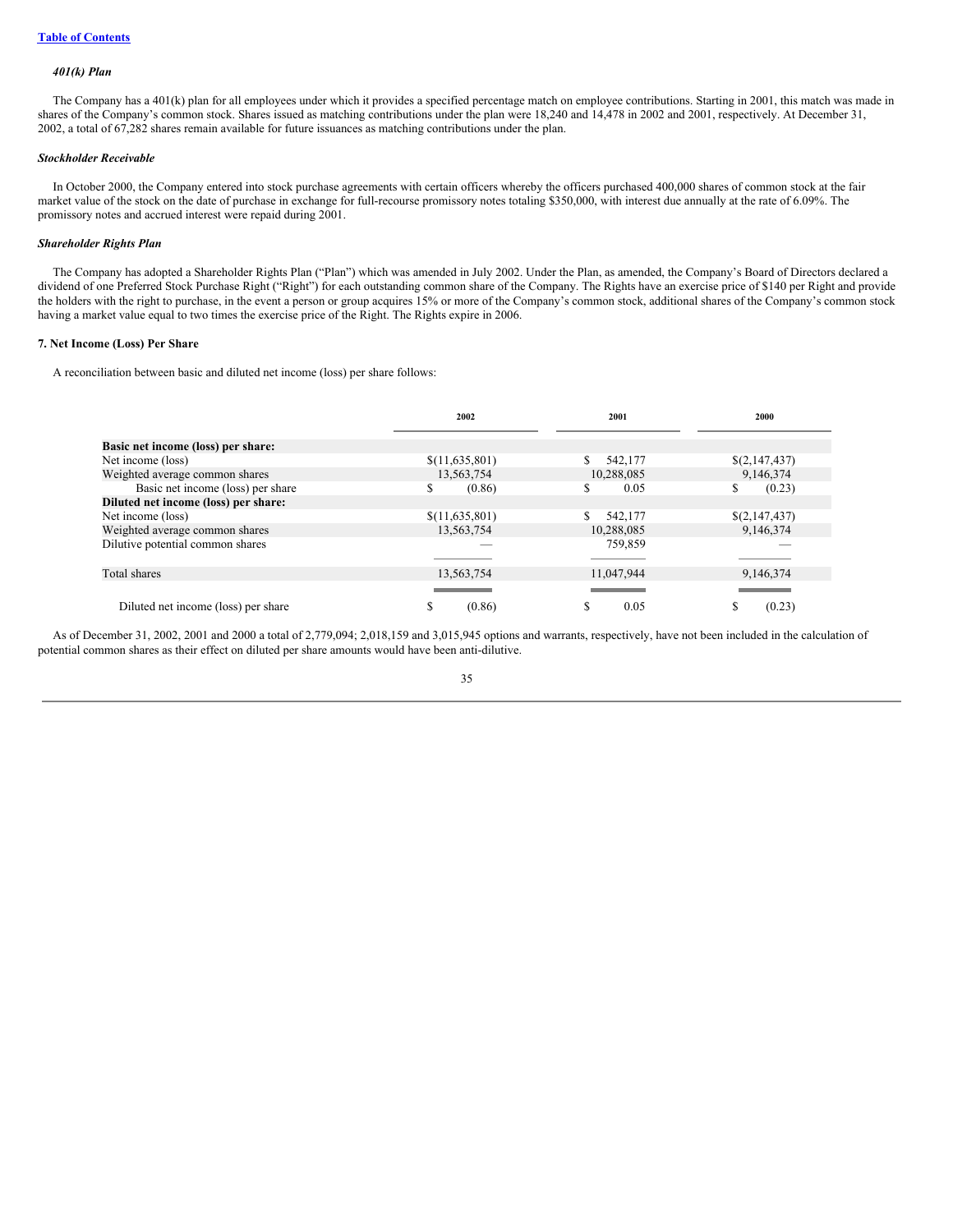### *401(k) Plan*

The Company has a 401(k) plan for all employees under which it provides a specified percentage match on employee contributions. Starting in 2001, this match was made in shares of the Company's common stock. Shares issued as matching contributions under the plan were 18,240 and 14,478 in 2002 and 2001, respectively. At December 31, 2002, a total of 67,282 shares remain available for future issuances as matching contributions under the plan.

### *Stockholder Receivable*

In October 2000, the Company entered into stock purchase agreements with certain officers whereby the officers purchased 400,000 shares of common stock at the fair market value of the stock on the date of purchase in exchange for full-recourse promissory notes totaling $350,000, with interest due annually at the rate of 6.09%. The promissory notes and accrued interest were repaid during 2001.

### *Shareholder Rights Plan*

The Company has adopted a Shareholder Rights Plan ("Plan") which was amended in July 2002. Under the Plan, as amended, the Company's Board of Directors declared a dividend of one Preferred Stock Purchase Right ("Right") for each outstanding common share of the Company. The Rights have an exercise price of $140 per Right and provide the holders with the right to purchase, in the event a person or group acquires 15% or more of the Company's common stock, additional shares of the Company's common stock having a market value equal to two times the exercise price of the Right. The Rights expire in 2006.

## 7. Net Income (Loss) Per Share

A reconciliation between basic and diluted net income (loss) per share follows:

| | 2002 | 2001 | 2000 |
|---|---|---|---|
| **Basic net income (loss) per share:** | | | |
| Net income (loss) | $(11,635,801) | $ 542,177 | $(2,147,437) |
| Weighted average common shares | 13,563,754 | 10,288,085 | 9,146,374 |
| Basic net income (loss) per share | $ (0.86) | $ 0.05 | $ (0.23) |
| **Diluted net income (loss) per share:** | | | |
| Net income (loss) | $(11,635,801) | $ 542,177 | $(2,147,437) |
| Weighted average common shares | 13,563,754 | 10,288,085 | 9,146,374 |
| Dilutive potential common shares | — | 759,859 | — |
| Total shares | 13,563,754 | 11,047,944 | 9,146,374 |
| Diluted net income (loss) per share | $ (0.86) | $ 0.05 | $ (0.23) |

As of December 31, 2002, 2001 and 2000 a total of 2,779,094; 2,018,159 and 3,015,945 options and warrants, respectively, have not been included in the calculation of potential common shares as their effect on diluted per share amounts would have been anti-dilutive.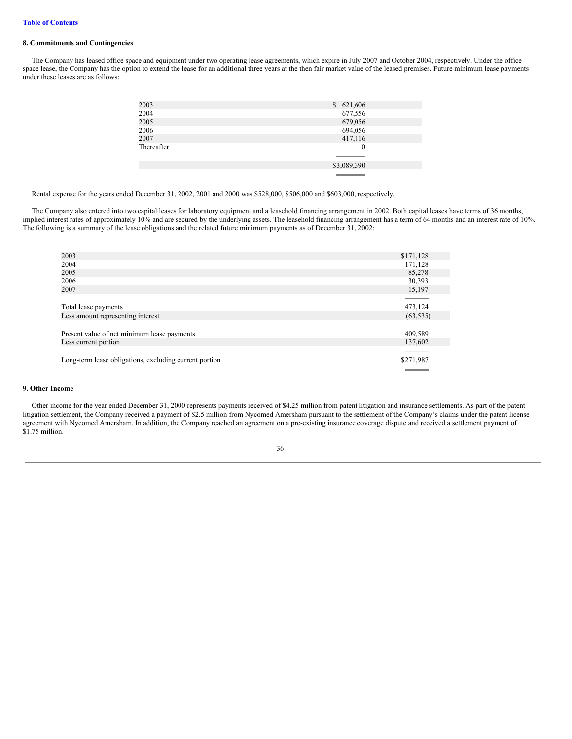## 8. Commitments and Contingencies

The Company has leased office space and equipment under two operating lease agreements, which expire in July 2007 and October 2004, respectively. Under the office space lease, the Company has the option to extend the lease for an additional three years at the then fair market value of the leased premises. Future minimum lease payments under these leases are as follows:

| | |
|---|---|
| 2003 | $ 621,606 |
| 2004 | 677,556 |
| 2005 | 679,056 |
| 2006 | 694,056 |
| 2007 | 417,116 |
| Thereafter | 0 |
| | $3,089,390 |

Rental expense for the years ended December 31, 2002, 2001 and 2000 was $528,000, $506,000 and $603,000, respectively.

The Company also entered into two capital leases for laboratory equipment and a leasehold financing arrangement in 2002. Both capital leases have terms of 36 months, implied interest rates of approximately 10% and are secured by the underlying assets. The leasehold financing arrangement has a term of 64 months and an interest rate of 10%. The following is a summary of the lease obligations and the related future minimum payments as of December 31, 2002:

| | |
|---|---|
| 2003 | $171,128 |
| 2004 | 171,128 |
| 2005 | 85,278 |
| 2006 | 30,393 |
| 2007 | 15,197 |
| Total lease payments | 473,124 |
| Less amount representing interest | (63,535) |
| Present value of net minimum lease payments | 409,589 |
| Less current portion | 137,602 |
| Long-term lease obligations, excluding current portion | $271,987 |

## 9. Other Income

Other income for the year ended December 31, 2000 represents payments received of $4.25 million from patent litigation and insurance settlements. As part of the patent litigation settlement, the Company received a payment of $2.5 million from Nycomed Amersham pursuant to the settlement of the Company's claims under the patent license agreement with Nycomed Amersham. In addition, the Company reached an agreement on a pre-existing insurance coverage dispute and received a settlement payment of $1.75 million.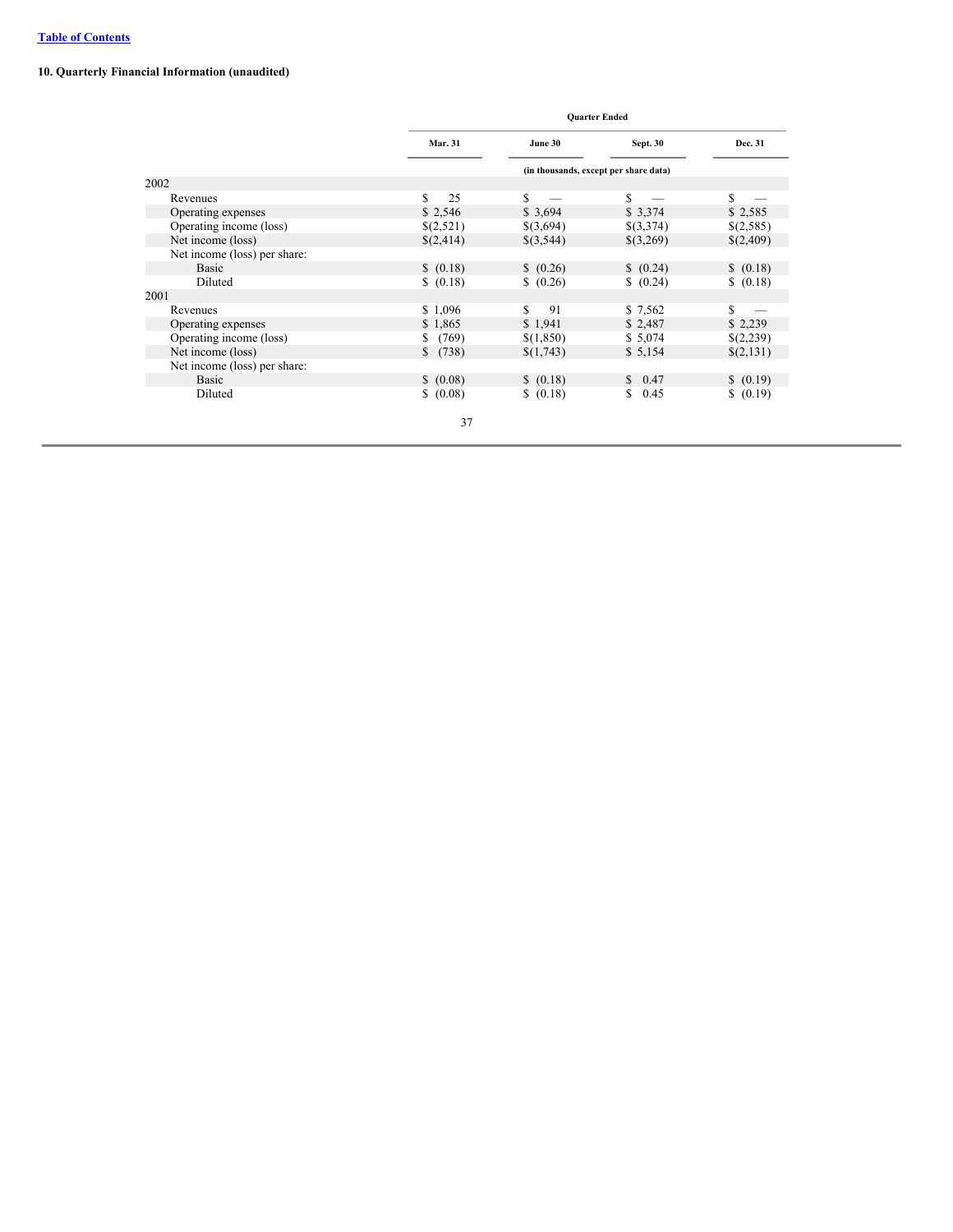## 10. Quarterly Financial Information (unaudited)

| | Quarter Ended | | | |
|---|---|---|---|---|
| | Mar. 31 | June 30 | Sept. 30 | Dec. 31 |
| | (in thousands, except per share data) | | | |
| 2002 | | | | |
| Revenues | $ 25 | $ — | $ — | $ — |
| Operating expenses | $ 2,546 | $ 3,694 | $ 3,374 | $ 2,585 |
| Operating income (loss) | $(2,521) | $(3,694) | $(3,374) | $(2,585) |
| Net income (loss) | $(2,414) | $(3,544) | $(3,269) | $(2,409) |
| Net income (loss) per share: | | | | |
| Basic | $ (0.18) | $ (0.26) | $ (0.24) | $ (0.18) |
| Diluted | $ (0.18) | $ (0.26) | $ (0.24) | $ (0.18) |
| 2001 | | | | |
| Revenues | $ 1,096 | $ 91 | $ 7,562 | $ — |
| Operating expenses | $ 1,865 | $ 1,941 | $ 2,487 | $ 2,239 |
| Operating income (loss) | $ (769) | $(1,850) | $ 5,074 | $(2,239) |
| Net income (loss) | $ (738) | $(1,743) | $ 5,154 | $(2,131) |
| Net income (loss) per share: | | | | |
| Basic | $ (0.08) | $ (0.18) | $ 0.47 | $ (0.19) |
| Diluted | $ (0.08) | $ (0.18) | $ 0.45 | $ (0.19) |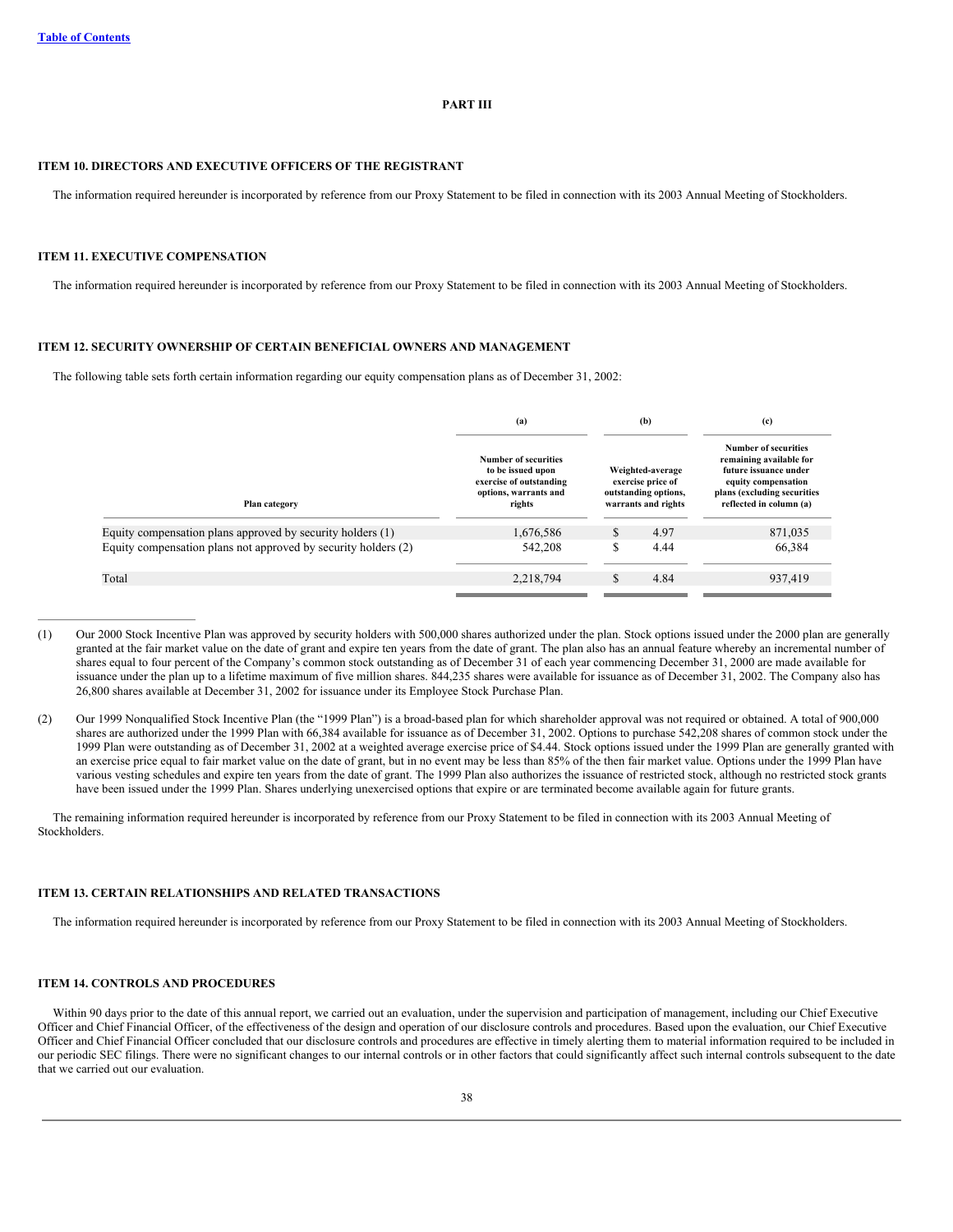Table of Contents

# PART III

## ITEM 10. DIRECTORS AND EXECUTIVE OFFICERS OF THE REGISTRANT

The information required hereunder is incorporated by reference from our Proxy Statement to be filed in connection with its 2003 Annual Meeting of Stockholders.

## ITEM 11. EXECUTIVE COMPENSATION

The information required hereunder is incorporated by reference from our Proxy Statement to be filed in connection with its 2003 Annual Meeting of Stockholders.

## ITEM 12. SECURITY OWNERSHIP OF CERTAIN BENEFICIAL OWNERS AND MANAGEMENT

The following table sets forth certain information regarding our equity compensation plans as of December 31, 2002:

| | (a) | (b) | (c) |
|---|---|---|---|
| **Plan category** | **Number of securities to be issued upon exercise of outstanding options, warrants and rights** | **Weighted-average exercise price of outstanding options, warrants and rights** | **Number of securities remaining available for future issuance under equity compensation plans (excluding securities reflected in column (a)** |
| Equity compensation plans approved by security holders (1) | 1,676,586 | $ 4.97 | 871,035 |
| Equity compensation plans not approved by security holders (2) | 542,208 | $ 4.44 | 66,384 |
| Total | 2,218,794 | $ 4.84 | 937,419 |

(1) Our 2000 Stock Incentive Plan was approved by security holders with 500,000 shares authorized under the plan. Stock options issued under the 2000 plan are generally granted at the fair market value on the date of grant and expire ten years from the date of grant. The plan also has an annual feature whereby an incremental number of shares equal to four percent of the Company's common stock outstanding as of December 31 of each year commencing December 31, 2000 are made available for issuance under the plan up to a lifetime maximum of five million shares. 844,235 shares were available for issuance as of December 31, 2002. The Company also has 26,800 shares available at December 31, 2002 for issuance under its Employee Stock Purchase Plan.

(2) Our 1999 Nonqualified Stock Incentive Plan (the "1999 Plan") is a broad-based plan for which shareholder approval was not required or obtained. A total of 900,000 shares are authorized under the 1999 Plan with 66,384 available for issuance as of December 31, 2002. Options to purchase 542,208 shares of common stock under the 1999 Plan were outstanding as of December 31, 2002 at a weighted average exercise price of $4.44. Stock options issued under the 1999 Plan are generally granted with an exercise price equal to fair market value on the date of grant, but in no event may be less than 85% of the then fair market value. Options under the 1999 Plan have various vesting schedules and expire ten years from the date of grant. The 1999 Plan also authorizes the issuance of restricted stock, although no restricted stock grants have been issued under the 1999 Plan. Shares underlying unexercised options that expire or are terminated become available again for future grants.

The remaining information required hereunder is incorporated by reference from our Proxy Statement to be filed in connection with its 2003 Annual Meeting of Stockholders.

## ITEM 13. CERTAIN RELATIONSHIPS AND RELATED TRANSACTIONS

The information required hereunder is incorporated by reference from our Proxy Statement to be filed in connection with its 2003 Annual Meeting of Stockholders.

## ITEM 14. CONTROLS AND PROCEDURES

Within 90 days prior to the date of this annual report, we carried out an evaluation, under the supervision and participation of management, including our Chief Executive Officer and Chief Financial Officer, of the effectiveness of the design and operation of our disclosure controls and procedures. Based upon the evaluation, our Chief Executive Officer and Chief Financial Officer concluded that our disclosure controls and procedures are effective in timely alerting them to material information required to be included in our periodic SEC filings. There were no significant changes to our internal controls or in other factors that could significantly affect such internal controls subsequent to the date that we carried out our evaluation.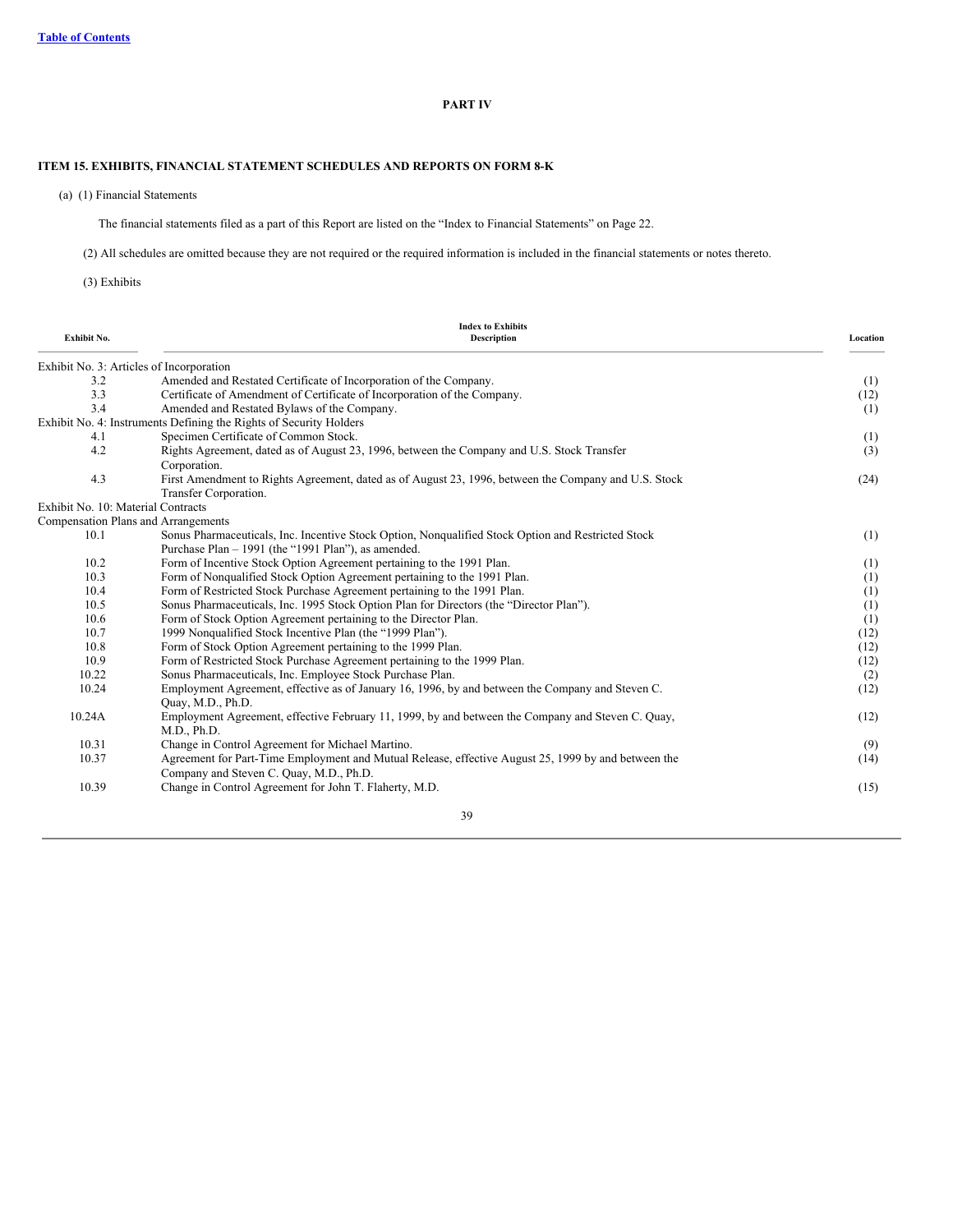## PART IV

### ITEM 15. EXHIBITS, FINANCIAL STATEMENT SCHEDULES AND REPORTS ON FORM 8-K

(a) (1) Financial Statements

The financial statements filed as a part of this Report are listed on the "Index to Financial Statements" on Page 22.

(2) All schedules are omitted because they are not required or the required information is included in the financial statements or notes thereto.

(3) Exhibits

| Exhibit No. | Index to Exhibits<br>Description | Location |
|---|---|---|
| Exhibit No. 3: Articles of Incorporation | | |
| 3.2 | Amended and Restated Certificate of Incorporation of the Company. | (1) |
| 3.3 | Certificate of Amendment of Certificate of Incorporation of the Company. | (12) |
| 3.4 | Amended and Restated Bylaws of the Company. | (1) |
| Exhibit No. 4: Instruments Defining the Rights of Security Holders | | |
| 4.1 | Specimen Certificate of Common Stock. | (1) |
| 4.2 | Rights Agreement, dated as of August 23, 1996, between the Company and U.S. Stock Transfer Corporation. | (3) |
| 4.3 | First Amendment to Rights Agreement, dated as of August 23, 1996, between the Company and U.S. Stock Transfer Corporation. | (24) |
| Exhibit No. 10: Material Contracts | | |
| Compensation Plans and Arrangements | | |
| 10.1 | Sonus Pharmaceuticals, Inc. Incentive Stock Option, Nonqualified Stock Option and Restricted Stock Purchase Plan – 1991 (the "1991 Plan"), as amended. | (1) |
| 10.2 | Form of Incentive Stock Option Agreement pertaining to the 1991 Plan. | (1) |
| 10.3 | Form of Nonqualified Stock Option Agreement pertaining to the 1991 Plan. | (1) |
| 10.4 | Form of Restricted Stock Purchase Agreement pertaining to the 1991 Plan. | (1) |
| 10.5 | Sonus Pharmaceuticals, Inc. 1995 Stock Option Plan for Directors (the "Director Plan"). | (1) |
| 10.6 | Form of Stock Option Agreement pertaining to the Director Plan. | (1) |
| 10.7 | 1999 Nonqualified Stock Incentive Plan (the "1999 Plan"). | (12) |
| 10.8 | Form of Stock Option Agreement pertaining to the 1999 Plan. | (12) |
| 10.9 | Form of Restricted Stock Purchase Agreement pertaining to the 1999 Plan. | (12) |
| 10.22 | Sonus Pharmaceuticals, Inc. Employee Stock Purchase Plan. | (2) |
| 10.24 | Employment Agreement, effective as of January 16, 1996, by and between the Company and Steven C. Quay, M.D., Ph.D. | (12) |
| 10.24A | Employment Agreement, effective February 11, 1999, by and between the Company and Steven C. Quay, M.D., Ph.D. | (12) |
| 10.31 | Change in Control Agreement for Michael Martino. | (9) |
| 10.37 | Agreement for Part-Time Employment and Mutual Release, effective August 25, 1999 by and between the Company and Steven C. Quay, M.D., Ph.D. | (14) |
| 10.39 | Change in Control Agreement for John T. Flaherty, M.D. | (15) |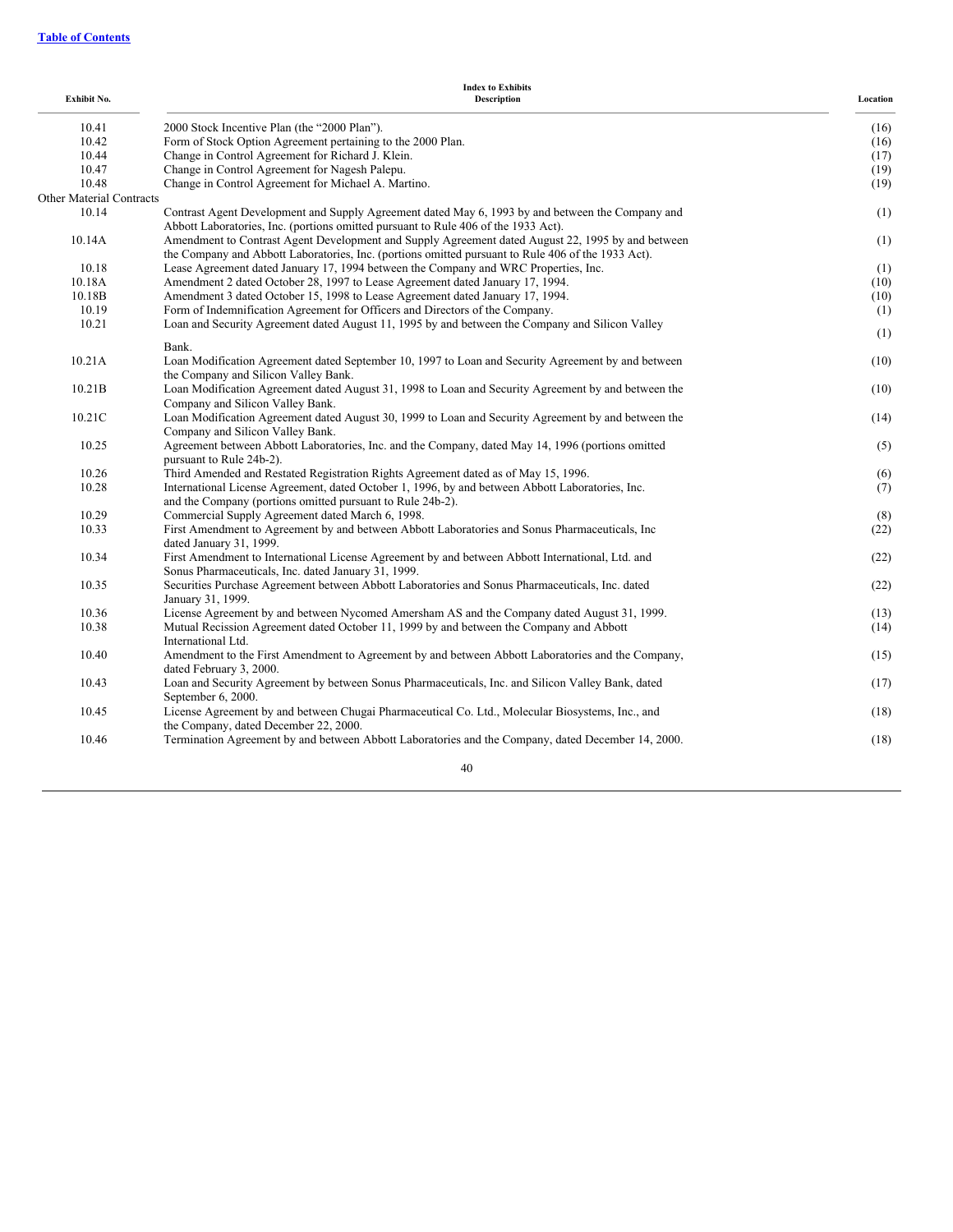**Index to Exhibits**

| Exhibit No. | Description | Location |
|---|---|---|
| 10.41 | 2000 Stock Incentive Plan (the "2000 Plan"). | (16) |
| 10.42 | Form of Stock Option Agreement pertaining to the 2000 Plan. | (16) |
| 10.44 | Change in Control Agreement for Richard J. Klein. | (17) |
| 10.47 | Change in Control Agreement for Nagesh Palepu. | (19) |
| 10.48 | Change in Control Agreement for Michael A. Martino. | (19) |
| Other Material Contracts | | |
| 10.14 | Contrast Agent Development and Supply Agreement dated May 6, 1993 by and between the Company and Abbott Laboratories, Inc. (portions omitted pursuant to Rule 406 of the 1933 Act). | (1) |
| 10.14A | Amendment to Contrast Agent Development and Supply Agreement dated August 22, 1995 by and between the Company and Abbott Laboratories, Inc. (portions omitted pursuant to Rule 406 of the 1933 Act). | (1) |
| 10.18 | Lease Agreement dated January 17, 1994 between the Company and WRC Properties, Inc. | (1) |
| 10.18A | Amendment 2 dated October 28, 1997 to Lease Agreement dated January 17, 1994. | (10) |
| 10.18B | Amendment 3 dated October 15, 1998 to Lease Agreement dated January 17, 1994. | (10) |
| 10.19 | Form of Indemnification Agreement for Officers and Directors of the Company. | (1) |
| 10.21 | Loan and Security Agreement dated August 11, 1995 by and between the Company and Silicon Valley Bank. | (1) |
| 10.21A | Loan Modification Agreement dated September 10, 1997 to Loan and Security Agreement by and between the Company and Silicon Valley Bank. | (10) |
| 10.21B | Loan Modification Agreement dated August 31, 1998 to Loan and Security Agreement by and between the Company and Silicon Valley Bank. | (10) |
| 10.21C | Loan Modification Agreement dated August 30, 1999 to Loan and Security Agreement by and between the Company and Silicon Valley Bank. | (14) |
| 10.25 | Agreement between Abbott Laboratories, Inc. and the Company, dated May 14, 1996 (portions omitted pursuant to Rule 24b-2). | (5) |
| 10.26 | Third Amended and Restated Registration Rights Agreement dated as of May 15, 1996. | (6) |
| 10.28 | International License Agreement, dated October 1, 1996, by and between Abbott Laboratories, Inc. and the Company (portions omitted pursuant to Rule 24b-2). | (7) |
| 10.29 | Commercial Supply Agreement dated March 6, 1998. | (8) |
| 10.33 | First Amendment to Agreement by and between Abbott Laboratories and Sonus Pharmaceuticals, Inc dated January 31, 1999. | (22) |
| 10.34 | First Amendment to International License Agreement by and between Abbott International, Ltd. and Sonus Pharmaceuticals, Inc. dated January 31, 1999. | (22) |
| 10.35 | Securities Purchase Agreement between Abbott Laboratories and Sonus Pharmaceuticals, Inc. dated January 31, 1999. | (22) |
| 10.36 | License Agreement by and between Nycomed Amersham AS and the Company dated August 31, 1999. | (13) |
| 10.38 | Mutual Recission Agreement dated October 11, 1999 by and between the Company and Abbott International Ltd. | (14) |
| 10.40 | Amendment to the First Amendment to Agreement by and between Abbott Laboratories and the Company, dated February 3, 2000. | (15) |
| 10.43 | Loan and Security Agreement by between Sonus Pharmaceuticals, Inc. and Silicon Valley Bank, dated September 6, 2000. | (17) |
| 10.45 | License Agreement by and between Chugai Pharmaceutical Co. Ltd., Molecular Biosystems, Inc., and the Company, dated December 22, 2000. | (18) |
| 10.46 | Termination Agreement by and between Abbott Laboratories and the Company, dated December 14, 2000. | (18) |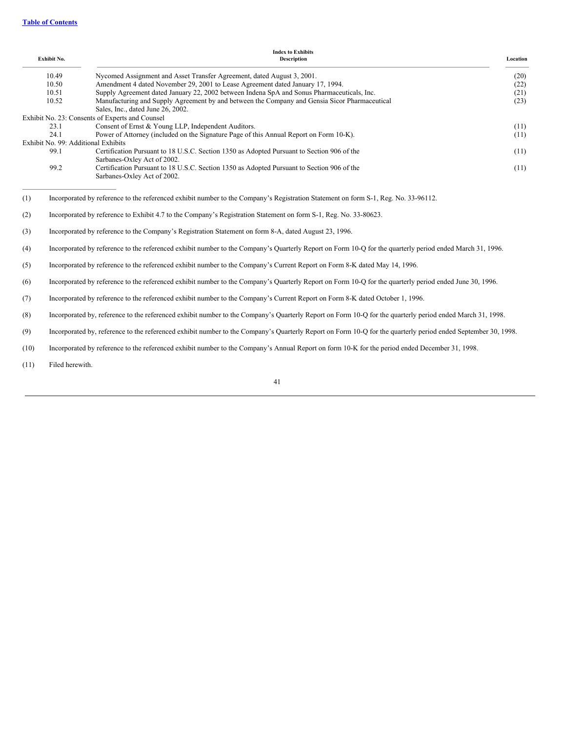| Exhibit No. | Index to Exhibits<br>Description | Location |
|---|---|---|
| 10.49 | Nycomed Assignment and Asset Transfer Agreement, dated August 3, 2001. | (20) |
| 10.50 | Amendment 4 dated November 29, 2001 to Lease Agreement dated January 17, 1994. | (22) |
| 10.51 | Supply Agreement dated January 22, 2002 between Indena SpA and Sonus Pharmaceuticals, Inc. | (21) |
| 10.52 | Manufacturing and Supply Agreement by and between the Company and Gensia Sicor Pharmaceutical Sales, Inc., dated June 26, 2002. | (23) |
| Exhibit No. 23: Consents of Experts and Counsel | | |
| 23.1 | Consent of Ernst & Young LLP, Independent Auditors. | (11) |
| 24.1 | Power of Attorney (included on the Signature Page of this Annual Report on Form 10-K). | (11) |
| Exhibit No. 99: Additional Exhibits | | |
| 99.1 | Certification Pursuant to 18 U.S.C. Section 1350 as Adopted Pursuant to Section 906 of the Sarbanes-Oxley Act of 2002. | (11) |
| 99.2 | Certification Pursuant to 18 U.S.C. Section 1350 as Adopted Pursuant to Section 906 of the Sarbanes-Oxley Act of 2002. | (11) |

(1) Incorporated by reference to the referenced exhibit number to the Company's Registration Statement on form S-1, Reg. No. 33-96112.

(2) Incorporated by reference to Exhibit 4.7 to the Company's Registration Statement on form S-1, Reg. No. 33-80623.

(3) Incorporated by reference to the Company's Registration Statement on form 8-A, dated August 23, 1996.

(4) Incorporated by reference to the referenced exhibit number to the Company's Quarterly Report on Form 10-Q for the quarterly period ended March 31, 1996.

(5) Incorporated by reference to the referenced exhibit number to the Company's Current Report on Form 8-K dated May 14, 1996.

(6) Incorporated by reference to the referenced exhibit number to the Company's Quarterly Report on Form 10-Q for the quarterly period ended June 30, 1996.

(7) Incorporated by reference to the referenced exhibit number to the Company's Current Report on Form 8-K dated October 1, 1996.

(8) Incorporated by, reference to the referenced exhibit number to the Company's Quarterly Report on Form 10-Q for the quarterly period ended March 31, 1998.

(9) Incorporated by, reference to the referenced exhibit number to the Company's Quarterly Report on Form 10-Q for the quarterly period ended September 30, 1998.

(10) Incorporated by reference to the referenced exhibit number to the Company's Annual Report on form 10-K for the period ended December 31, 1998.

(11) Filed herewith.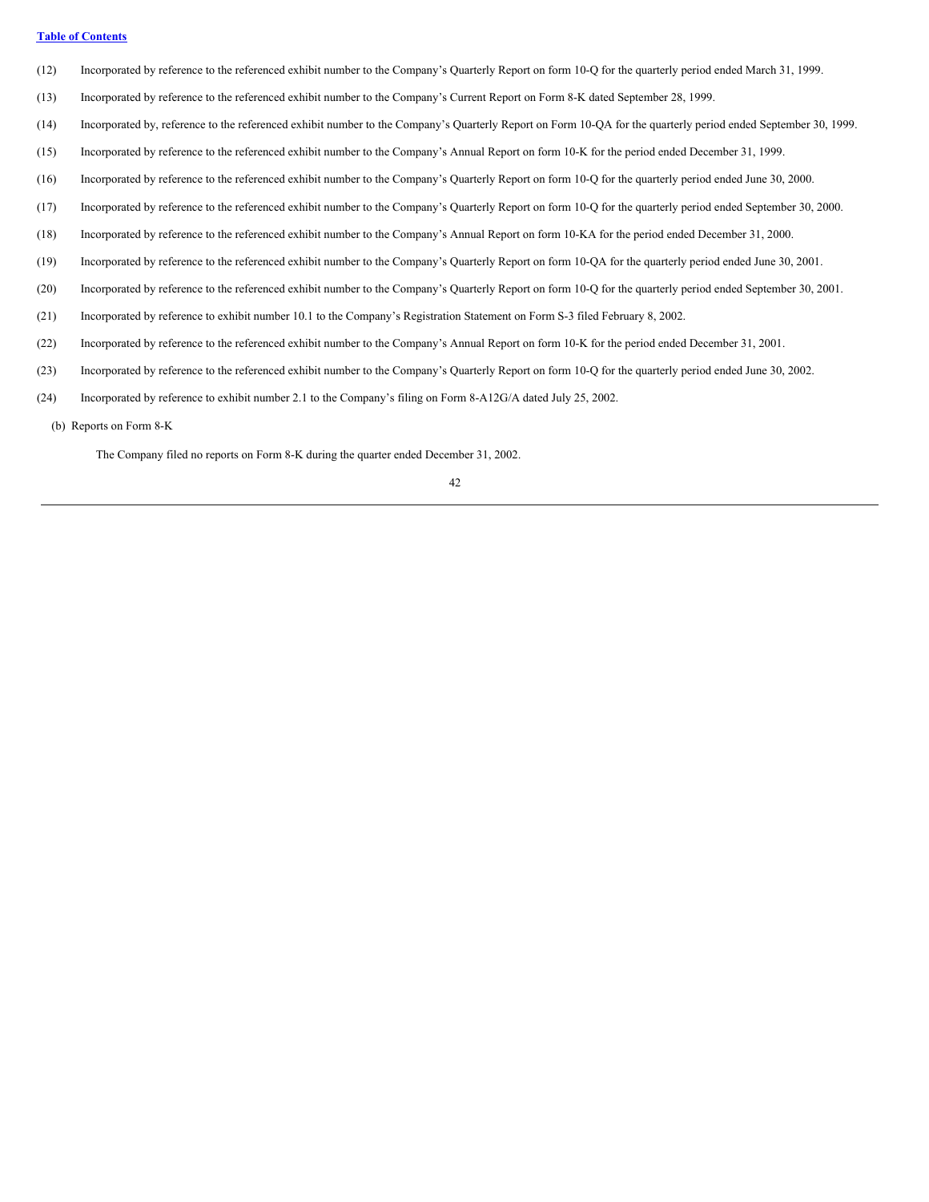(12) Incorporated by reference to the referenced exhibit number to the Company's Quarterly Report on form 10-Q for the quarterly period ended March 31, 1999.

(13) Incorporated by reference to the referenced exhibit number to the Company's Current Report on Form 8-K dated September 28, 1999.

(14) Incorporated by, reference to the referenced exhibit number to the Company's Quarterly Report on Form 10-QA for the quarterly period ended September 30, 1999.

(15) Incorporated by reference to the referenced exhibit number to the Company's Annual Report on form 10-K for the period ended December 31, 1999.

(16) Incorporated by reference to the referenced exhibit number to the Company's Quarterly Report on form 10-Q for the quarterly period ended June 30, 2000.

(17) Incorporated by reference to the referenced exhibit number to the Company's Quarterly Report on form 10-Q for the quarterly period ended September 30, 2000.

(18) Incorporated by reference to the referenced exhibit number to the Company's Annual Report on form 10-KA for the period ended December 31, 2000.

(19) Incorporated by reference to the referenced exhibit number to the Company's Quarterly Report on form 10-QA for the quarterly period ended June 30, 2001.

(20) Incorporated by reference to the referenced exhibit number to the Company's Quarterly Report on form 10-Q for the quarterly period ended September 30, 2001.

(21) Incorporated by reference to exhibit number 10.1 to the Company's Registration Statement on Form S-3 filed February 8, 2002.

(22) Incorporated by reference to the referenced exhibit number to the Company's Annual Report on form 10-K for the period ended December 31, 2001.

(23) Incorporated by reference to the referenced exhibit number to the Company's Quarterly Report on form 10-Q for the quarterly period ended June 30, 2002.

(24) Incorporated by reference to exhibit number 2.1 to the Company's filing on Form 8-A12G/A dated July 25, 2002.

(b) Reports on Form 8-K

The Company filed no reports on Form 8-K during the quarter ended December 31, 2002.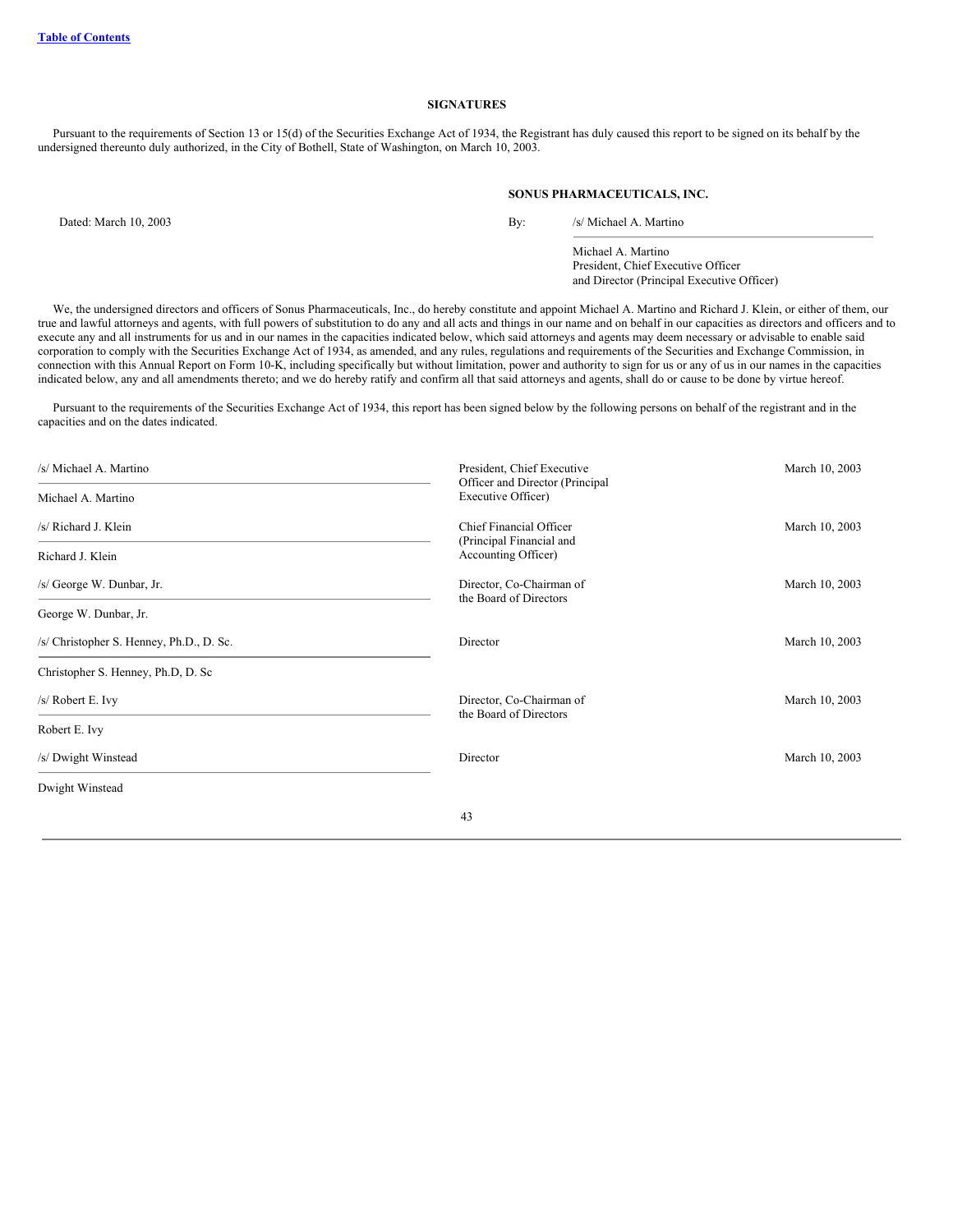## SIGNATURES

Pursuant to the requirements of Section 13 or 15(d) of the Securities Exchange Act of 1934, the Registrant has duly caused this report to be signed on its behalf by the undersigned thereunto duly authorized, in the City of Bothell, State of Washington, on March 10, 2003.

**SONUS PHARMACEUTICALS, INC.**

Dated: March 10, 2003

By: /s/ Michael A. Martino

Michael A. Martino
President, Chief Executive Officer
and Director (Principal Executive Officer)

We, the undersigned directors and officers of Sonus Pharmaceuticals, Inc., do hereby constitute and appoint Michael A. Martino and Richard J. Klein, or either of them, our true and lawful attorneys and agents, with full powers of substitution to do any and all acts and things in our name and on behalf in our capacities as directors and officers and to execute any and all instruments for us and in our names in the capacities indicated below, which said attorneys and agents may deem necessary or advisable to enable said corporation to comply with the Securities Exchange Act of 1934, as amended, and any rules, regulations and requirements of the Securities and Exchange Commission, in connection with this Annual Report on Form 10-K, including specifically but without limitation, power and authority to sign for us or any of us in our names in the capacities indicated below, any and all amendments thereto; and we do hereby ratify and confirm all that said attorneys and agents, shall do or cause to be done by virtue hereof.

Pursuant to the requirements of the Securities Exchange Act of 1934, this report has been signed below by the following persons on behalf of the registrant and in the capacities and on the dates indicated.

| Signature | Title | Date |
|---|---|---|
| /s/ Michael A. Martino<br>Michael A. Martino | President, Chief Executive Officer and Director (Principal Executive Officer) | March 10, 2003 |
| /s/ Richard J. Klein<br>Richard J. Klein | Chief Financial Officer (Principal Financial and Accounting Officer) | March 10, 2003 |
| /s/ George W. Dunbar, Jr.<br>George W. Dunbar, Jr. | Director, Co-Chairman of the Board of Directors | March 10, 2003 |
| /s/ Christopher S. Henney, Ph.D., D. Sc.<br>Christopher S. Henney, Ph.D, D. Sc | Director | March 10, 2003 |
| /s/ Robert E. Ivy<br>Robert E. Ivy | Director, Co-Chairman of the Board of Directors | March 10, 2003 |
| /s/ Dwight Winstead<br>Dwight Winstead | Director | March 10, 2003 |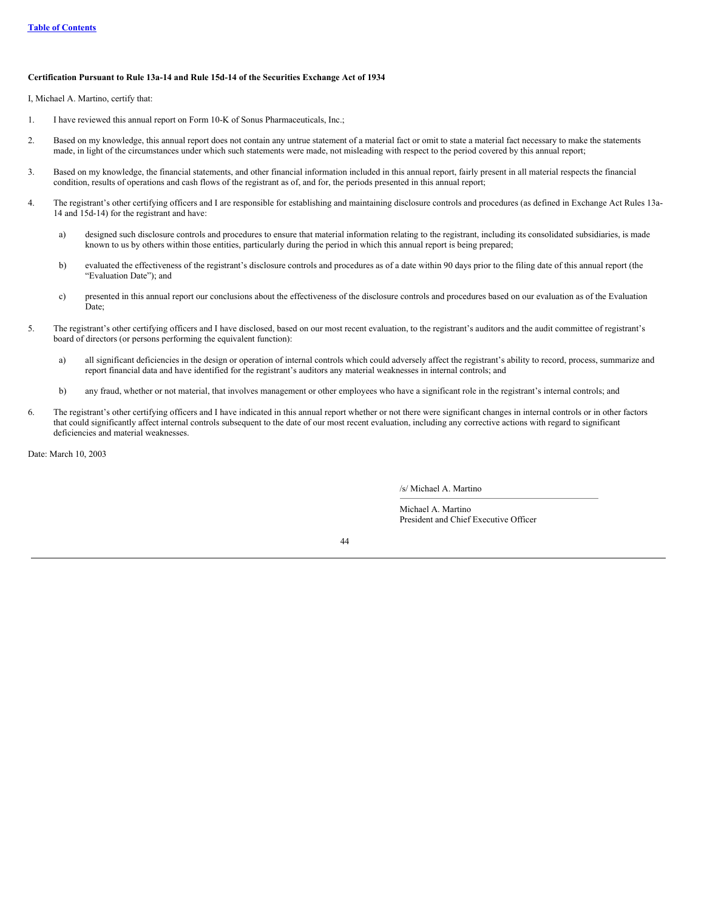**Certification Pursuant to Rule 13a-14 and Rule 15d-14 of the Securities Exchange Act of 1934**

I, Michael A. Martino, certify that:

1. I have reviewed this annual report on Form 10-K of Sonus Pharmaceuticals, Inc.;

2. Based on my knowledge, this annual report does not contain any untrue statement of a material fact or omit to state a material fact necessary to make the statements made, in light of the circumstances under which such statements were made, not misleading with respect to the period covered by this annual report;

3. Based on my knowledge, the financial statements, and other financial information included in this annual report, fairly present in all material respects the financial condition, results of operations and cash flows of the registrant as of, and for, the periods presented in this annual report;

4. The registrant's other certifying officers and I are responsible for establishing and maintaining disclosure controls and procedures (as defined in Exchange Act Rules 13a-14 and 15d-14) for the registrant and have:

   a) designed such disclosure controls and procedures to ensure that material information relating to the registrant, including its consolidated subsidiaries, is made known to us by others within those entities, particularly during the period in which this annual report is being prepared;

   b) evaluated the effectiveness of the registrant's disclosure controls and procedures as of a date within 90 days prior to the filing date of this annual report (the "Evaluation Date"); and

   c) presented in this annual report our conclusions about the effectiveness of the disclosure controls and procedures based on our evaluation as of the Evaluation Date;

5. The registrant's other certifying officers and I have disclosed, based on our most recent evaluation, to the registrant's auditors and the audit committee of registrant's board of directors (or persons performing the equivalent function):

   a) all significant deficiencies in the design or operation of internal controls which could adversely affect the registrant's ability to record, process, summarize and report financial data and have identified for the registrant's auditors any material weaknesses in internal controls; and

   b) any fraud, whether or not material, that involves management or other employees who have a significant role in the registrant's internal controls; and

6. The registrant's other certifying officers and I have indicated in this annual report whether or not there were significant changes in internal controls or in other factors that could significantly affect internal controls subsequent to the date of our most recent evaluation, including any corrective actions with regard to significant deficiencies and material weaknesses.

Date: March 10, 2003

/s/ Michael A. Martino

Michael A. Martino
President and Chief Executive Officer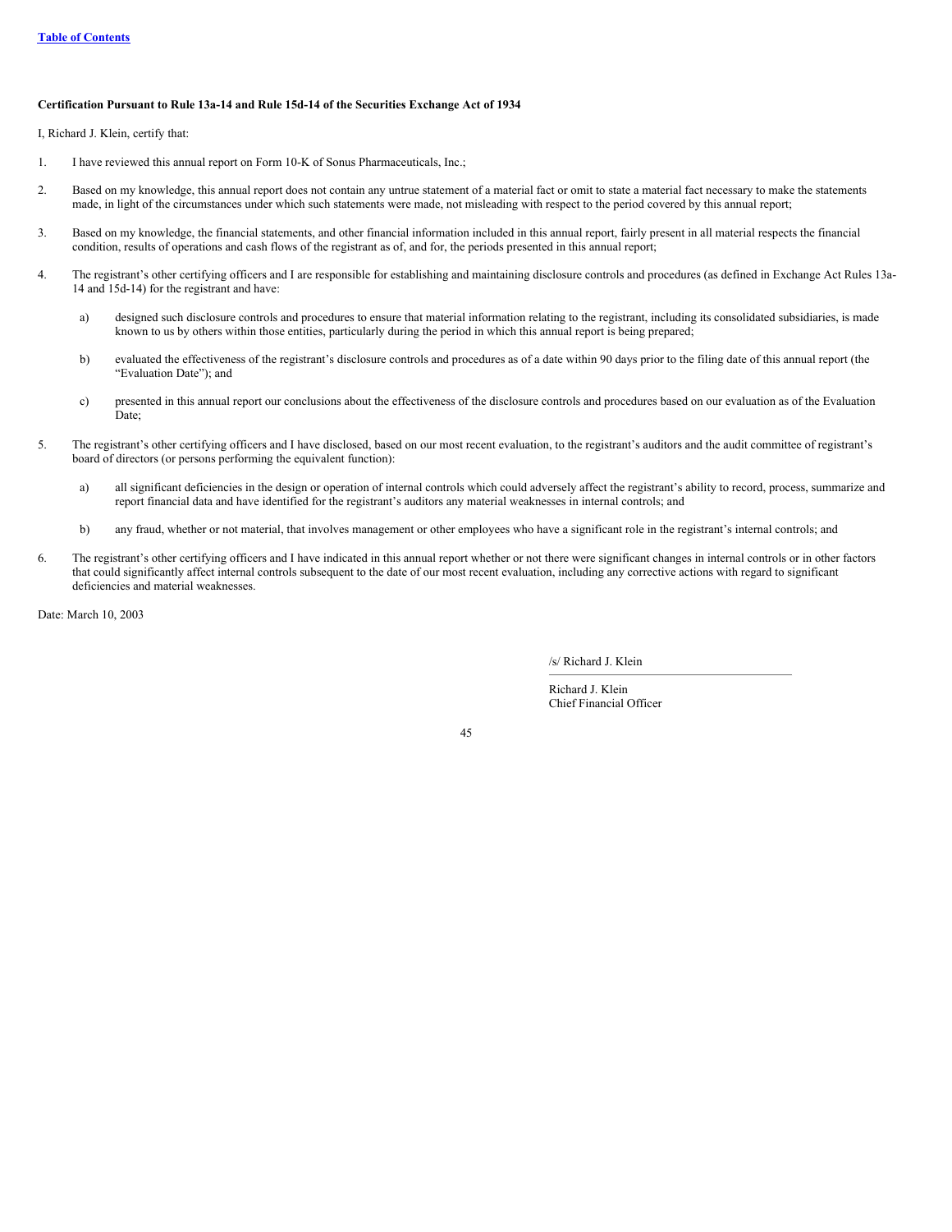[Table of Contents]

**Certification Pursuant to Rule 13a-14 and Rule 15d-14 of the Securities Exchange Act of 1934**

I, Richard J. Klein, certify that:

1. I have reviewed this annual report on Form 10-K of Sonus Pharmaceuticals, Inc.;

2. Based on my knowledge, this annual report does not contain any untrue statement of a material fact or omit to state a material fact necessary to make the statements made, in light of the circumstances under which such statements were made, not misleading with respect to the period covered by this annual report;

3. Based on my knowledge, the financial statements, and other financial information included in this annual report, fairly present in all material respects the financial condition, results of operations and cash flows of the registrant as of, and for, the periods presented in this annual report;

4. The registrant's other certifying officers and I are responsible for establishing and maintaining disclosure controls and procedures (as defined in Exchange Act Rules 13a-14 and 15d-14) for the registrant and have:

   a) designed such disclosure controls and procedures to ensure that material information relating to the registrant, including its consolidated subsidiaries, is made known to us by others within those entities, particularly during the period in which this annual report is being prepared;

   b) evaluated the effectiveness of the registrant's disclosure controls and procedures as of a date within 90 days prior to the filing date of this annual report (the "Evaluation Date"); and

   c) presented in this annual report our conclusions about the effectiveness of the disclosure controls and procedures based on our evaluation as of the Evaluation Date;

5. The registrant's other certifying officers and I have disclosed, based on our most recent evaluation, to the registrant's auditors and the audit committee of registrant's board of directors (or persons performing the equivalent function):

   a) all significant deficiencies in the design or operation of internal controls which could adversely affect the registrant's ability to record, process, summarize and report financial data and have identified for the registrant's auditors any material weaknesses in internal controls; and

   b) any fraud, whether or not material, that involves management or other employees who have a significant role in the registrant's internal controls; and

6. The registrant's other certifying officers and I have indicated in this annual report whether or not there were significant changes in internal controls or in other factors that could significantly affect internal controls subsequent to the date of our most recent evaluation, including any corrective actions with regard to significant deficiencies and material weaknesses.

Date: March 10, 2003

/s/ Richard J. Klein

Richard J. Klein
Chief Financial Officer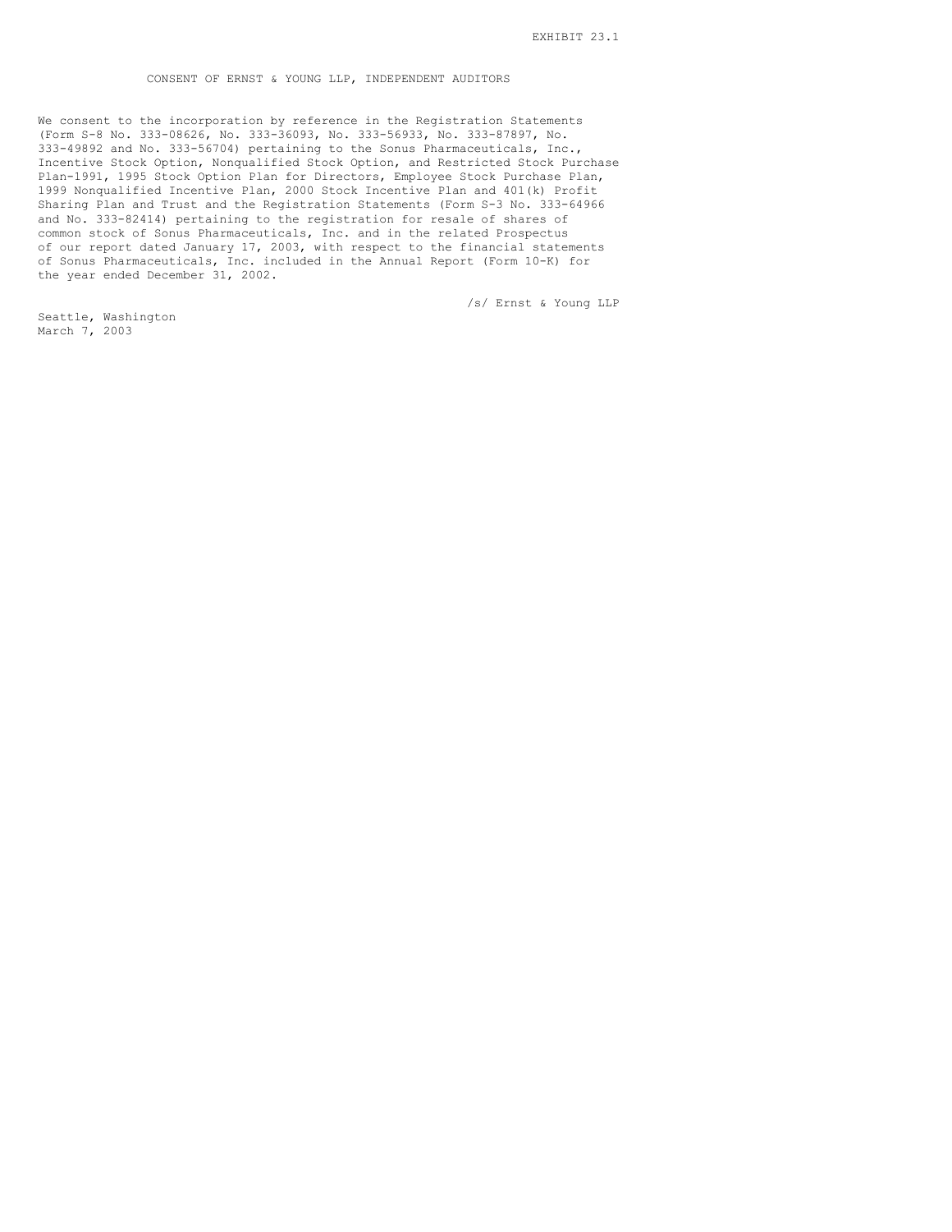EXHIBIT 23.1

# CONSENT OF ERNST & YOUNG LLP, INDEPENDENT AUDITORS

We consent to the incorporation by reference in the Registration Statements (Form S-8 No. 333-08626, No. 333-36093, No. 333-56933, No. 333-87897, No. 333-49892 and No. 333-56704) pertaining to the Sonus Pharmaceuticals, Inc., Incentive Stock Option, Nonqualified Stock Option, and Restricted Stock Purchase Plan-1991, 1995 Stock Option Plan for Directors, Employee Stock Purchase Plan, 1999 Nonqualified Incentive Plan, 2000 Stock Incentive Plan and 401(k) Profit Sharing Plan and Trust and the Registration Statements (Form S-3 No. 333-64966 and No. 333-82414) pertaining to the registration for resale of shares of common stock of Sonus Pharmaceuticals, Inc. and in the related Prospectus of our report dated January 17, 2003, with respect to the financial statements of Sonus Pharmaceuticals, Inc. included in the Annual Report (Form 10-K) for the year ended December 31, 2002.

/s/ Ernst & Young LLP

Seattle, Washington
March 7, 2003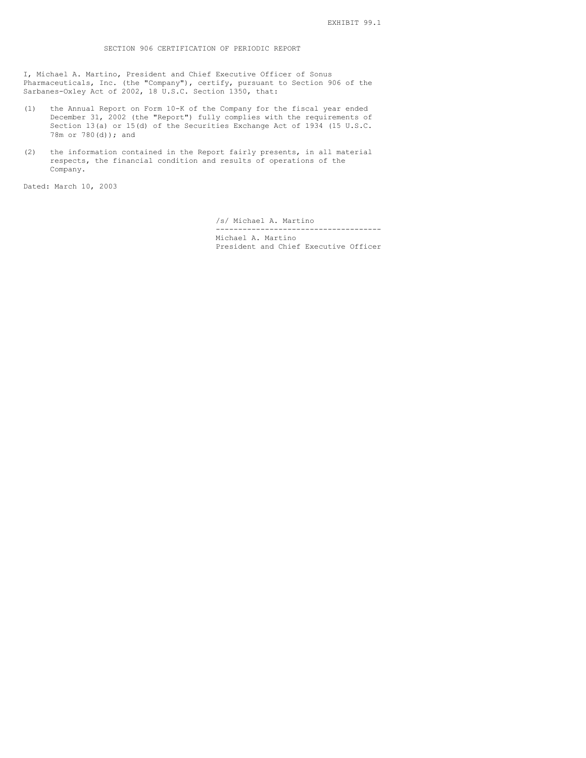EXHIBIT 99.1

SECTION 906 CERTIFICATION OF PERIODIC REPORT

I, Michael A. Martino, President and Chief Executive Officer of Sonus Pharmaceuticals, Inc. (the "Company"), certify, pursuant to Section 906 of the Sarbanes-Oxley Act of 2002, 18 U.S.C. Section 1350, that:

(1) the Annual Report on Form 10-K of the Company for the fiscal year ended December 31, 2002 (the "Report") fully complies with the requirements of Section 13(a) or 15(d) of the Securities Exchange Act of 1934 (15 U.S.C. 78m or 780(d)); and

(2) the information contained in the Report fairly presents, in all material respects, the financial condition and results of operations of the Company.

Dated: March 10, 2003

/s/ Michael A. Martino

-------------------------------------

Michael A. Martino
President and Chief Executive Officer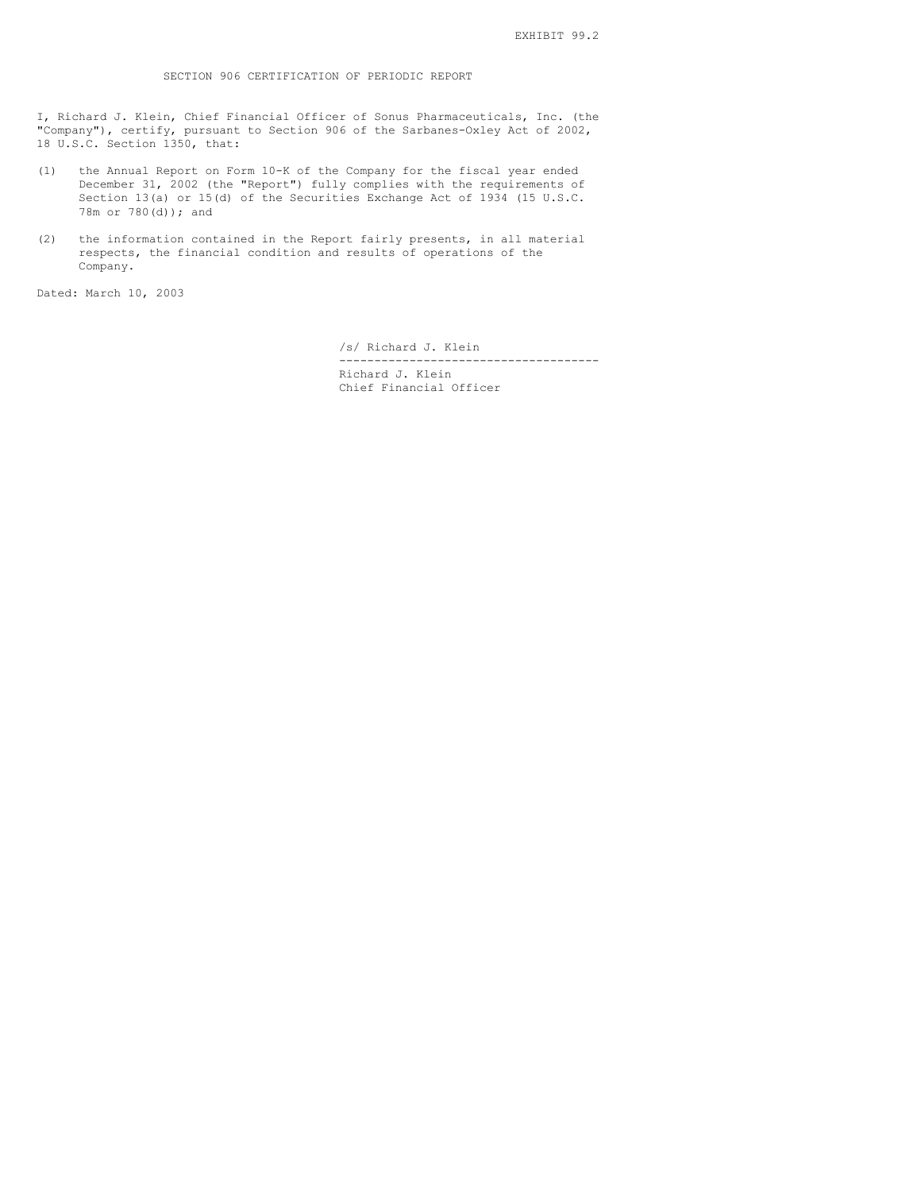EXHIBIT 99.2

## SECTION 906 CERTIFICATION OF PERIODIC REPORT

I, Richard J. Klein, Chief Financial Officer of Sonus Pharmaceuticals, Inc. (the "Company"), certify, pursuant to Section 906 of the Sarbanes-Oxley Act of 2002, 18 U.S.C. Section 1350, that:

(1) the Annual Report on Form 10-K of the Company for the fiscal year ended December 31, 2002 (the "Report") fully complies with the requirements of Section 13(a) or 15(d) of the Securities Exchange Act of 1934 (15 U.S.C. 78m or 780(d)); and

(2) the information contained in the Report fairly presents, in all material respects, the financial condition and results of operations of the Company.

Dated: March 10, 2003

/s/ Richard J. Klein

Richard J. Klein
Chief Financial Officer